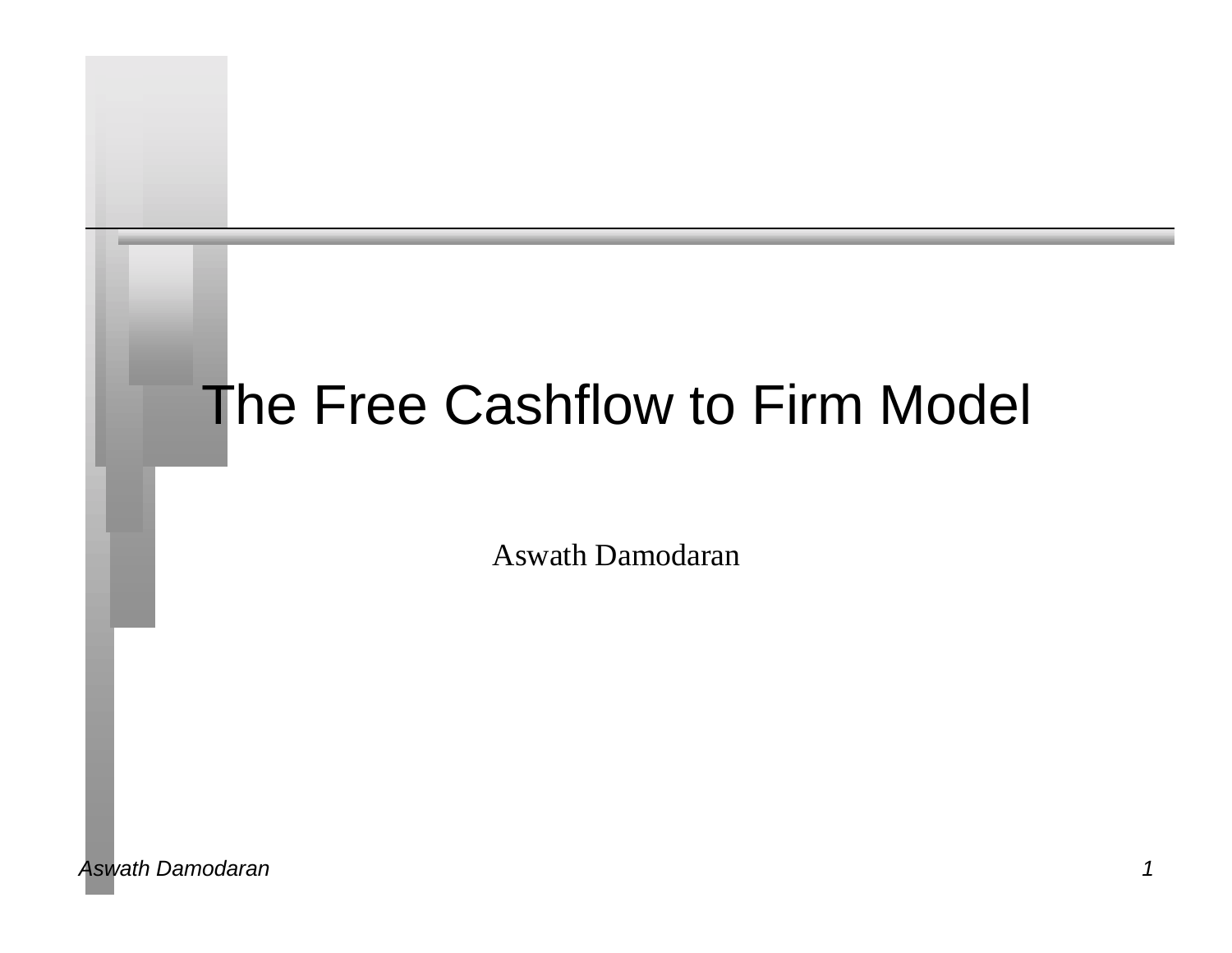# The Free Cashflow to Firm Model

Aswath Damodaran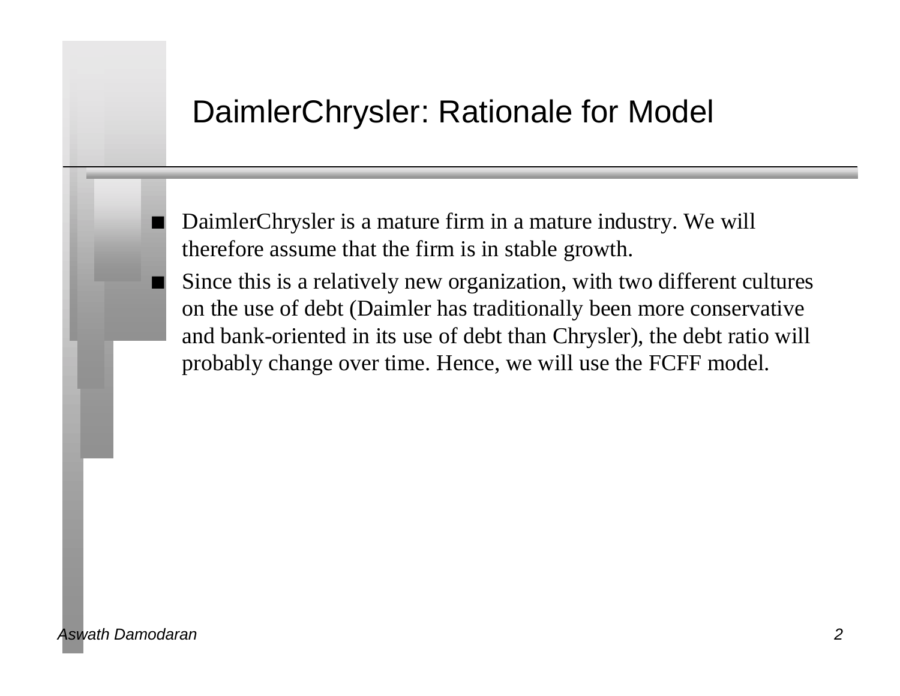# DaimlerChrysler: Rationale for Model

- DaimlerChrysler is a mature firm in a mature industry. We will therefore assume that the firm is in stable growth.
- Since this is a relatively new organization, with two different cultures on the use of debt (Daimler has traditionally been more conservative and bank-oriented in its use of debt than Chrysler), the debt ratio will probably change over time. Hence, we will use the FCFF model.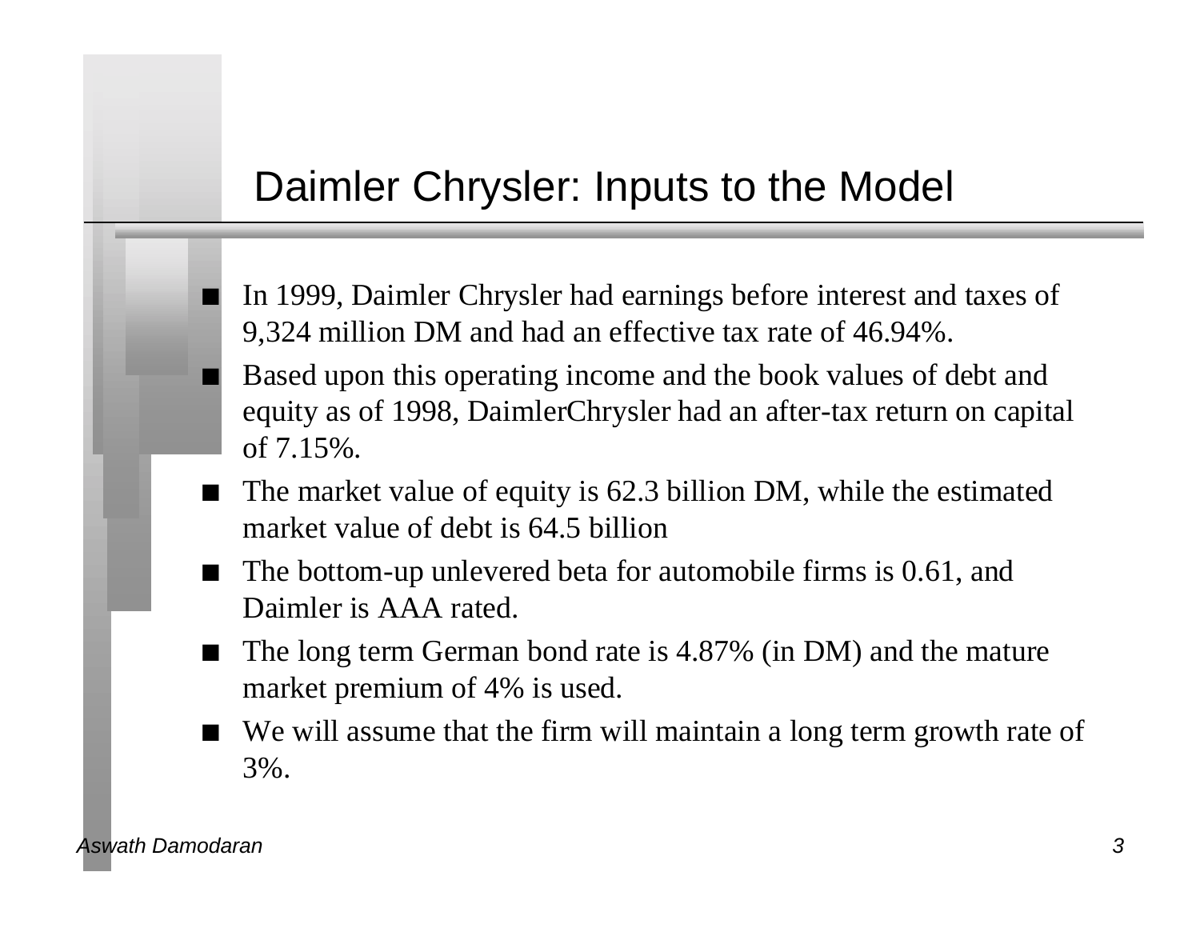# Daimler Chrysler: Inputs to the Model

- In 1999, Daimler Chrysler had earnings before interest and taxes of 9,324 million DM and had an effective tax rate of 46.94%.
- Based upon this operating income and the book values of debt and equity as of 1998, DaimlerChrysler had an after-tax return on capital of 7.15%.
- The market value of equity is 62.3 billion DM, while the estimated market value of debt is 64.5 billion
- The bottom-up unlevered beta for automobile firms is 0.61, and Daimler is AAA rated.
- The long term German bond rate is 4.87% (in DM) and the mature market premium of 4% is used.
- We will assume that the firm will maintain a long term growth rate of 3%.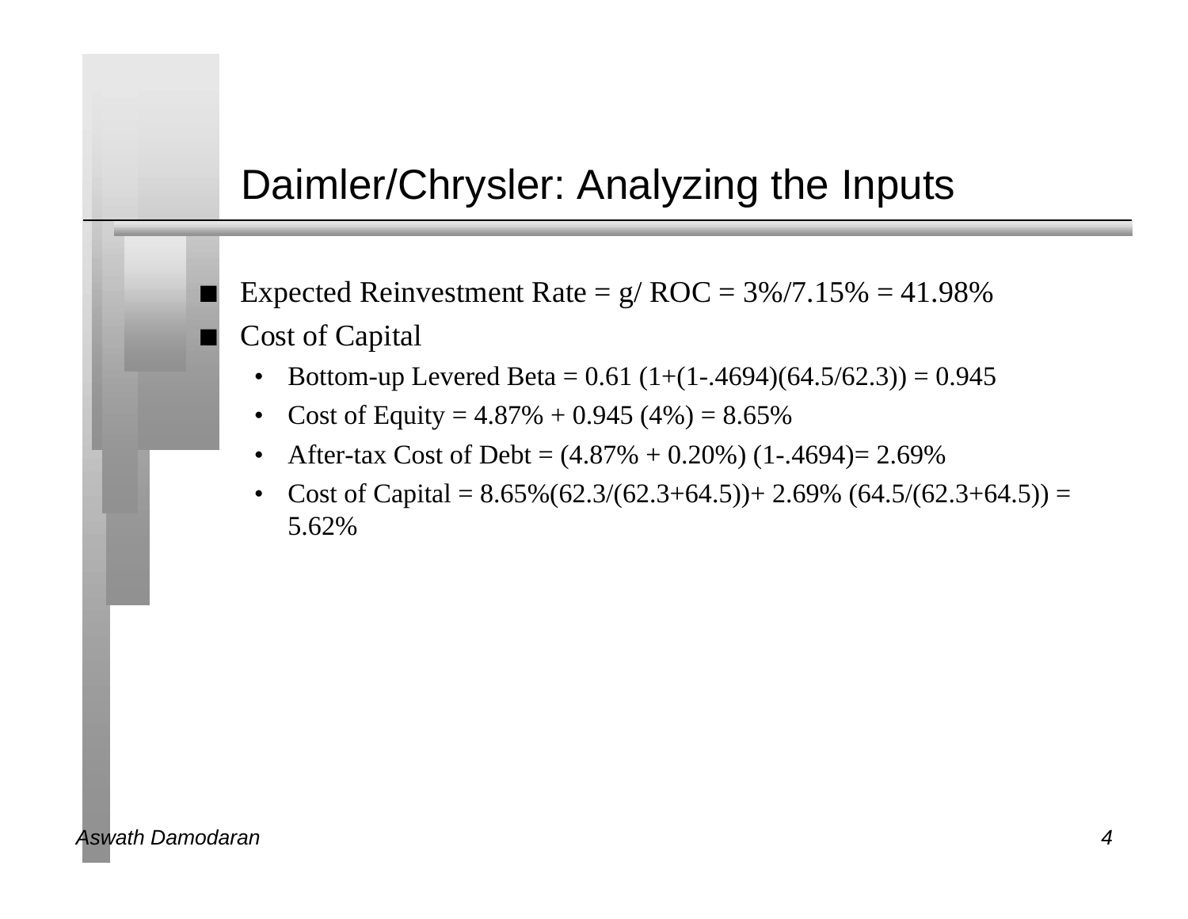# Daimler/Chrysler: Analyzing the Inputs

- Expected Reinvestment Rate = g/ ROC = 3%/7.15% = 41.98%
- Cost of Capital
  - Bottom-up Levered Beta = 0.61 (1+(1-.4694)(64.5/62.3)) = 0.945
  - Cost of Equity = 4.87% + 0.945 (4%) = 8.65%
  - After-tax Cost of Debt = (4.87% + 0.20%) (1-.4694)= 2.69%
  - Cost of Capital = 8.65%(62.3/(62.3+64.5))+ 2.69% (64.5/(62.3+64.5)) = 5.62%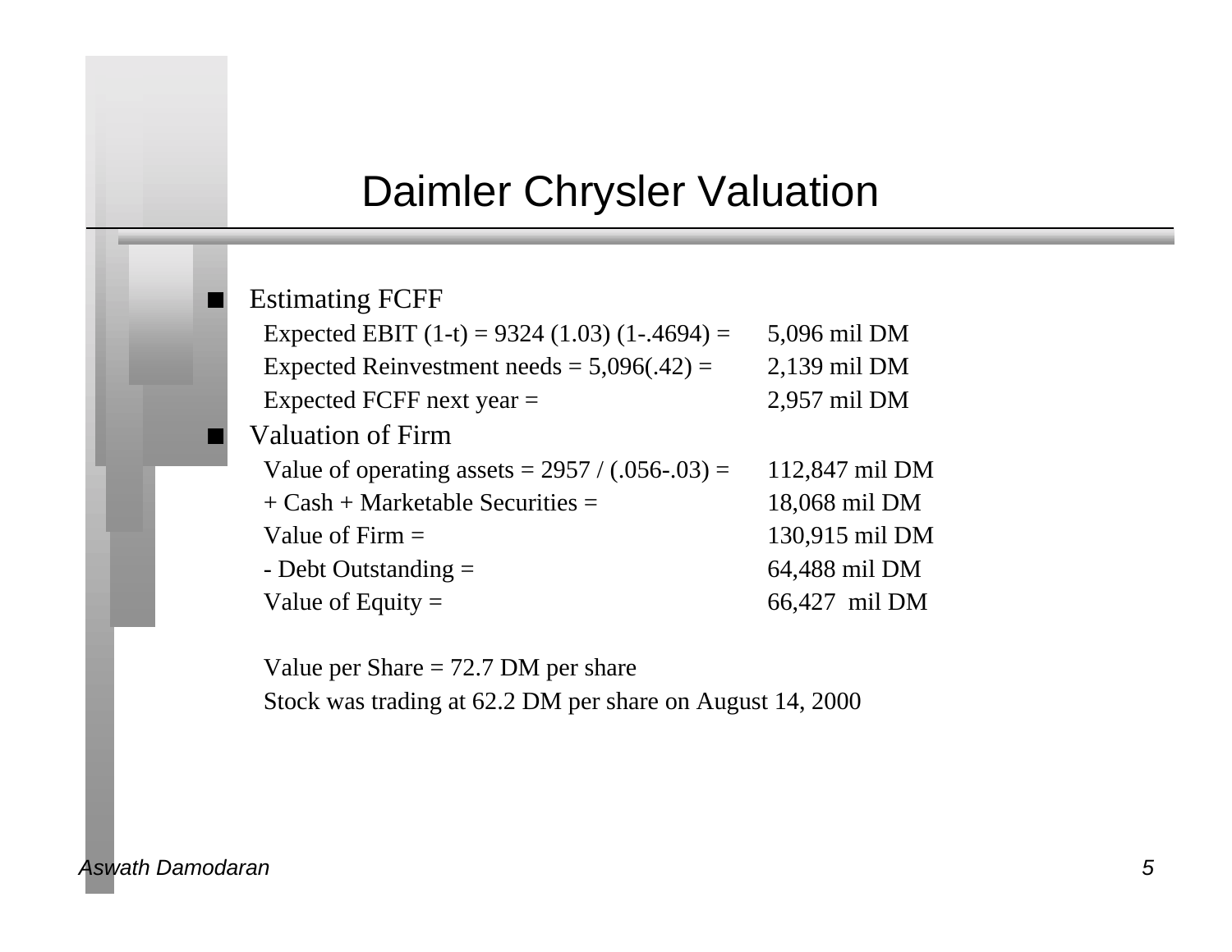# Daimler Chrysler Valuation

- Estimating FCFF

| | |
|---|---|
| Expected EBIT (1-t) = 9324 (1.03) (1-.4694) = | 5,096 mil DM |
| Expected Reinvestment needs = 5,096(.42) = | 2,139 mil DM |
| Expected FCFF next year = | 2,957 mil DM |

- Valuation of Firm

| | |
|---|---|
| Value of operating assets = 2957 / (.056-.03) = | 112,847 mil DM |
| + Cash + Marketable Securities = | 18,068 mil DM |
| Value of Firm = | 130,915 mil DM |
| - Debt Outstanding = | 64,488 mil DM |
| Value of Equity = | 66,427 mil DM |

Value per Share = 72.7 DM per share

Stock was trading at 62.2 DM per share on August 14, 2000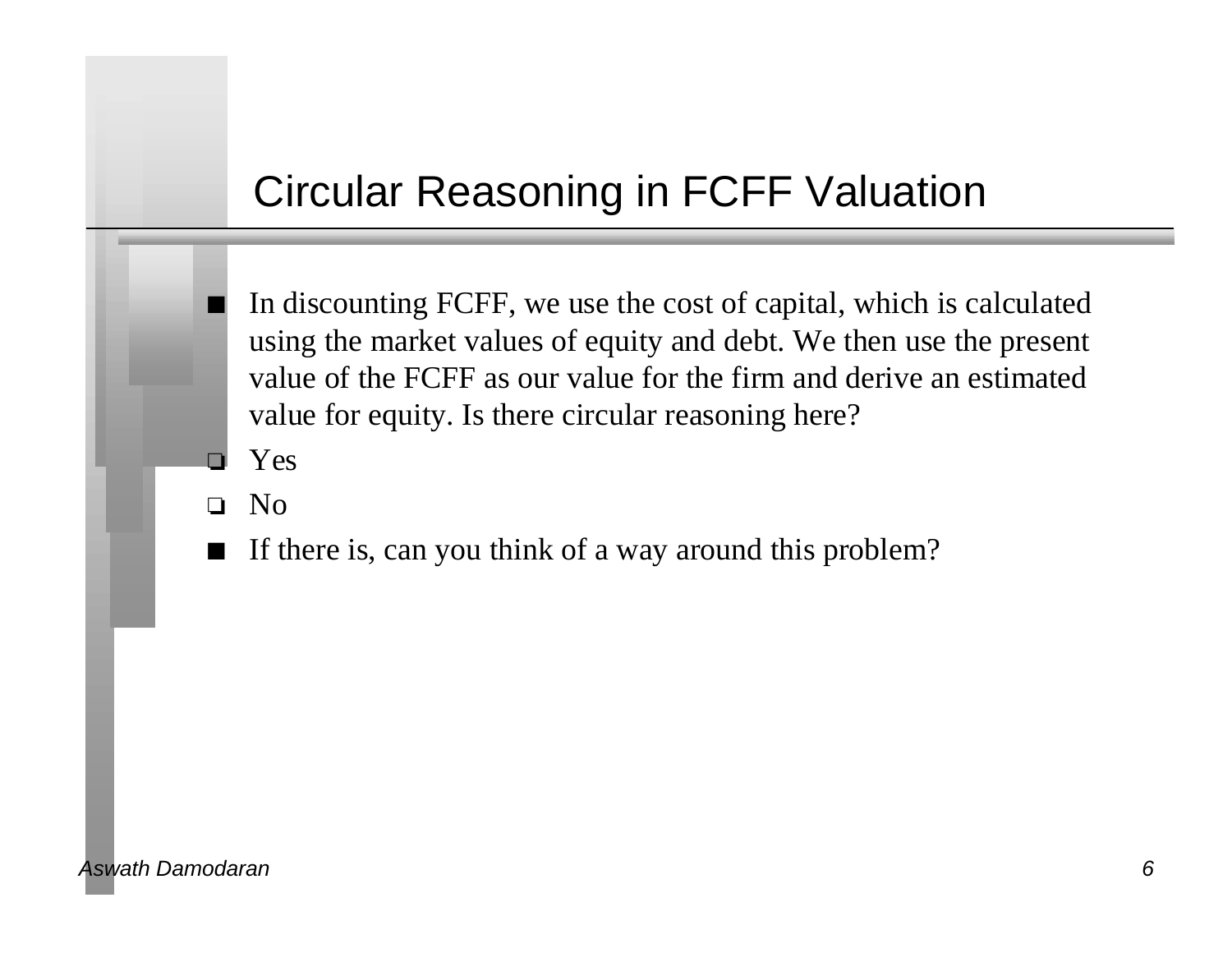# Circular Reasoning in FCFF Valuation

- In discounting FCFF, we use the cost of capital, which is calculated using the market values of equity and debt. We then use the present value of the FCFF as our value for the firm and derive an estimated value for equity. Is there circular reasoning here?
  - ❑ Yes
  - ❑ No
- If there is, can you think of a way around this problem?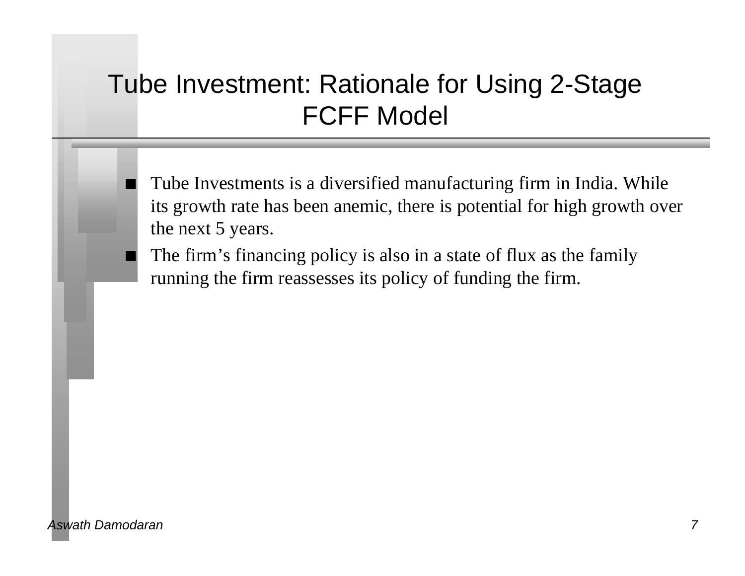# Tube Investment: Rationale for Using 2-Stage FCFF Model

- Tube Investments is a diversified manufacturing firm in India. While its growth rate has been anemic, there is potential for high growth over the next 5 years.
- The firm's financing policy is also in a state of flux as the family running the firm reassesses its policy of funding the firm.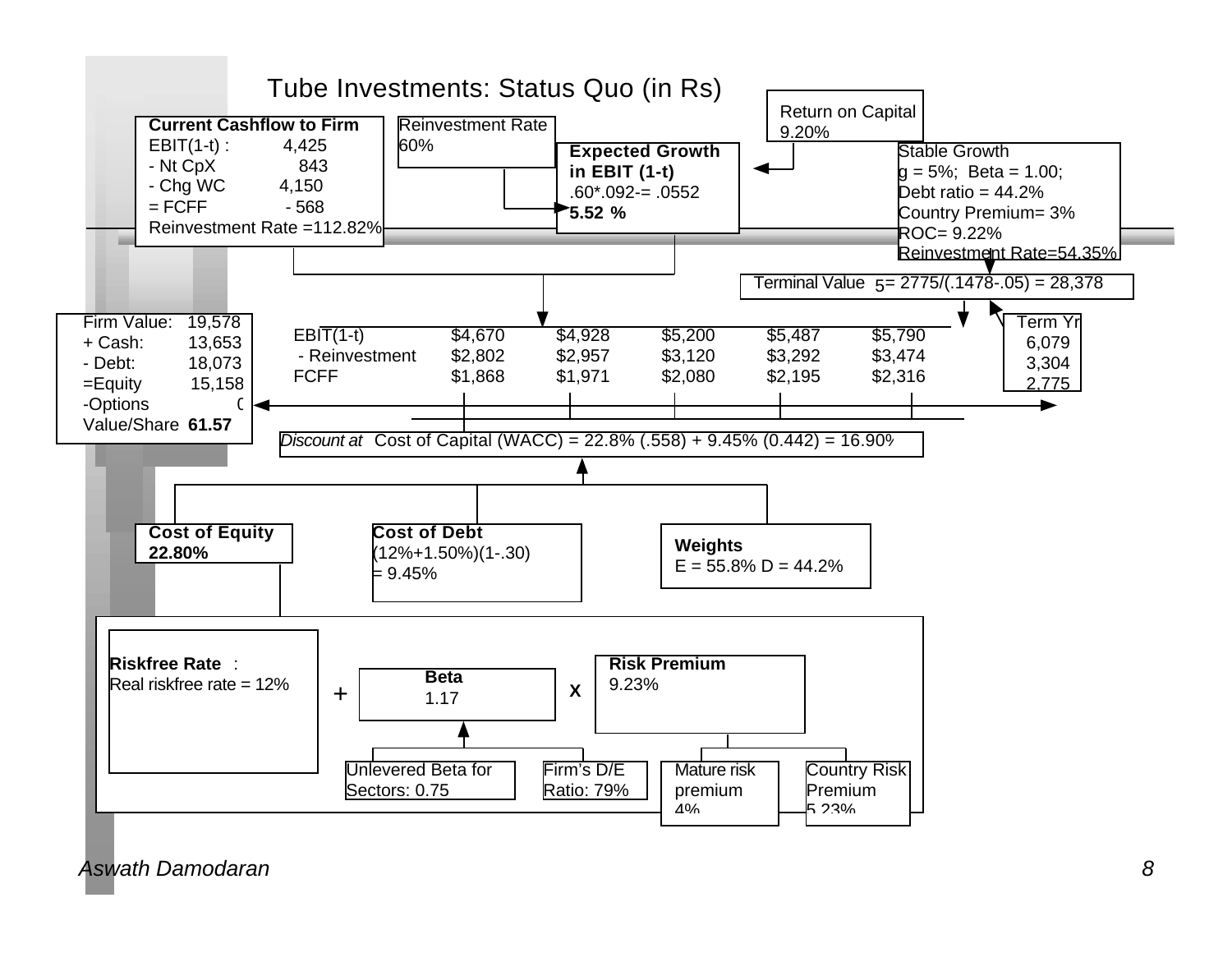# Tube Investments: Status Quo (in Rs)

**Current Cashflow to Firm**
EBIT(1-t) : 4,425
- Nt CpX 843
- Chg WC 4,150
= FCFF - 568
Reinvestment Rate =112.82%

Reinvestment Rate
60%

**Expected Growth in EBIT (1-t)**
.60*.092-= .0552
**5.52 %**

Return on Capital
9.20%

Stable Growth
g = 5%; Beta = 1.00;
Debt ratio = 44.2%
Country Premium= 3%
ROC= 9.22%
Reinvestment Rate=54.35%

Terminal Value 5= 2775/(.1478-.05) = 28,378

| Firm Value: | 19,578 |
|---|---|
| + Cash: | 13,653 |
| - Debt: | 18,073 |
| =Equity | 15,158 |
| -Options | 0 |
| Value/Share | **61.57** |

| | | | | | | Term Yr |
|---|---|---|---|---|---|---|
| EBIT(1-t) | $4,670 | $4,928 | $5,200 | $5,487 | $5,790 | 6,079 |
| - Reinvestment | $2,802 | $2,957 | $3,120 | $3,292 | $3,474 | 3,304 |
| FCFF | $1,868 | $1,971 | $2,080 | $2,195 | $2,316 | 2,775 |

*Discount at* Cost of Capital (WACC) = 22.8% (.558) + 9.45% (0.442) = 16.90%

**Cost of Equity**
**22.80%**

**Cost of Debt**
(12%+1.50%)(1-.30)
= 9.45%

**Weights**
E = 55.8% D = 44.2%

**Riskfree Rate** :
Real riskfree rate = 12%

+

**Beta**
1.17

X

**Risk Premium**
9.23%

Unlevered Beta for Sectors: 0.75

Firm's D/E Ratio: 79%

Mature risk premium 4%

Country Risk Premium 5.23%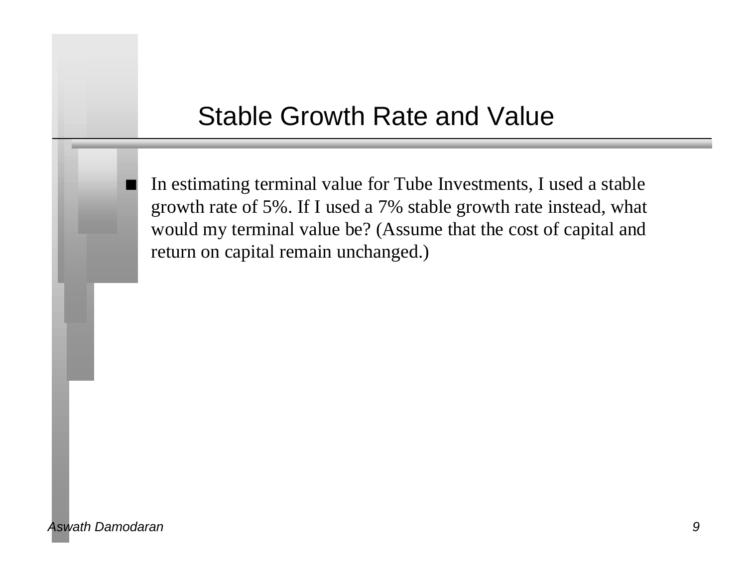# Stable Growth Rate and Value

- In estimating terminal value for Tube Investments, I used a stable growth rate of 5%. If I used a 7% stable growth rate instead, what would my terminal value be? (Assume that the cost of capital and return on capital remain unchanged.)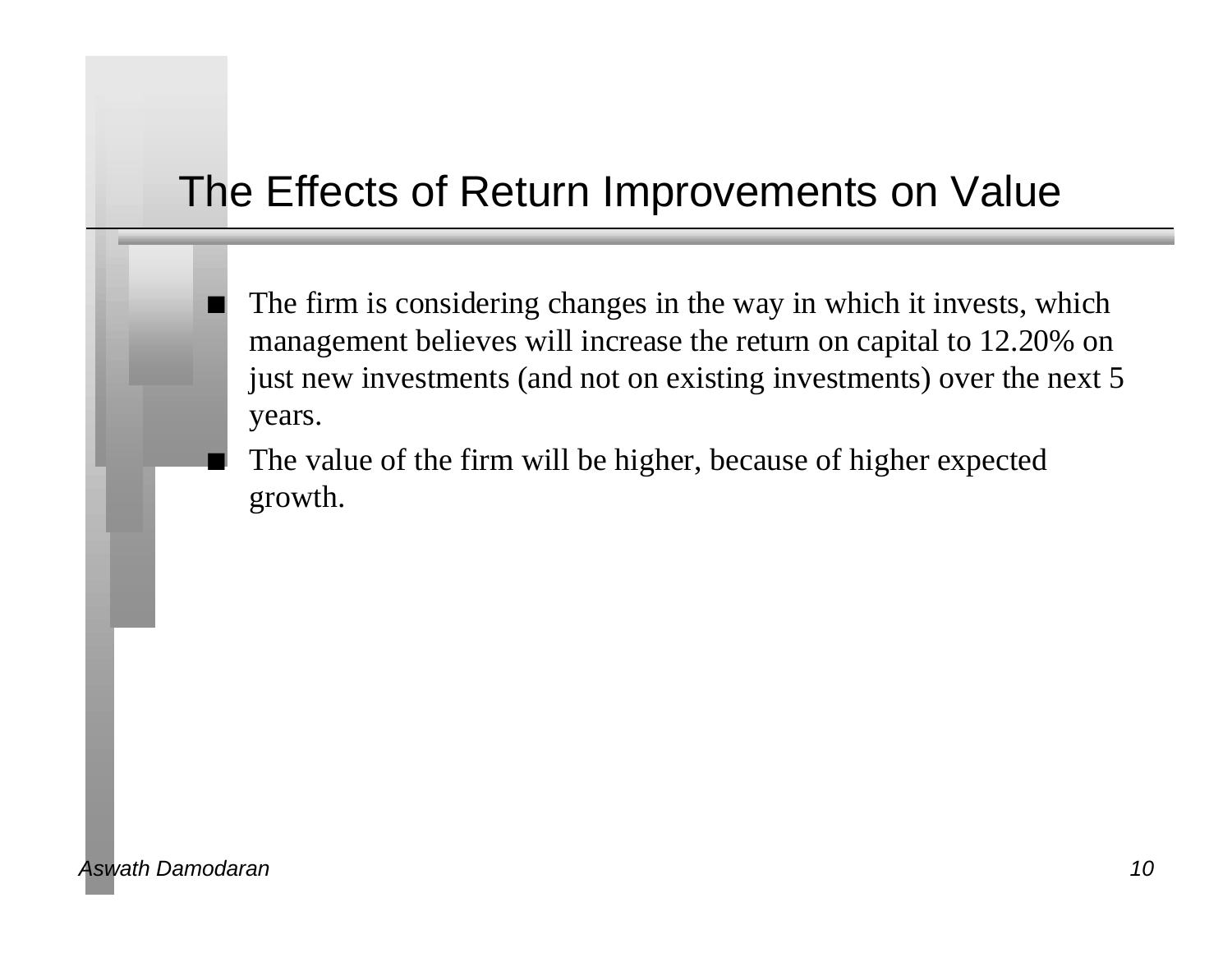# The Effects of Return Improvements on Value

- The firm is considering changes in the way in which it invests, which management believes will increase the return on capital to 12.20% on just new investments (and not on existing investments) over the next 5 years.
- The value of the firm will be higher, because of higher expected growth.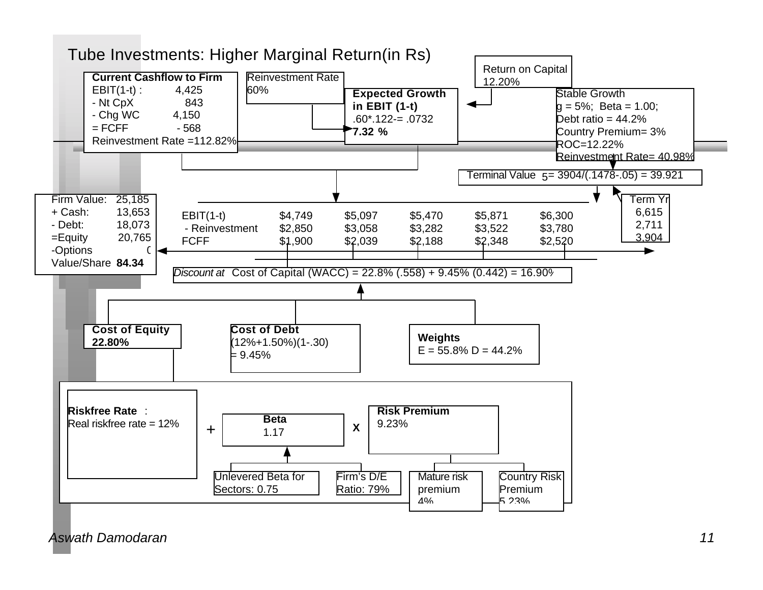# Tube Investments: Higher Marginal Return(in Rs)

**Current Cashflow to Firm**

| | |
|---|---|
| EBIT(1-t) : | 4,425 |
| - Nt CpX | 843 |
| - Chg WC | 4,150 |
| = FCFF | - 568 |

Reinvestment Rate =112.82%

Reinvestment Rate
60%

Return on Capital
12.20%

**Expected Growth in EBIT (1-t)**
.60*.122-= .0732
**7.32 %**

Stable Growth
g = 5%; Beta = 1.00;
Debt ratio = 44.2%
Country Premium= 3%
ROC=12.22%
Reinvestment Rate= 40.98%

Terminal Value 5= 3904/(.1478-.05) = 39.921

| | | | | | | Term Yr |
|---|---|---|---|---|---|---|
| EBIT(1-t) | $4,749 | $5,097 | $5,470 | $5,871 | $6,300 | 6,615 |
| - Reinvestment | $2,850 | $3,058 | $3,282 | $3,522 | $3,780 | 2,711 |
| FCFF | $1,900 | $2,039 | $2,188 | $2,348 | $2,520 | 3,904 |

| | |
|---|---|
| Firm Value: | 25,185 |
| + Cash: | 13,653 |
| - Debt: | 18,073 |
| =Equity | 20,765 |
| -Options | 0 |
| Value/Share | **84.34** |

*Discount at* Cost of Capital (WACC) = 22.8% (.558) + 9.45% (0.442) = 16.90%

**Cost of Equity**
**22.80%**

**Cost of Debt**
(12%+1.50%)(1-.30)
= 9.45%

**Weights**
E = 55.8% D = 44.2%

**Riskfree Rate** :
Real riskfree rate = 12%

+

**Beta**
1.17

X

**Risk Premium**
9.23%

Unlevered Beta for Sectors: 0.75

Firm's D/E Ratio: 79%

Mature risk premium 4%

Country Risk Premium 5.23%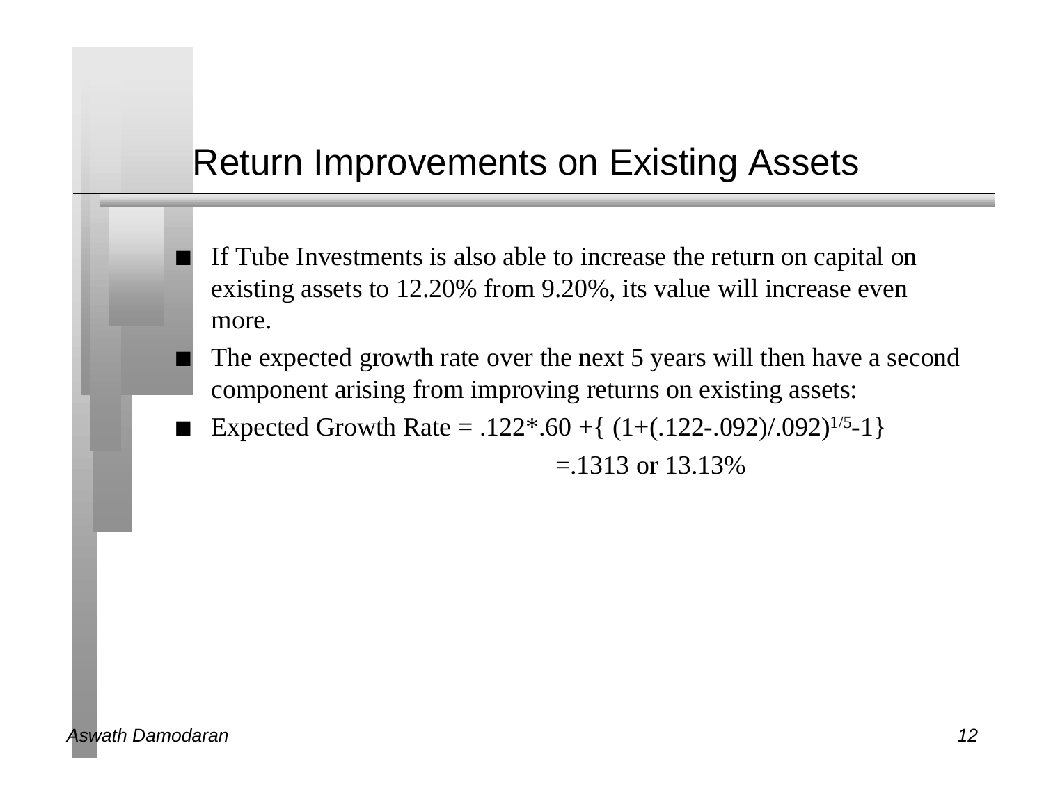# Return Improvements on Existing Assets

- If Tube Investments is also able to increase the return on capital on existing assets to 12.20% from 9.20%, its value will increase even more.
- The expected growth rate over the next 5 years will then have a second component arising from improving returns on existing assets:
- Expected Growth Rate = $.122*.60 + \{ (1+(.122-.092)/.092)^{1/5}-1\}$

  $=.1313$ or 13.13%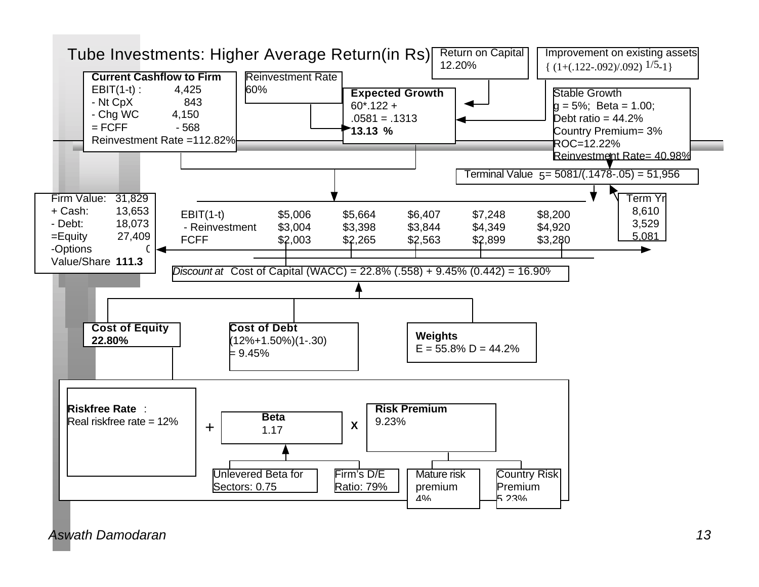# Tube Investments: Higher Average Return(in Rs)

**Current Cashflow to Firm**
EBIT(1-t) : 4,425
- Nt CpX 843
- Chg WC 4,150
= FCFF - 568
Reinvestment Rate =112.82%

Reinvestment Rate
60%

Return on Capital
12.20%

Improvement on existing assets
$\{(1+(.122-.092)/.092)^{1/5}-1\}$

**Expected Growth**
60*.122 + .0581 = .1313
**13.13 %**

Stable Growth
g = 5%; Beta = 1.00;
Debt ratio = 44.2%
Country Premium= 3%
ROC=12.22%
Reinvestment Rate= 40.98%

Terminal Value $_5$= 5081/(.1478-.05) = 51,956

| | | | | | | Term Yr |
|---|---|---|---|---|---|---|
| EBIT(1-t) | $5,006 | $5,664 | $6,407 | $7,248 | $8,200 | 8,610 |
| - Reinvestment | $3,004 | $3,398 | $3,844 | $4,349 | $4,920 | 3,529 |
| FCFF | $2,003 | $2,265 | $2,563 | $2,899 | $3,280 | 5,081 |

| | |
|---|---|
| Firm Value: | 31,829 |
| + Cash: | 13,653 |
| - Debt: | 18,073 |
| =Equity | 27,409 |
| -Options | 0 |
| Value/Share | **111.3** |

*Discount at* Cost of Capital (WACC) = 22.8% (.558) + 9.45% (0.442) = 16.90%

**Cost of Equity**
**22.80%**

**Cost of Debt**
(12%+1.50%)(1-.30)
= 9.45%

**Weights**
E = 55.8% D = 44.2%

**Riskfree Rate** :
Real riskfree rate = 12%

+

**Beta**
1.17

X

**Risk Premium**
9.23%

Unlevered Beta for Sectors: 0.75

Firm's D/E Ratio: 79%

Mature risk premium 4%

Country Risk Premium 5.23%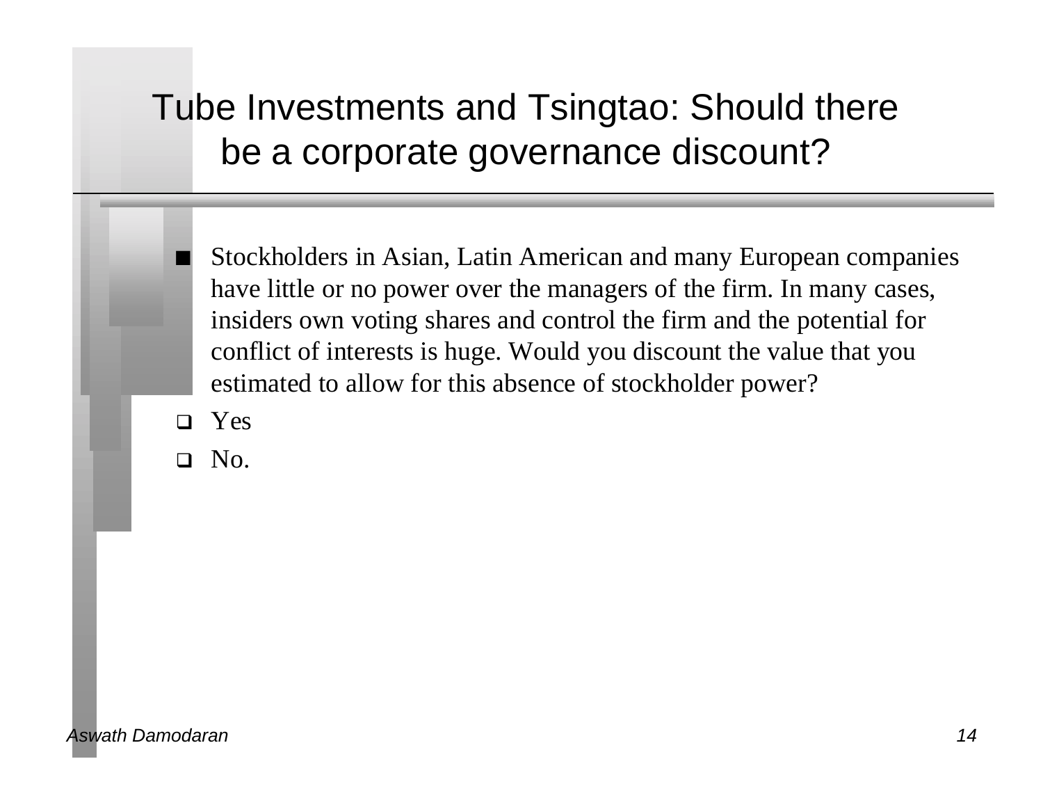# Tube Investments and Tsingtao: Should there be a corporate governance discount?

- Stockholders in Asian, Latin American and many European companies have little or no power over the managers of the firm. In many cases, insiders own voting shares and control the firm and the potential for conflict of interests is huge. Would you discount the value that you estimated to allow for this absence of stockholder power?
- Yes
- No.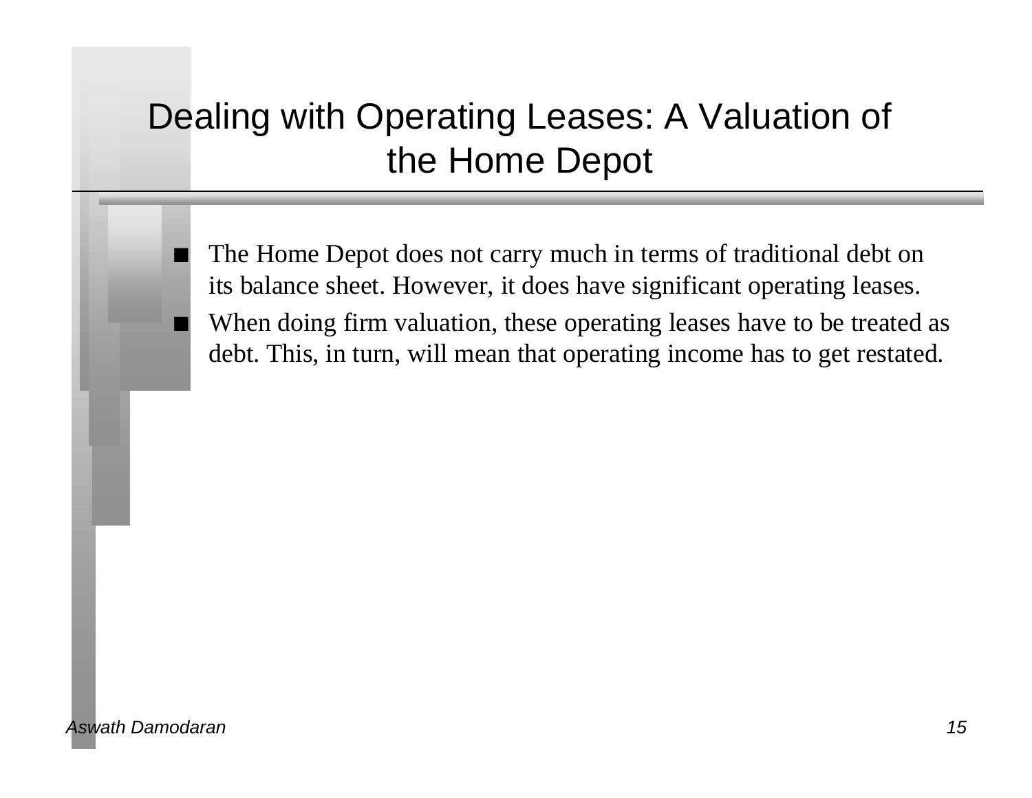# Dealing with Operating Leases: A Valuation of the Home Depot

- The Home Depot does not carry much in terms of traditional debt on its balance sheet. However, it does have significant operating leases.
- When doing firm valuation, these operating leases have to be treated as debt. This, in turn, will mean that operating income has to get restated.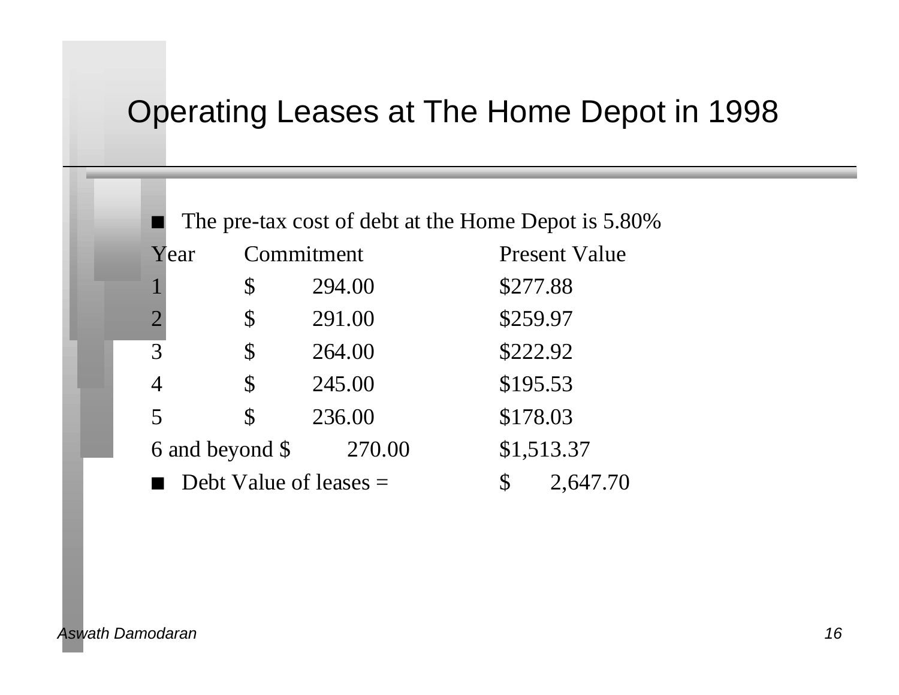# Operating Leases at The Home Depot in 1998

- The pre-tax cost of debt at the Home Depot is 5.80%

| Year | Commitment | Present Value |
|---|---|---|
| 1 | $ 294.00 | $277.88 |
| 2 | $ 291.00 | $259.97 |
| 3 | $ 264.00 | $222.92 |
| 4 | $ 245.00 | $195.53 |
| 5 | $ 236.00 | $178.03 |
| 6 and beyond | $ 270.00 | $1,513.37 |

- Debt Value of leases = $ 2,647.70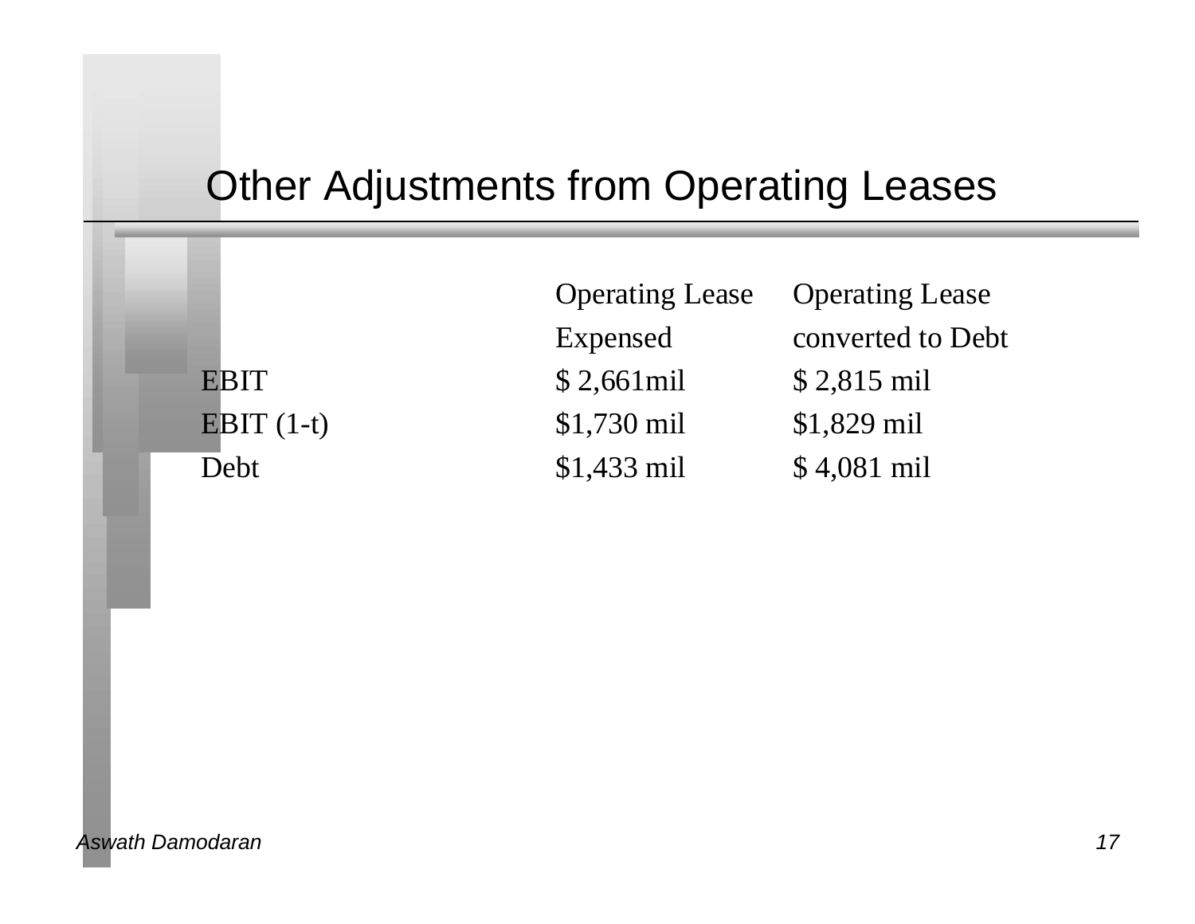# Other Adjustments from Operating Leases

| | Operating Lease Expensed | Operating Lease converted to Debt |
|---|---|---|
| EBIT | $ 2,661mil | $ 2,815 mil |
| EBIT (1-t) | $1,730 mil | $1,829 mil |
| Debt | $1,433 mil | $ 4,081 mil |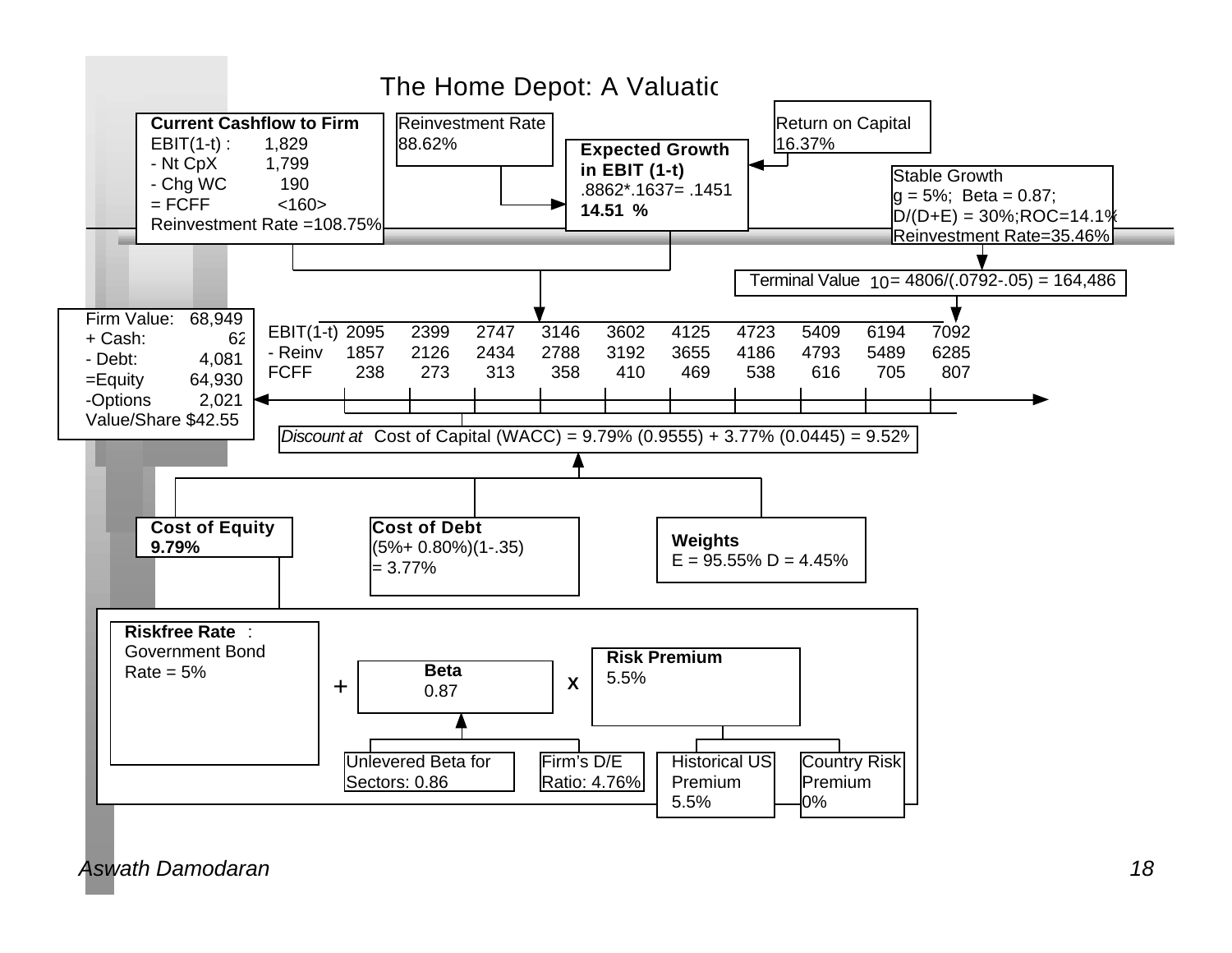# The Home Depot: A Valuatic

**Current Cashflow to Firm**
EBIT(1-t) : 1,829
- Nt CpX 1,799
- Chg WC 190
= FCFF <160>
Reinvestment Rate =108.75%

Reinvestment Rate
88.62%

**Expected Growth in EBIT (1-t)**
.8862*.1637= .1451
**14.51 %**

Return on Capital
16.37%

Stable Growth
g = 5%; Beta = 0.87;
D/(D+E) = 30%;ROC=14.1%
Reinvestment Rate=35.46%

Terminal Value $_{10}$= 4806/(.0792-.05) = 164,486

Firm Value: 68,949
+ Cash: 62
- Debt: 4,081
=Equity 64,930
-Options 2,021
Value/Share $42.55

| | | | | | | | | | | |
|---|---|---|---|---|---|---|---|---|---|---|
| EBIT(1-t) | 2095 | 2399 | 2747 | 3146 | 3602 | 4125 | 4723 | 5409 | 6194 | 7092 |
| - Reinv | 1857 | 2126 | 2434 | 2788 | 3192 | 3655 | 4186 | 4793 | 5489 | 6285 |
| FCFF | 238 | 273 | 313 | 358 | 410 | 469 | 538 | 616 | 705 | 807 |

*Discount at* Cost of Capital (WACC) = 9.79% (0.9555) + 3.77% (0.0445) = 9.52%

**Cost of Equity**
**9.79%**

**Cost of Debt**
(5%+ 0.80%)(1-.35)
= 3.77%

**Weights**
E = 95.55% D = 4.45%

**Riskfree Rate** :
Government Bond Rate = 5%

+ **Beta** 0.87 x **Risk Premium** 5.5%

Unlevered Beta for Sectors: 0.86

Firm's D/E Ratio: 4.76%

Historical US Premium 5.5%

Country Risk Premium 0%

*Aswath Damodaran*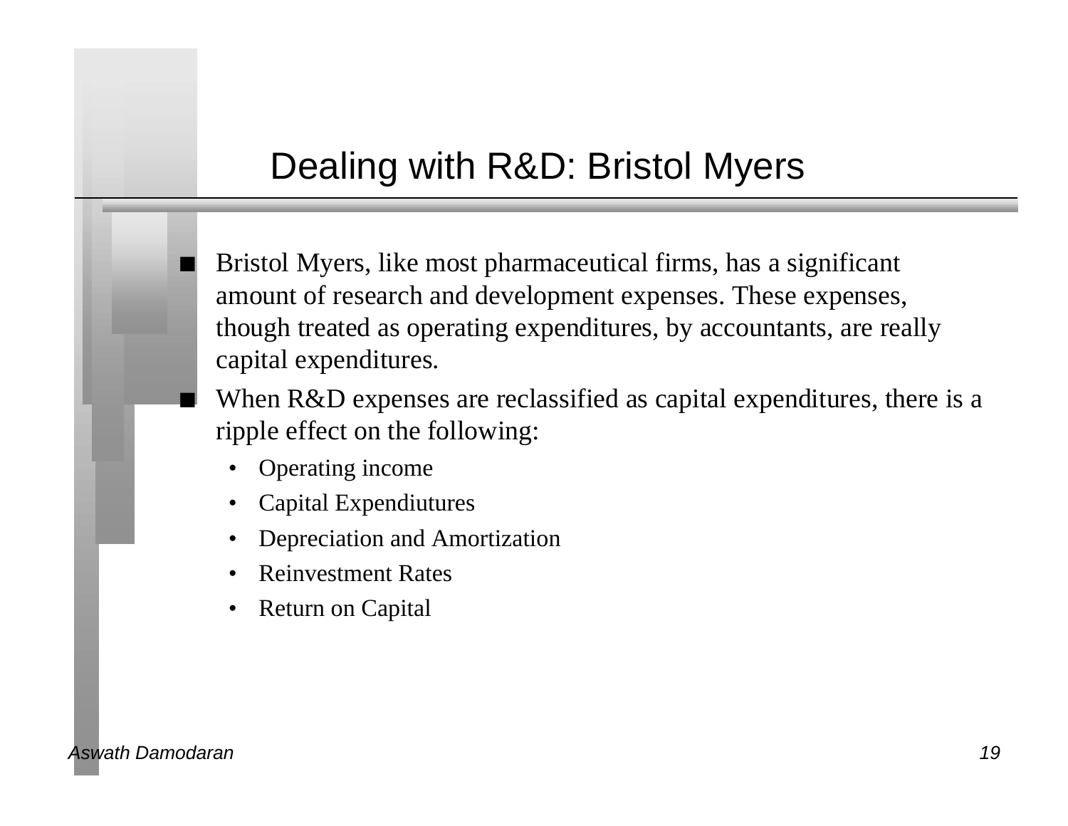# Dealing with R&D: Bristol Myers

- Bristol Myers, like most pharmaceutical firms, has a significant amount of research and development expenses. These expenses, though treated as operating expenditures, by accountants, are really capital expenditures.
- When R&D expenses are reclassified as capital expenditures, there is a ripple effect on the following:
  - Operating income
  - Capital Expendiutures
  - Depreciation and Amortization
  - Reinvestment Rates
  - Return on Capital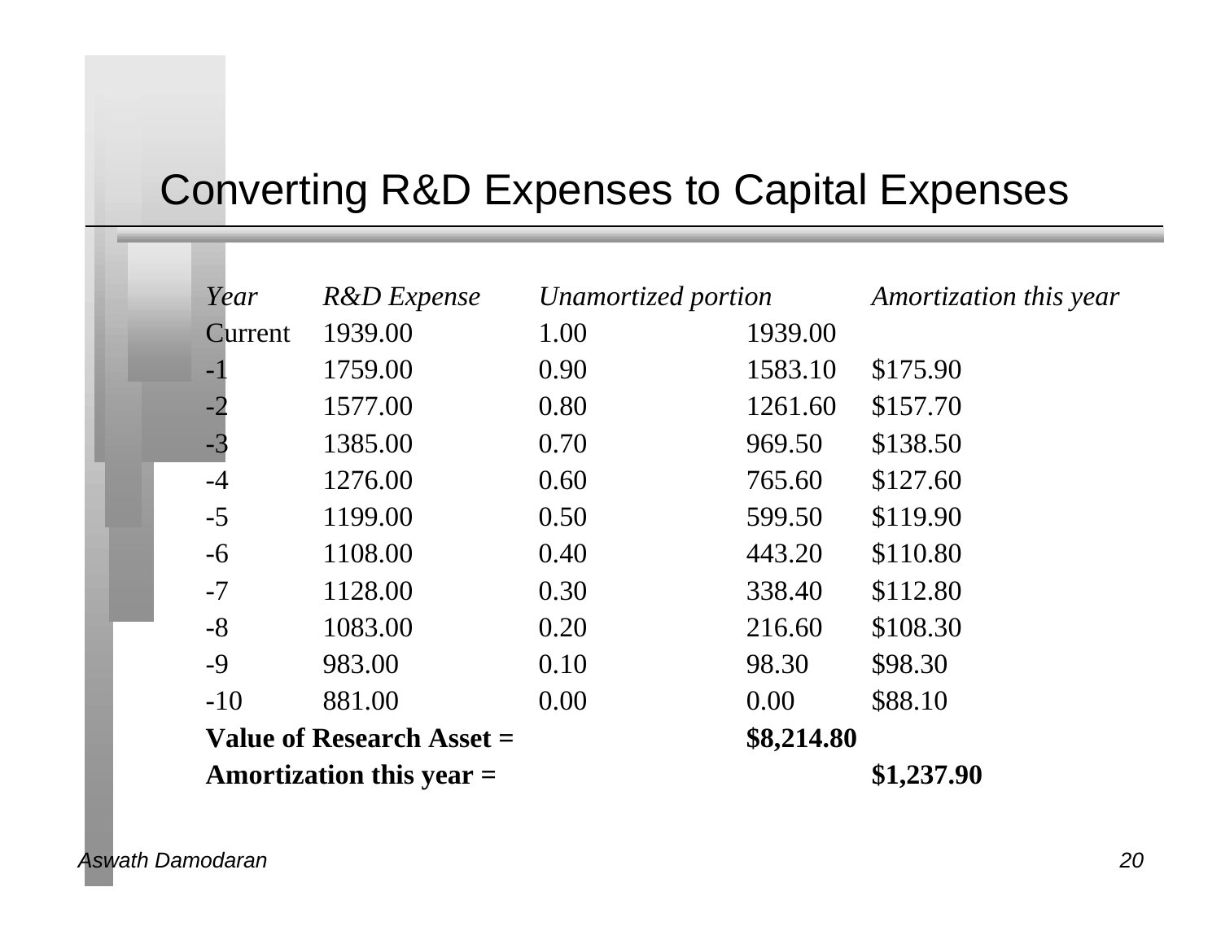# Converting R&D Expenses to Capital Expenses

| *Year* | *R&D Expense* | *Unamortized portion* | | *Amortization this year* |
|---|---|---|---|---|
| Current | 1939.00 | 1.00 | 1939.00 | |
| -1 | 1759.00 | 0.90 | 1583.10 | $175.90 |
| -2 | 1577.00 | 0.80 | 1261.60 | $157.70 |
| -3 | 1385.00 | 0.70 | 969.50 | $138.50 |
| -4 | 1276.00 | 0.60 | 765.60 | $127.60 |
| -5 | 1199.00 | 0.50 | 599.50 | $119.90 |
| -6 | 1108.00 | 0.40 | 443.20 | $110.80 |
| -7 | 1128.00 | 0.30 | 338.40 | $112.80 |
| -8 | 1083.00 | 0.20 | 216.60 | $108.30 |
| -9 | 983.00 | 0.10 | 98.30 | $98.30 |
| -10 | 881.00 | 0.00 | 0.00 | $88.10 |
| **Value of Research Asset =** | | | **$8,214.80** | |
| **Amortization this year =** | | | | **$1,237.90** |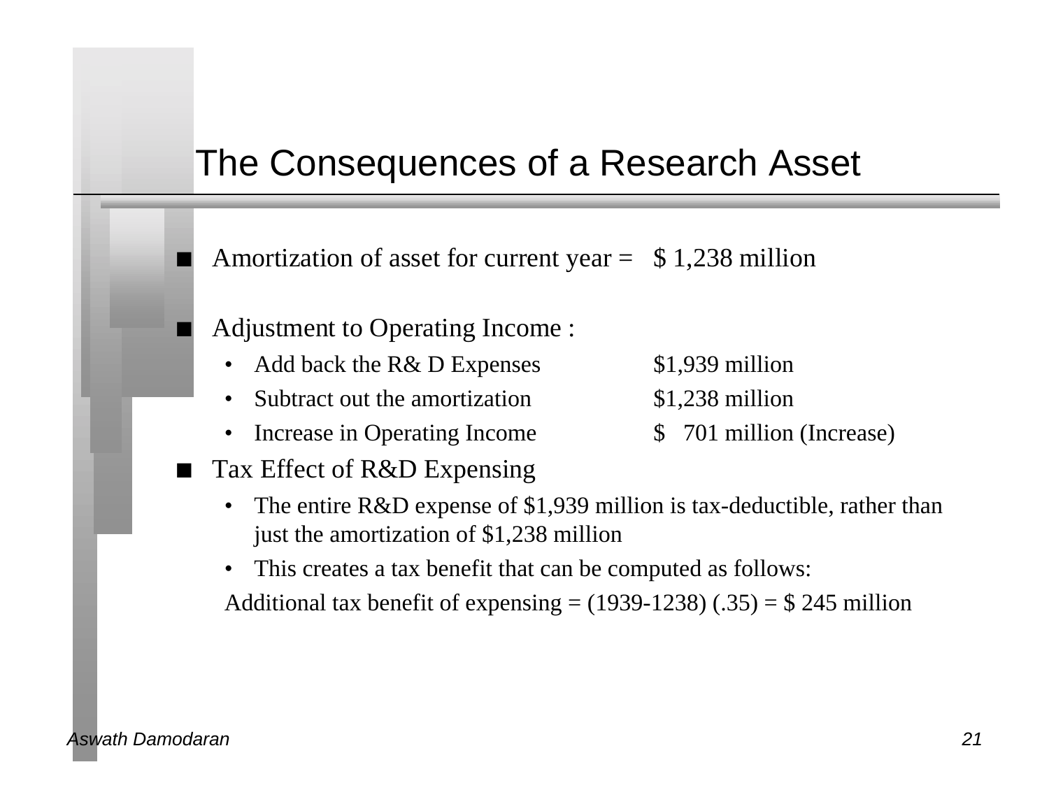# The Consequences of a Research Asset

- Amortization of asset for current year = $ 1,238 million
- Adjustment to Operating Income :
  - Add back the R& D Expenses $1,939 million
  - Subtract out the amortization $1,238 million
  - Increase in Operating Income $ 701 million (Increase)
- Tax Effect of R&D Expensing
  - The entire R&D expense of $1,939 million is tax-deductible, rather than just the amortization of $1,238 million
  - This creates a tax benefit that can be computed as follows:

  Additional tax benefit of expensing = (1939-1238) (.35) = $ 245 million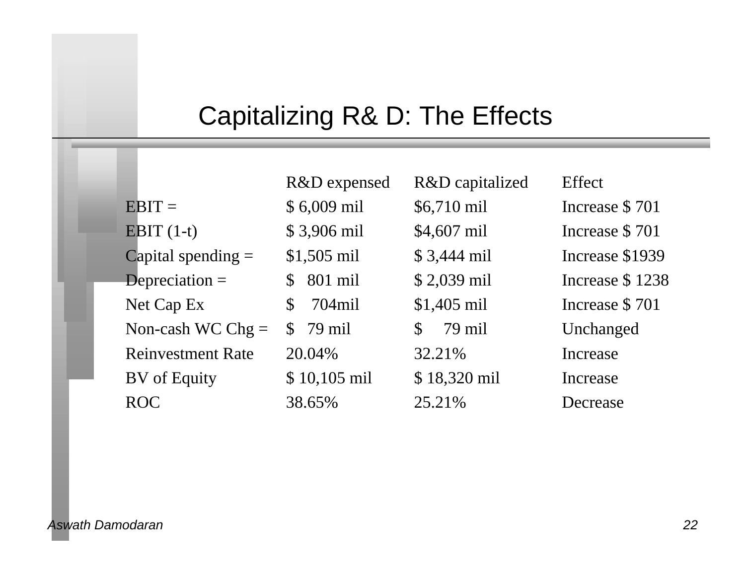# Capitalizing R& D: The Effects

| | R&D expensed | R&D capitalized | Effect |
|---|---|---|---|
| EBIT = | $ 6,009 mil | $6,710 mil | Increase $ 701 |
| EBIT (1-t) | $ 3,906 mil | $4,607 mil | Increase $ 701 |
| Capital spending = | $1,505 mil | $ 3,444 mil | Increase $1939 |
| Depreciation = | $ 801 mil | $ 2,039 mil | Increase $ 1238 |
| Net Cap Ex | $ 704mil | $1,405 mil | Increase $ 701 |
| Non-cash WC Chg = | $ 79 mil | $ 79 mil | Unchanged |
| Reinvestment Rate | 20.04% | 32.21% | Increase |
| BV of Equity | $ 10,105 mil | $ 18,320 mil | Increase |
| ROC | 38.65% | 25.21% | Decrease |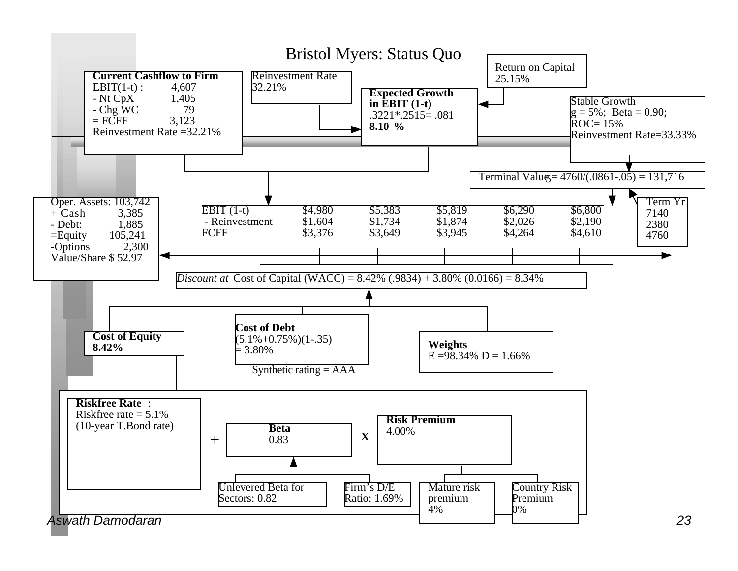# Bristol Myers: Status Quo

**Current Cashflow to Firm**
EBIT(1-t) : 4,607
- Nt CpX 1,405
- Chg WC 79
= FCFF 3,123
Reinvestment Rate = 32.21%

Reinvestment Rate
32.21%

Return on Capital
25.15%

**Expected Growth in EBIT (1-t)**
.3221*.2515= .081
**8.10 %**

Stable Growth
g = 5%; Beta = 0.90;
ROC= 15%
Reinvestment Rate=33.33%

Terminal Value$_5$ = 4760/(.0861-.05) = 131,716

Oper. Assets: 103,742
+ Cash 3,385
- Debt: 1,885
=Equity 105,241
-Options 2,300
Value/Share $ 52.97

| | | | | | | Term Yr |
|---|---|---|---|---|---|---|
| EBIT (1-t) | $4,980 | $5,383 | $5,819 | $6,290 | $6,800 | 7140 |
| - Reinvestment | $1,604 | $1,734 | $1,874 | $2,026 | $2,190 | 2380 |
| FCFF | $3,376 | $3,649 | $3,945 | $4,264 | $4,610 | 4760 |

*Discount at* Cost of Capital (WACC) = 8.42% (.9834) + 3.80% (0.0166) = 8.34%

**Cost of Equity**
**8.42%**

**Cost of Debt**
(5.1%+0.75%)(1-.35)
= 3.80%
Synthetic rating = AAA

**Weights**
E =98.34% D = 1.66%

**Riskfree Rate** :
Riskfree rate = 5.1%
(10-year T.Bond rate)

+

**Beta**
0.83

X

**Risk Premium**
4.00%

Unlevered Beta for Sectors: 0.82

Firm's D/E Ratio: 1.69%

Mature risk premium
4%

Country Risk Premium
0%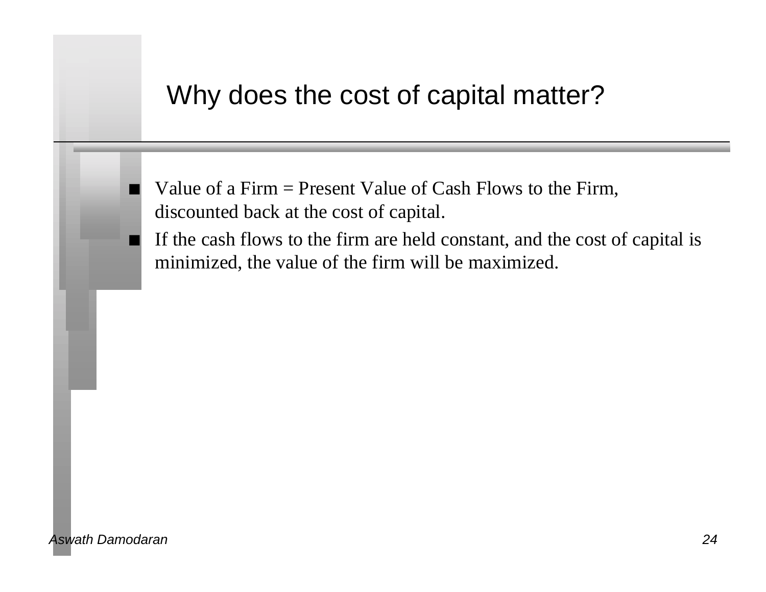# Why does the cost of capital matter?

- Value of a Firm = Present Value of Cash Flows to the Firm, discounted back at the cost of capital.
- If the cash flows to the firm are held constant, and the cost of capital is minimized, the value of the firm will be maximized.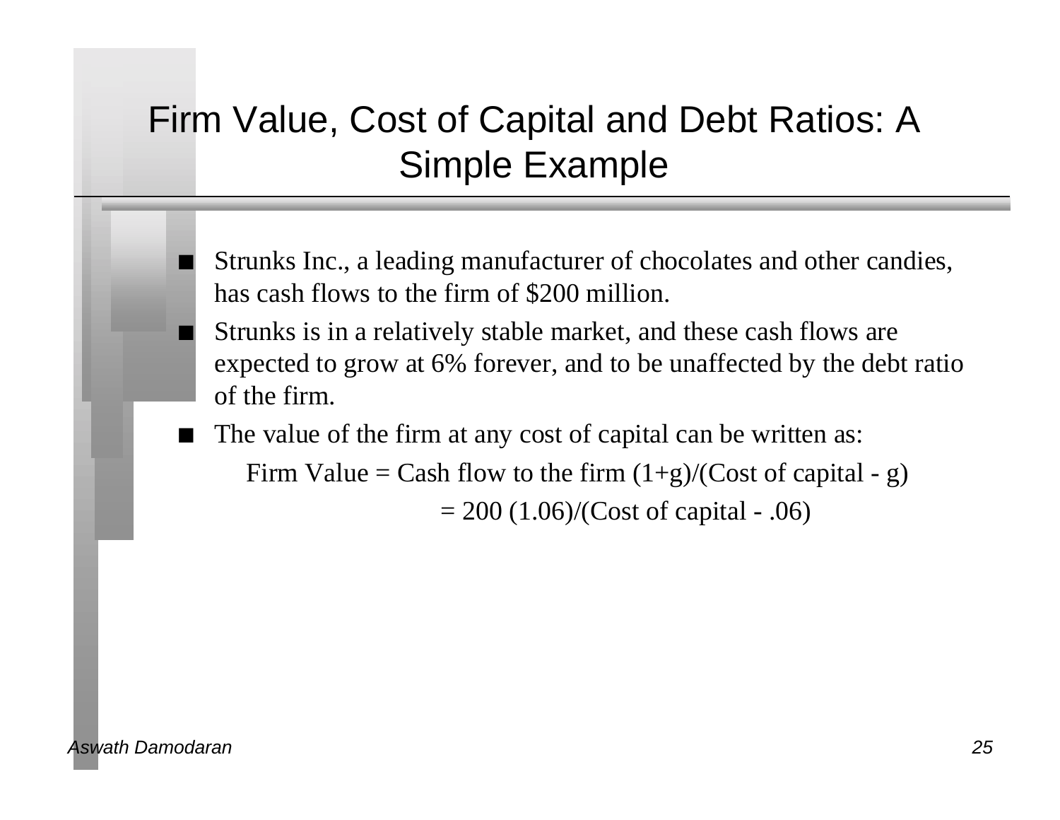# Firm Value, Cost of Capital and Debt Ratios: A Simple Example

- Strunks Inc., a leading manufacturer of chocolates and other candies, has cash flows to the firm of $200 million.
- Strunks is in a relatively stable market, and these cash flows are expected to grow at 6% forever, and to be unaffected by the debt ratio of the firm.
- The value of the firm at any cost of capital can be written as:

  Firm Value = Cash flow to the firm (1+g)/(Cost of capital - g)

  = 200 (1.06)/(Cost of capital - .06)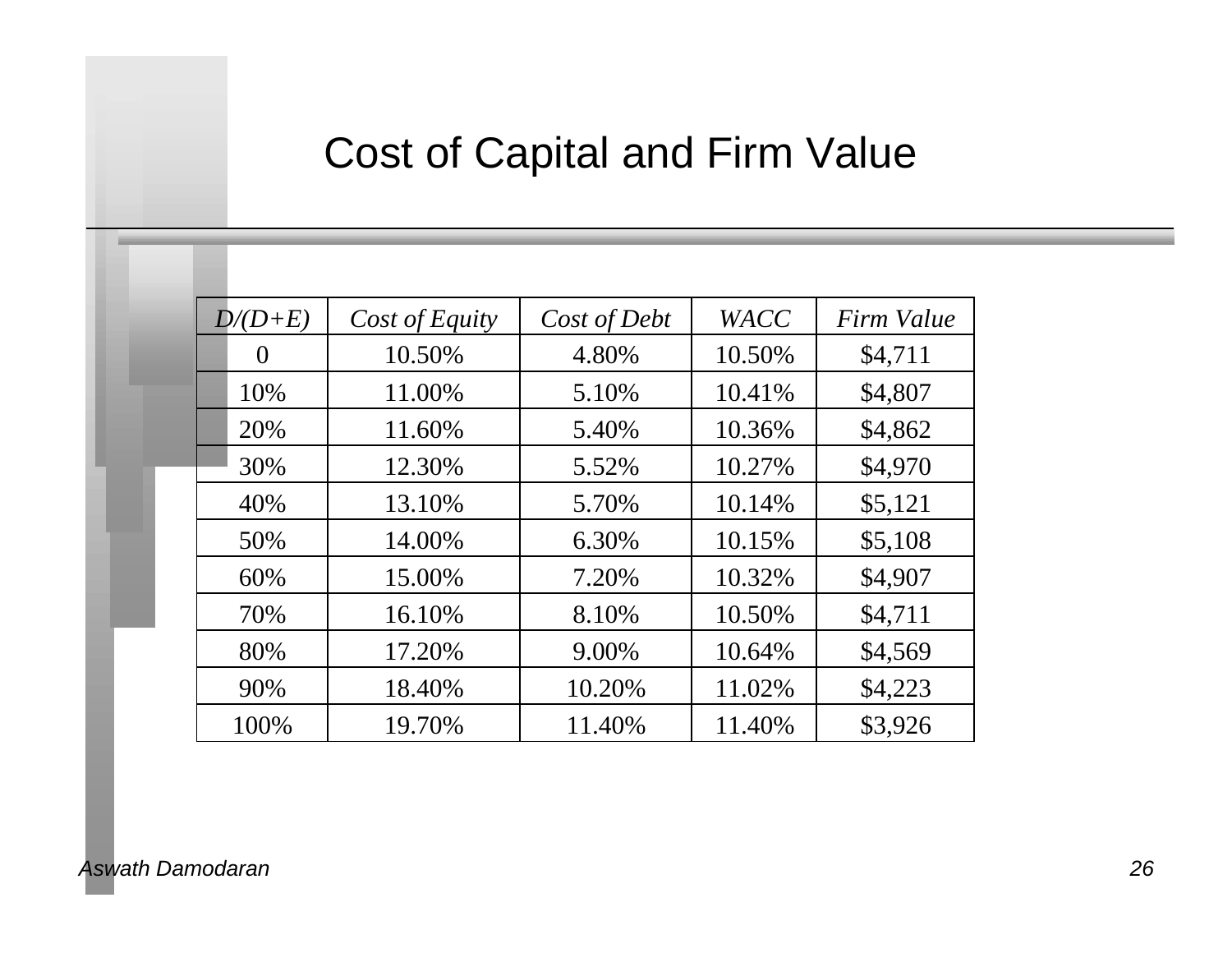# Cost of Capital and Firm Value

| *D/(D+E)* | *Cost of Equity* | *Cost of Debt* | *WACC* | *Firm Value* |
|---|---|---|---|---|
| 0 | 10.50% | 4.80% | 10.50% | $4,711 |
| 10% | 11.00% | 5.10% | 10.41% | $4,807 |
| 20% | 11.60% | 5.40% | 10.36% | $4,862 |
| 30% | 12.30% | 5.52% | 10.27% | $4,970 |
| 40% | 13.10% | 5.70% | 10.14% | $5,121 |
| 50% | 14.00% | 6.30% | 10.15% | $5,108 |
| 60% | 15.00% | 7.20% | 10.32% | $4,907 |
| 70% | 16.10% | 8.10% | 10.50% | $4,711 |
| 80% | 17.20% | 9.00% | 10.64% | $4,569 |
| 90% | 18.40% | 10.20% | 11.02% | $4,223 |
| 100% | 19.70% | 11.40% | 11.40% | $3,926 |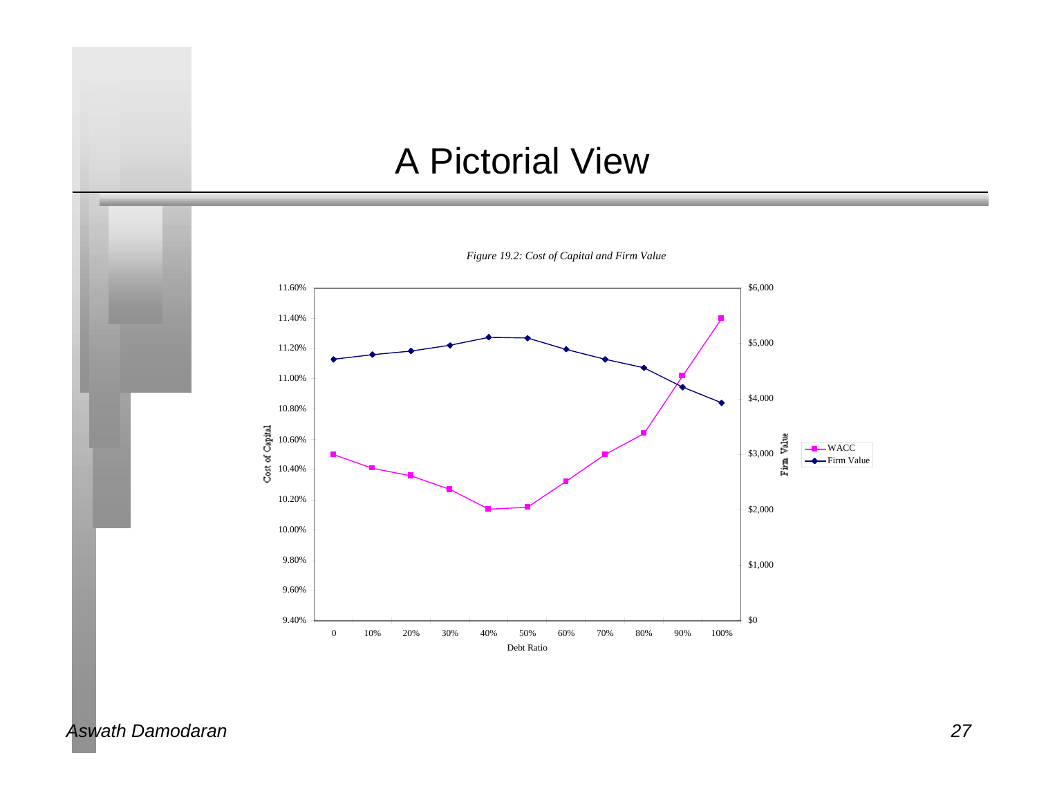# A Pictorial View

*Figure 19.2: Cost of Capital and Firm Value*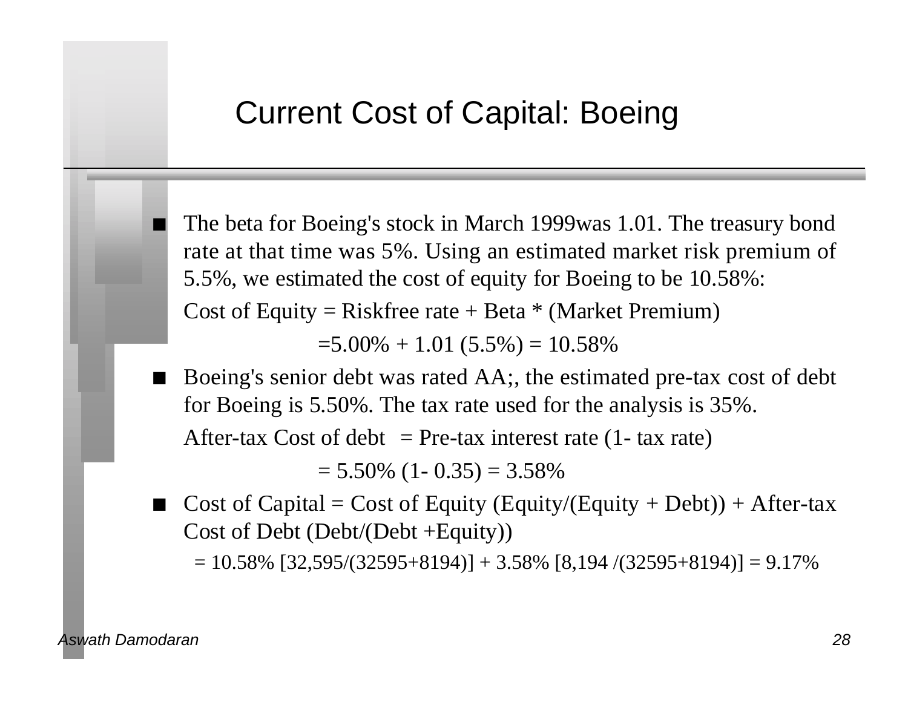# Current Cost of Capital: Boeing

- The beta for Boeing's stock in March 1999was 1.01. The treasury bond rate at that time was 5%. Using an estimated market risk premium of 5.5%, we estimated the cost of equity for Boeing to be 10.58%:

  Cost of Equity = Riskfree rate + Beta * (Market Premium)

  =5.00% + 1.01 (5.5%) = 10.58%

- Boeing's senior debt was rated AA;, the estimated pre-tax cost of debt for Boeing is 5.50%. The tax rate used for the analysis is 35%.

  After-tax Cost of debt = Pre-tax interest rate (1- tax rate)

  = 5.50% (1- 0.35) = 3.58%

- Cost of Capital = Cost of Equity (Equity/(Equity + Debt)) + After-tax Cost of Debt (Debt/(Debt +Equity))

  = 10.58% [32,595/(32595+8194)] + 3.58% [8,194 /(32595+8194)] = 9.17%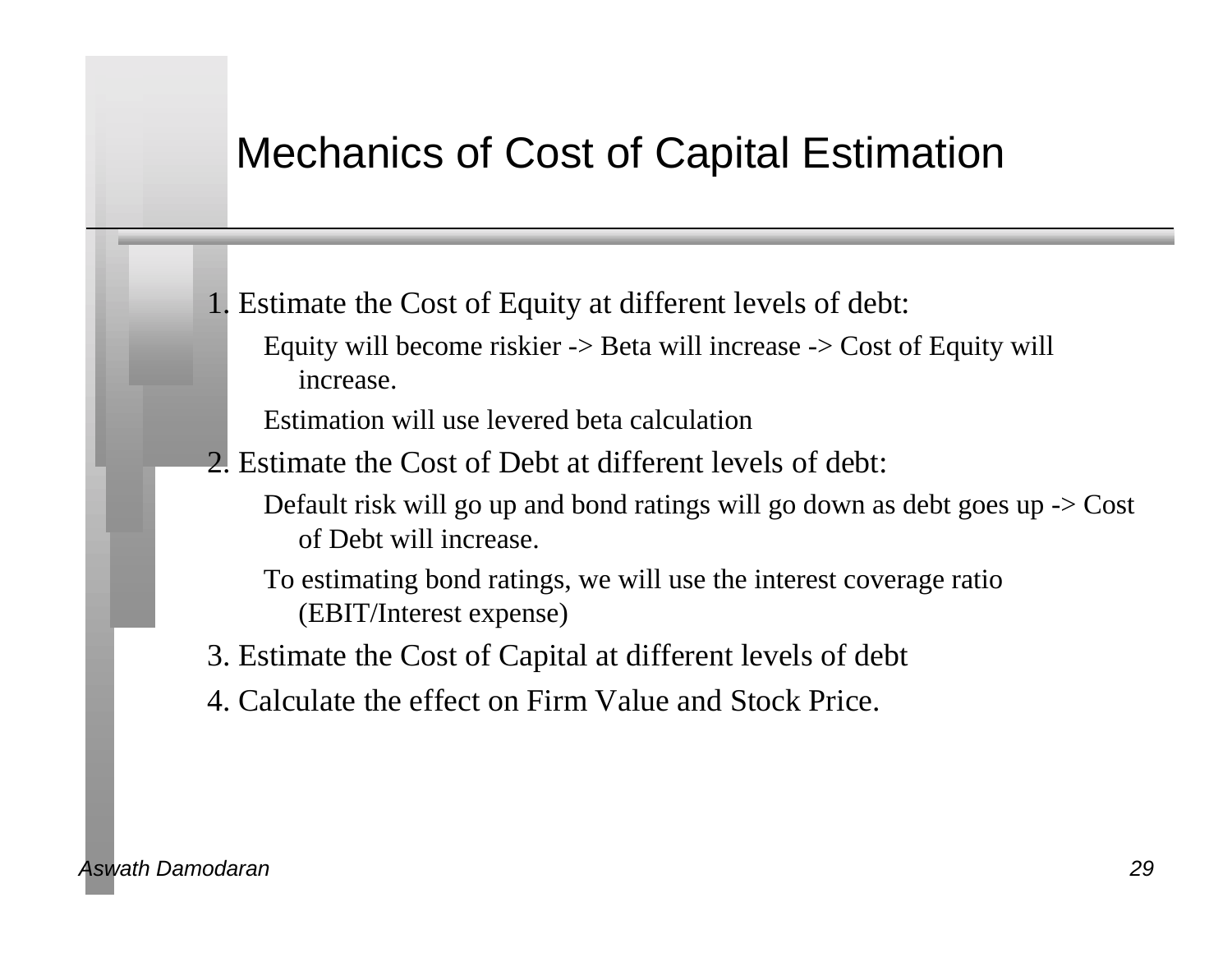# Mechanics of Cost of Capital Estimation

1. Estimate the Cost of Equity at different levels of debt:
   - Equity will become riskier -> Beta will increase -> Cost of Equity will increase.
   - Estimation will use levered beta calculation
2. Estimate the Cost of Debt at different levels of debt:
   - Default risk will go up and bond ratings will go down as debt goes up -> Cost of Debt will increase.
   - To estimating bond ratings, we will use the interest coverage ratio (EBIT/Interest expense)
3. Estimate the Cost of Capital at different levels of debt
4. Calculate the effect on Firm Value and Stock Price.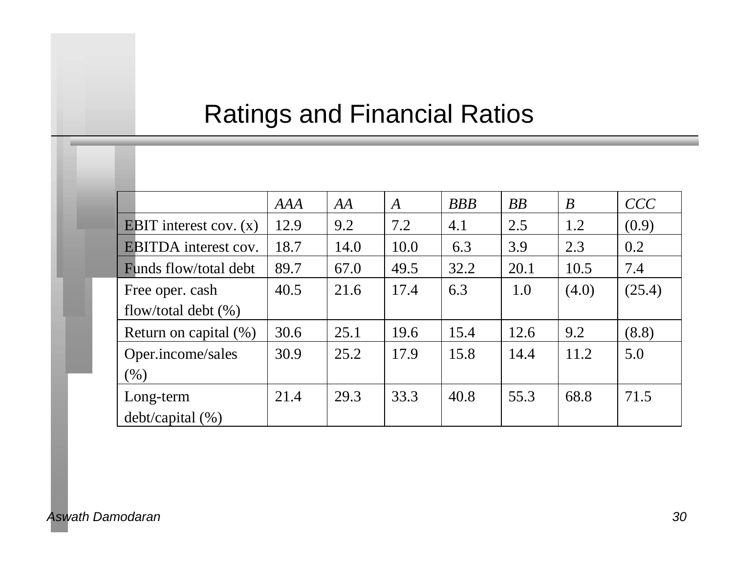# Ratings and Financial Ratios

| | *AAA* | *AA* | *A* | *BBB* | *BB* | *B* | *CCC* |
|---|---|---|---|---|---|---|---|
| EBIT interest cov. (x) | 12.9 | 9.2 | 7.2 | 4.1 | 2.5 | 1.2 | (0.9) |
| EBITDA interest cov. | 18.7 | 14.0 | 10.0 | 6.3 | 3.9 | 2.3 | 0.2 |
| Funds flow/total debt | 89.7 | 67.0 | 49.5 | 32.2 | 20.1 | 10.5 | 7.4 |
| Free oper. cash flow/total debt (%) | 40.5 | 21.6 | 17.4 | 6.3 | 1.0 | (4.0) | (25.4) |
| Return on capital (%) | 30.6 | 25.1 | 19.6 | 15.4 | 12.6 | 9.2 | (8.8) |
| Oper.income/sales (%) | 30.9 | 25.2 | 17.9 | 15.8 | 14.4 | 11.2 | 5.0 |
| Long-term debt/capital (%) | 21.4 | 29.3 | 33.3 | 40.8 | 55.3 | 68.8 | 71.5 |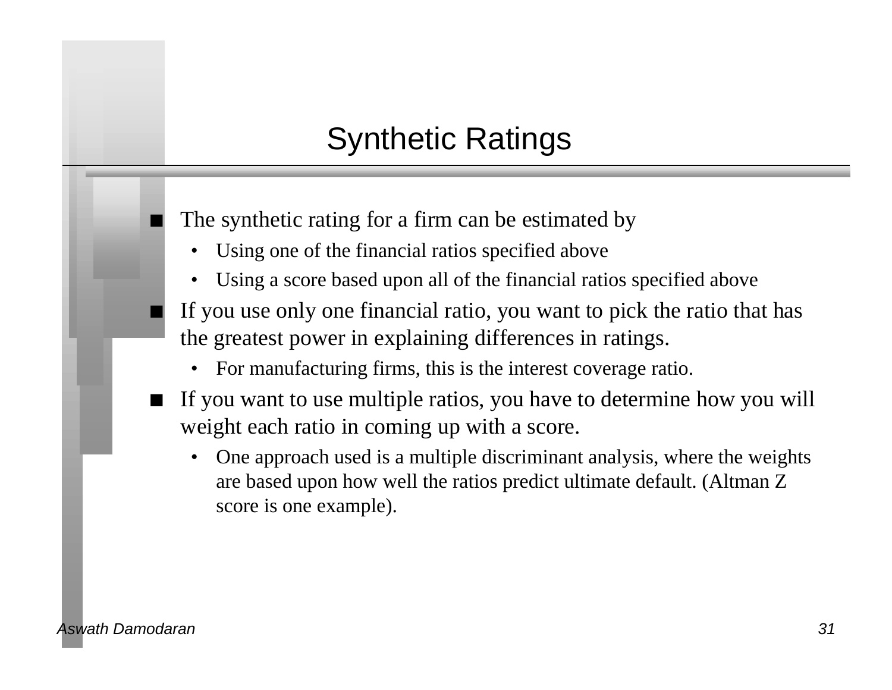# Synthetic Ratings

- The synthetic rating for a firm can be estimated by
  - Using one of the financial ratios specified above
  - Using a score based upon all of the financial ratios specified above
- If you use only one financial ratio, you want to pick the ratio that has the greatest power in explaining differences in ratings.
  - For manufacturing firms, this is the interest coverage ratio.
- If you want to use multiple ratios, you have to determine how you will weight each ratio in coming up with a score.
  - One approach used is a multiple discriminant analysis, where the weights are based upon how well the ratios predict ultimate default. (Altman Z score is one example).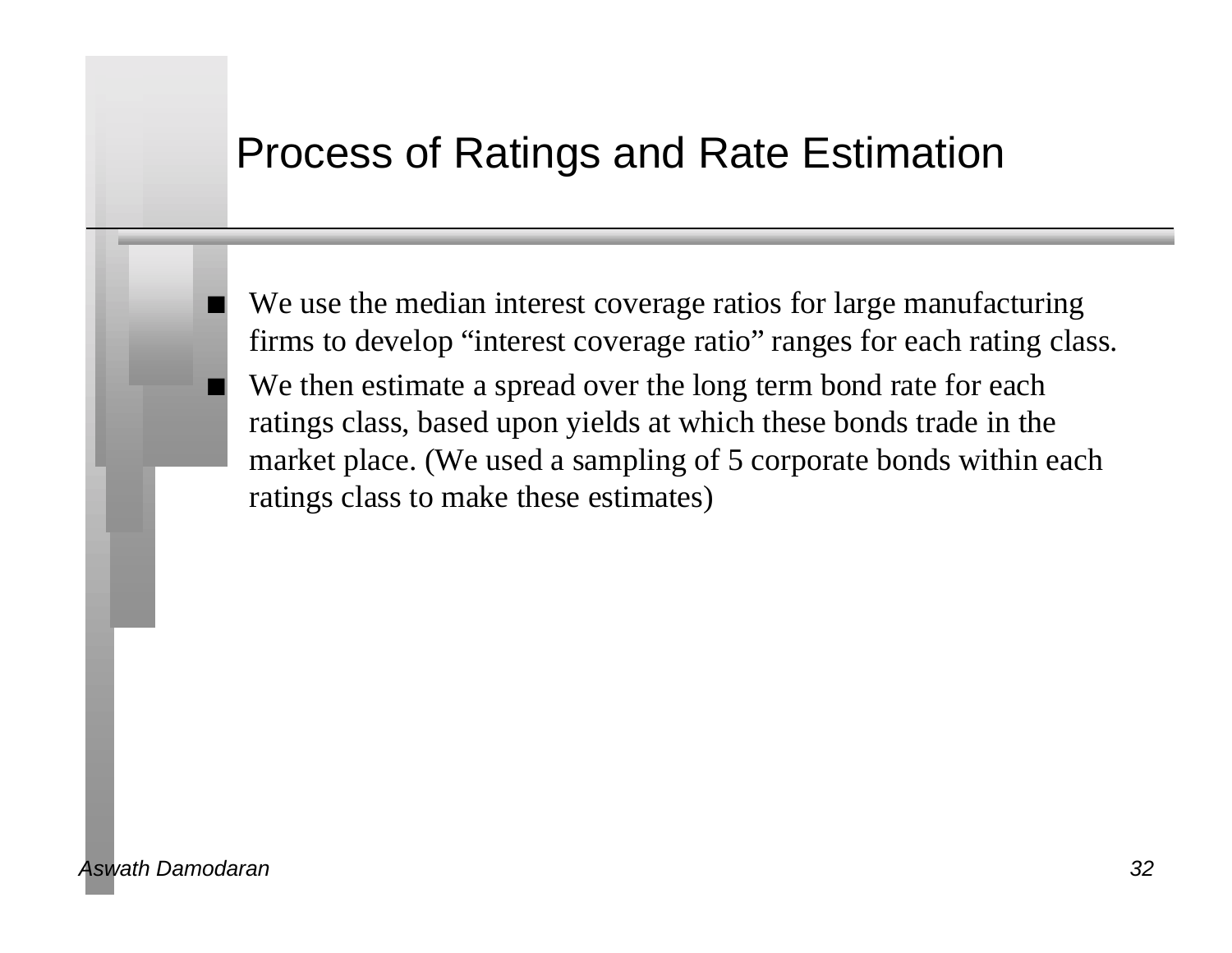# Process of Ratings and Rate Estimation

- We use the median interest coverage ratios for large manufacturing firms to develop "interest coverage ratio" ranges for each rating class.
- We then estimate a spread over the long term bond rate for each ratings class, based upon yields at which these bonds trade in the market place. (We used a sampling of 5 corporate bonds within each ratings class to make these estimates)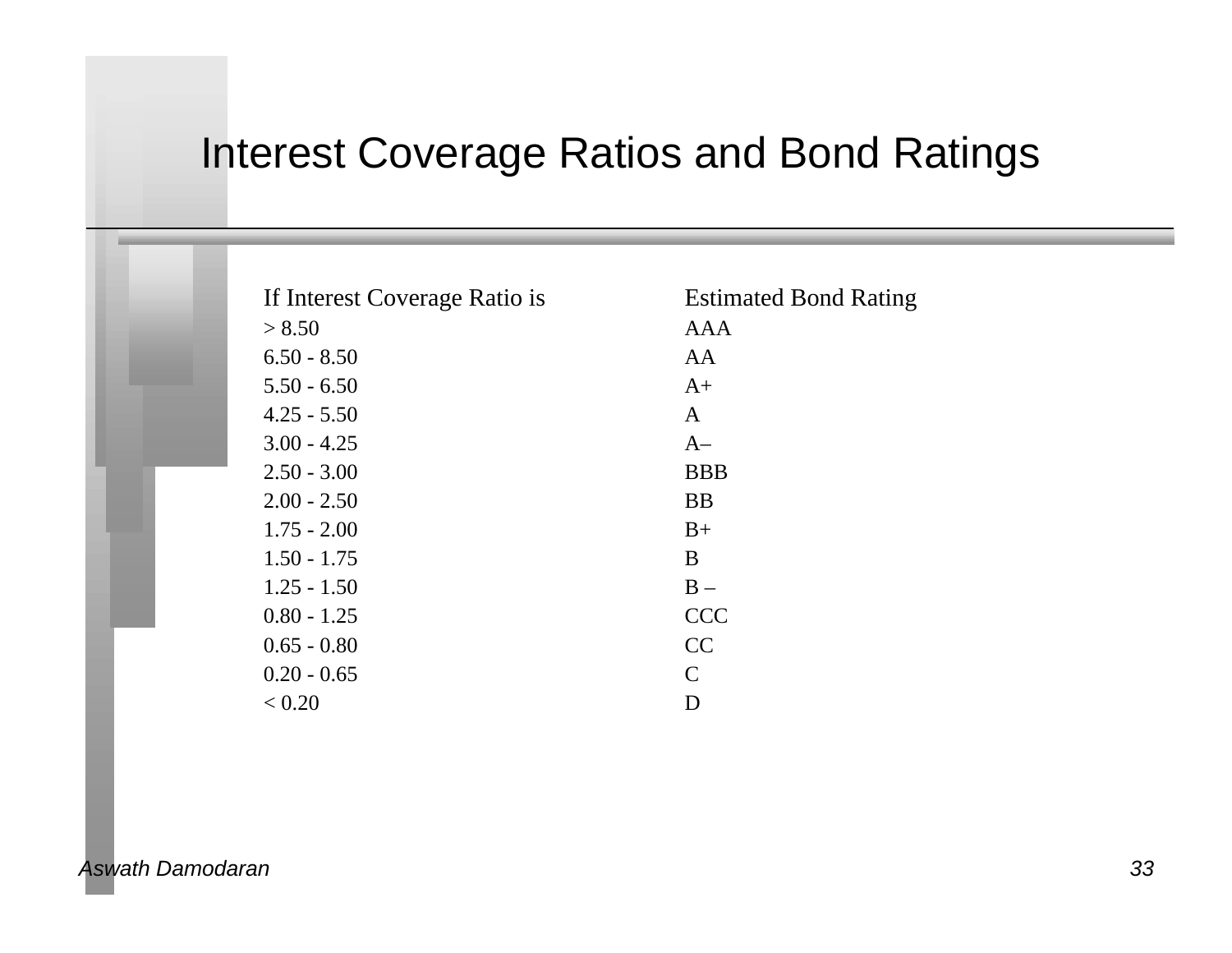# Interest Coverage Ratios and Bond Ratings

| If Interest Coverage Ratio is | Estimated Bond Rating |
| --- | --- |
| > 8.50 | AAA |
| 6.50 - 8.50 | AA |
| 5.50 - 6.50 | A+ |
| 4.25 - 5.50 | A |
| 3.00 - 4.25 | A– |
| 2.50 - 3.00 | BBB |
| 2.00 - 2.50 | BB |
| 1.75 - 2.00 | B+ |
| 1.50 - 1.75 | B |
| 1.25 - 1.50 | B – |
| 0.80 - 1.25 | CCC |
| 0.65 - 0.80 | CC |
| 0.20 - 0.65 | C |
| < 0.20 | D |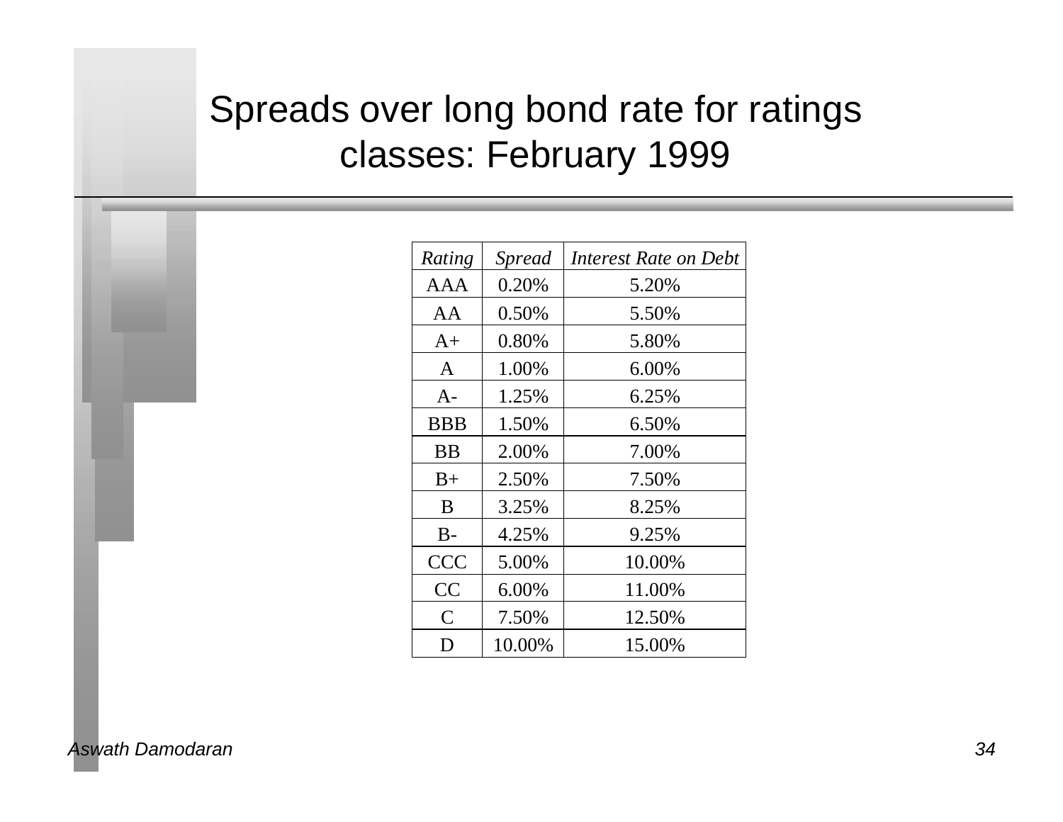# Spreads over long bond rate for ratings classes: February 1999

| *Rating* | *Spread* | *Interest Rate on Debt* |
|---|---|---|
| AAA | 0.20% | 5.20% |
| AA | 0.50% | 5.50% |
| A+ | 0.80% | 5.80% |
| A | 1.00% | 6.00% |
| A- | 1.25% | 6.25% |
| BBB | 1.50% | 6.50% |
| BB | 2.00% | 7.00% |
| B+ | 2.50% | 7.50% |
| B | 3.25% | 8.25% |
| B- | 4.25% | 9.25% |
| CCC | 5.00% | 10.00% |
| CC | 6.00% | 11.00% |
| C | 7.50% | 12.50% |
| D | 10.00% | 15.00% |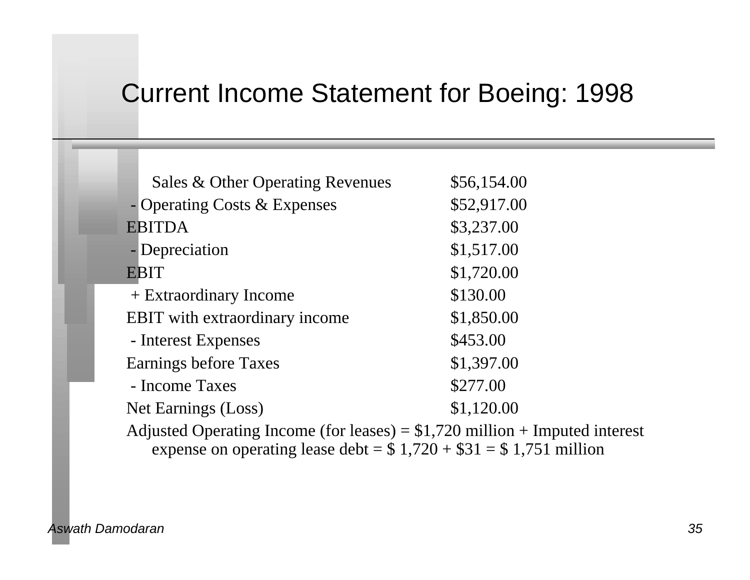# Current Income Statement for Boeing: 1998

| | |
|---|---|
| Sales & Other Operating Revenues | $56,154.00 |
| - Operating Costs & Expenses | $52,917.00 |
| EBITDA | $3,237.00 |
| - Depreciation | $1,517.00 |
| EBIT | $1,720.00 |
| + Extraordinary Income | $130.00 |
| EBIT with extraordinary income | $1,850.00 |
| - Interest Expenses | $453.00 |
| Earnings before Taxes | $1,397.00 |
| - Income Taxes | $277.00 |
| Net Earnings (Loss) | $1,120.00 |

Adjusted Operating Income (for leases) = $1,720 million + Imputed interest expense on operating lease debt = $ 1,720 + $31 = $ 1,751 million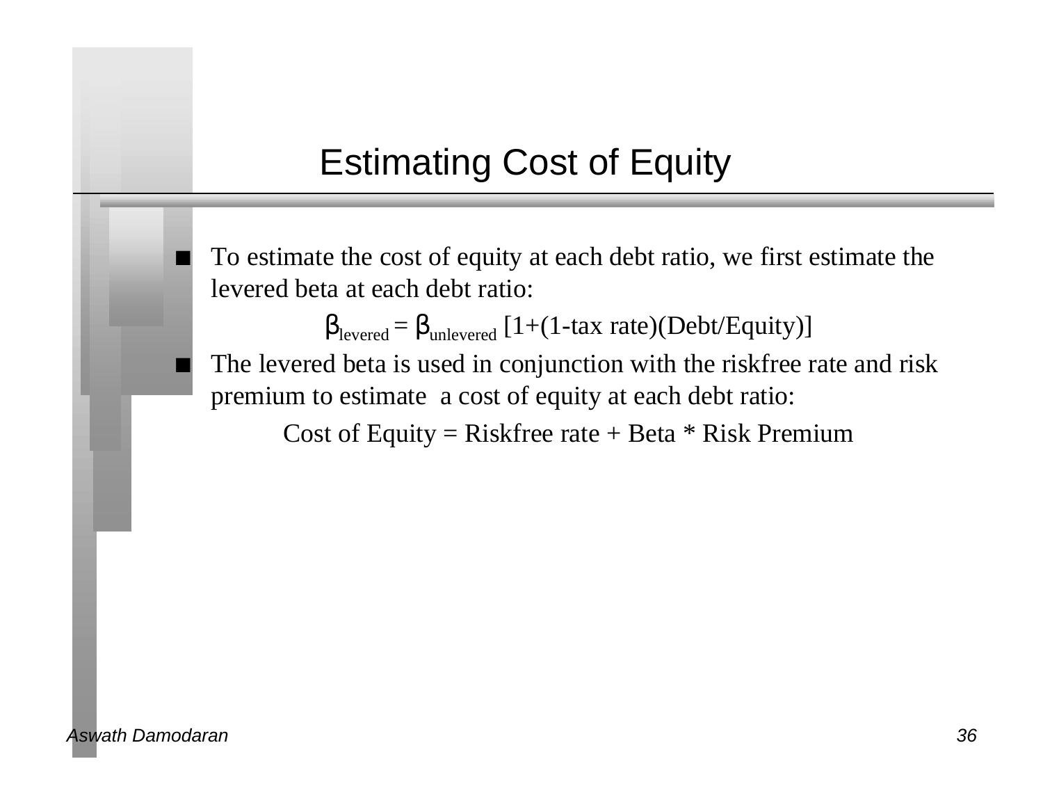# Estimating Cost of Equity

- To estimate the cost of equity at each debt ratio, we first estimate the levered beta at each debt ratio:

$$\beta_{levered} = \beta_{unlevered} [1+(1\text{-tax rate})(\text{Debt/Equity})]$$

- The levered beta is used in conjunction with the riskfree rate and risk premium to estimate a cost of equity at each debt ratio:

$$\text{Cost of Equity} = \text{Riskfree rate} + \text{Beta} * \text{Risk Premium}$$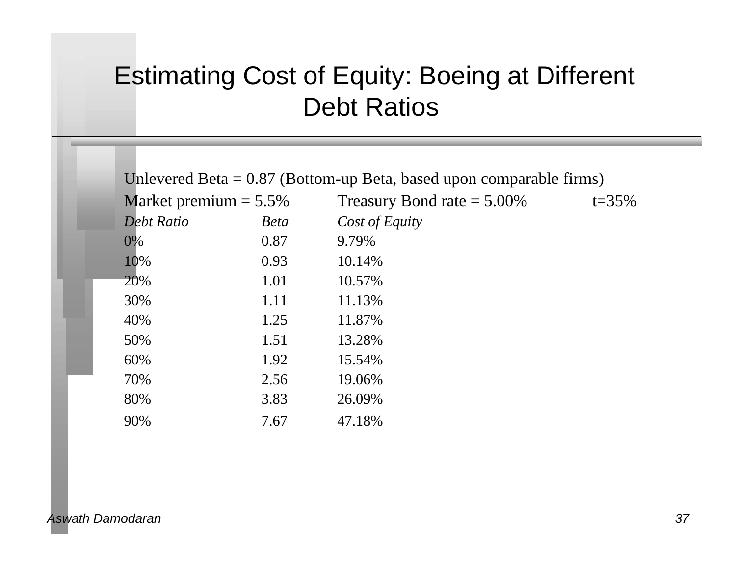# Estimating Cost of Equity: Boeing at Different Debt Ratios

Unlevered Beta = 0.87 (Bottom-up Beta, based upon comparable firms)

Market premium = 5.5% Treasury Bond rate = 5.00% t=35%

| *Debt Ratio* | *Beta* | *Cost of Equity* |
|---|---|---|
| 0% | 0.87 | 9.79% |
| 10% | 0.93 | 10.14% |
| 20% | 1.01 | 10.57% |
| 30% | 1.11 | 11.13% |
| 40% | 1.25 | 11.87% |
| 50% | 1.51 | 13.28% |
| 60% | 1.92 | 15.54% |
| 70% | 2.56 | 19.06% |
| 80% | 3.83 | 26.09% |
| 90% | 7.67 | 47.18% |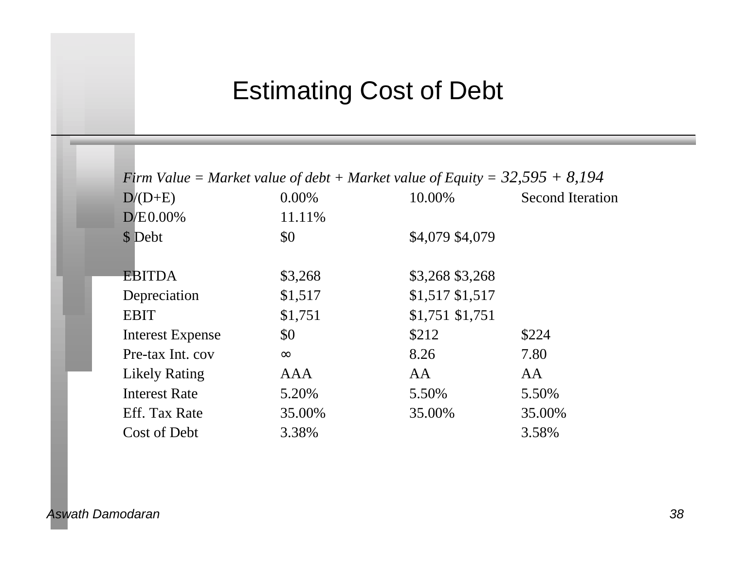# Estimating Cost of Debt

*Firm Value = Market value of debt + Market value of Equity = 32,595 + 8,194*

| D/(D+E) | 0.00% | 10.00% | Second Iteration |
|---|---|---|---|
| D/E | 0.00% | 11.11% | |
| $ Debt | $0 | $4,079 | $4,079 |
| | | | |
| EBITDA | $3,268 | $3,268 | $3,268 |
| Depreciation | $1,517 | $1,517 | $1,517 |
| EBIT | $1,751 | $1,751 | $1,751 |
| Interest Expense | $0 | $212 | $224 |
| Pre-tax Int. cov | ∞ | 8.26 | 7.80 |
| Likely Rating | AAA | AA | AA |
| Interest Rate | 5.20% | 5.50% | 5.50% |
| Eff. Tax Rate | 35.00% | 35.00% | 35.00% |
| Cost of Debt | 3.38% | | 3.58% |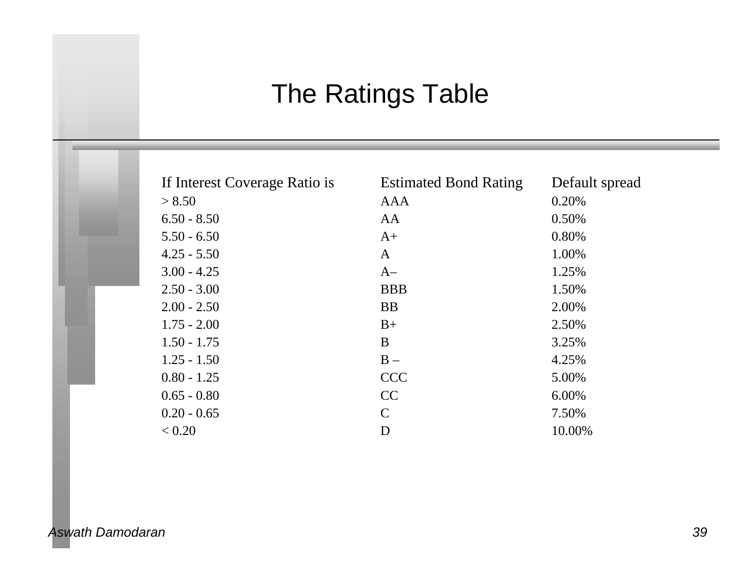# The Ratings Table

| If Interest Coverage Ratio is | Estimated Bond Rating | Default spread |
| --- | --- | --- |
| > 8.50 | AAA | 0.20% |
| 6.50 - 8.50 | AA | 0.50% |
| 5.50 - 6.50 | A+ | 0.80% |
| 4.25 - 5.50 | A | 1.00% |
| 3.00 - 4.25 | A– | 1.25% |
| 2.50 - 3.00 | BBB | 1.50% |
| 2.00 - 2.50 | BB | 2.00% |
| 1.75 - 2.00 | B+ | 2.50% |
| 1.50 - 1.75 | B | 3.25% |
| 1.25 - 1.50 | B – | 4.25% |
| 0.80 - 1.25 | CCC | 5.00% |
| 0.65 - 0.80 | CC | 6.00% |
| 0.20 - 0.65 | C | 7.50% |
| < 0.20 | D | 10.00% |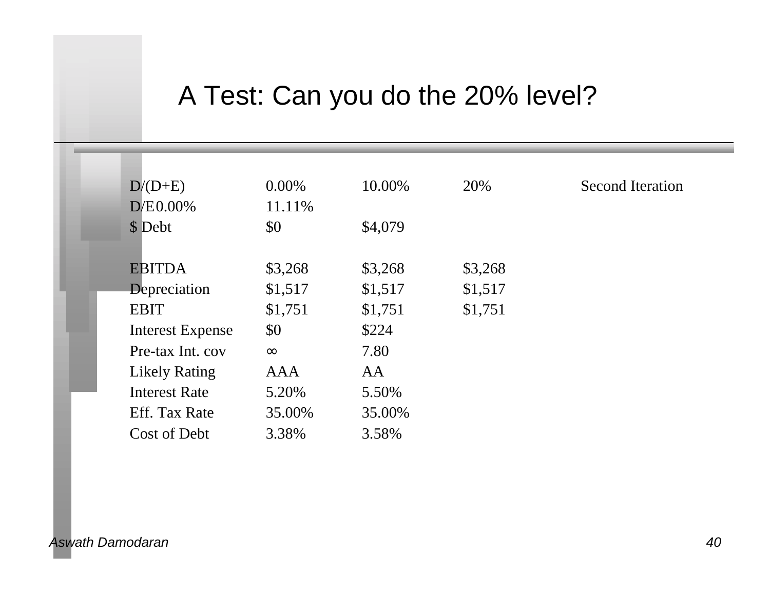# A Test: Can you do the 20% level?

| D/(D+E) | 0.00% | 10.00% | 20% | Second Iteration |
|---|---|---|---|---|
| D/E | 0.00% | 11.11% | | |
| $ Debt | $0 | $4,079 | | |
| | | | | |
| EBITDA | $3,268 | $3,268 | $3,268 | |
| Depreciation | $1,517 | $1,517 | $1,517 | |
| EBIT | $1,751 | $1,751 | $1,751 | |
| Interest Expense | $0 | $224 | | |
| Pre-tax Int. cov | ∞ | 7.80 | | |
| Likely Rating | AAA | AA | | |
| Interest Rate | 5.20% | 5.50% | | |
| Eff. Tax Rate | 35.00% | 35.00% | | |
| Cost of Debt | 3.38% | 3.58% | | |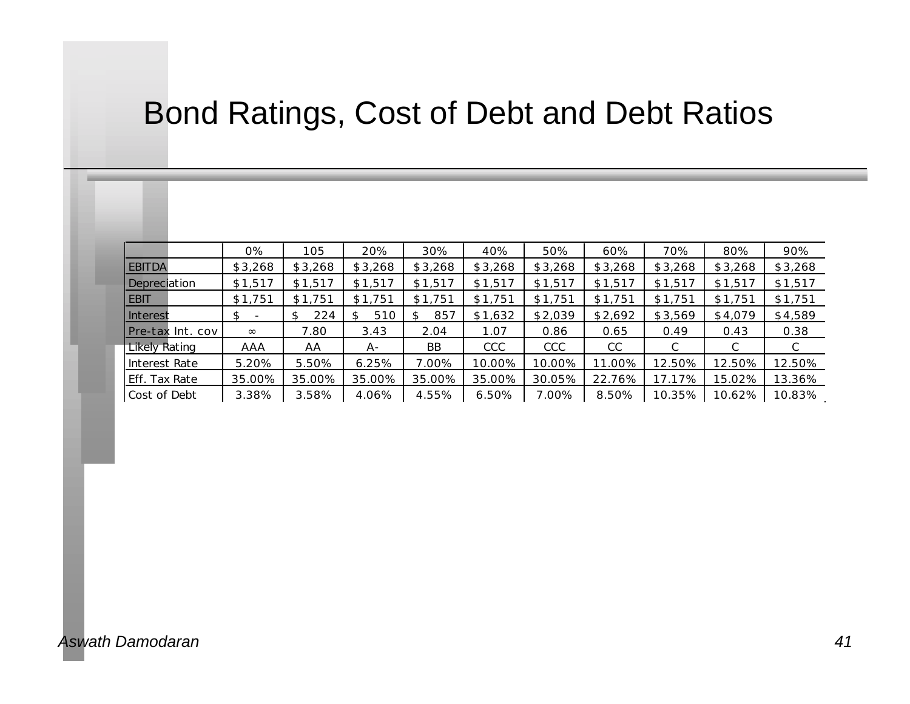# Bond Ratings, Cost of Debt and Debt Ratios

| | 0% | 105 | 20% | 30% | 40% | 50% | 60% | 70% | 80% | 90% |
|---|---|---|---|---|---|---|---|---|---|---|
| EBITDA | $3,268 | $3,268 | $3,268 | $3,268 | $3,268 | $3,268 | $3,268 | $3,268 | $3,268 | $3,268 |
| Depreciation | $1,517 | $1,517 | $1,517 | $1,517 | $1,517 | $1,517 | $1,517 | $1,517 | $1,517 | $1,517 |
| EBIT | $1,751 | $1,751 | $1,751 | $1,751 | $1,751 | $1,751 | $1,751 | $1,751 | $1,751 | $1,751 |
| Interest | $ - | $ 224 | $ 510 | $ 857 | $1,632 | $2,039 | $2,692 | $3,569 | $4,079 | $4,589 |
| Pre-tax Int. cov | ∞ | 7.80 | 3.43 | 2.04 | 1.07 | 0.86 | 0.65 | 0.49 | 0.43 | 0.38 |
| Likely Rating | AAA | AA | A- | BB | CCC | CCC | CC | C | C | C |
| Interest Rate | 5.20% | 5.50% | 6.25% | 7.00% | 10.00% | 10.00% | 11.00% | 12.50% | 12.50% | 12.50% |
| Eff. Tax Rate | 35.00% | 35.00% | 35.00% | 35.00% | 35.00% | 30.05% | 22.76% | 17.17% | 15.02% | 13.36% |
| Cost of Debt | 3.38% | 3.58% | 4.06% | 4.55% | 6.50% | 7.00% | 8.50% | 10.35% | 10.62% | 10.83% |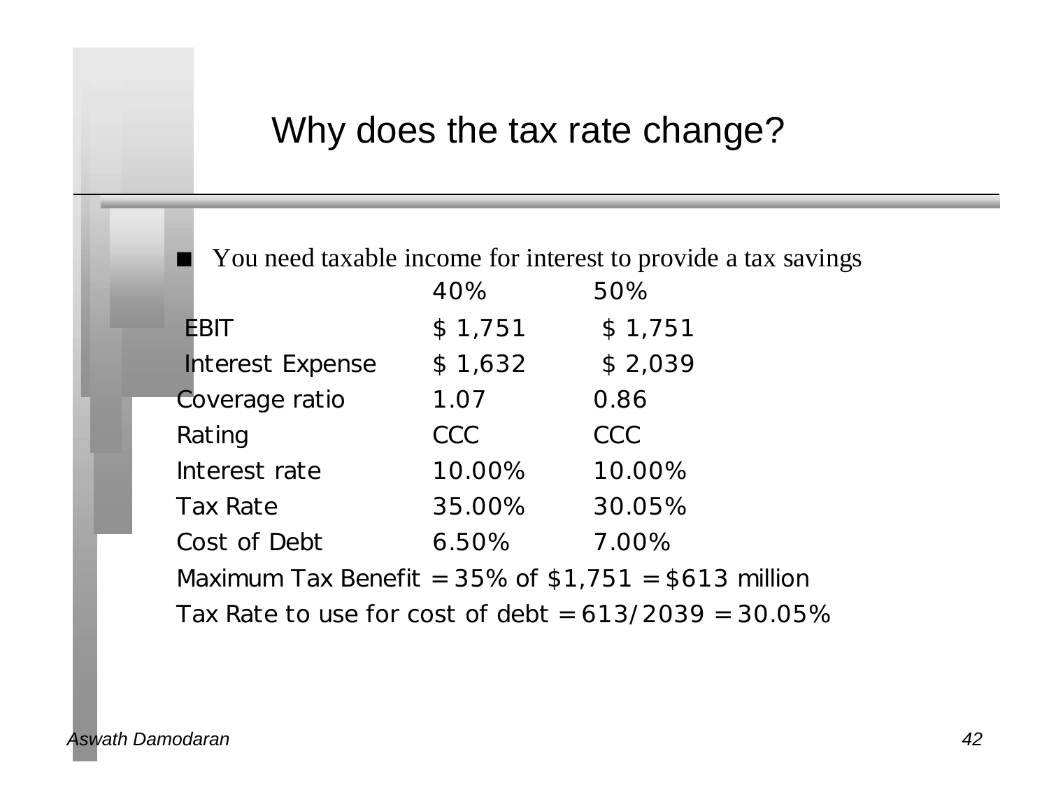# Why does the tax rate change?

- You need taxable income for interest to provide a tax savings

| | 40% | 50% |
|---|---|---|
| EBIT | $ 1,751 | $ 1,751 |
| Interest Expense | $ 1,632 | $ 2,039 |
| Coverage ratio | 1.07 | 0.86 |
| Rating | CCC | CCC |
| Interest rate | 10.00% | 10.00% |
| Tax Rate | 35.00% | 30.05% |
| Cost of Debt | 6.50% | 7.00% |

Maximum Tax Benefit = 35% of $1,751 = $613 million

Tax Rate to use for cost of debt = 613/2039 = 30.05%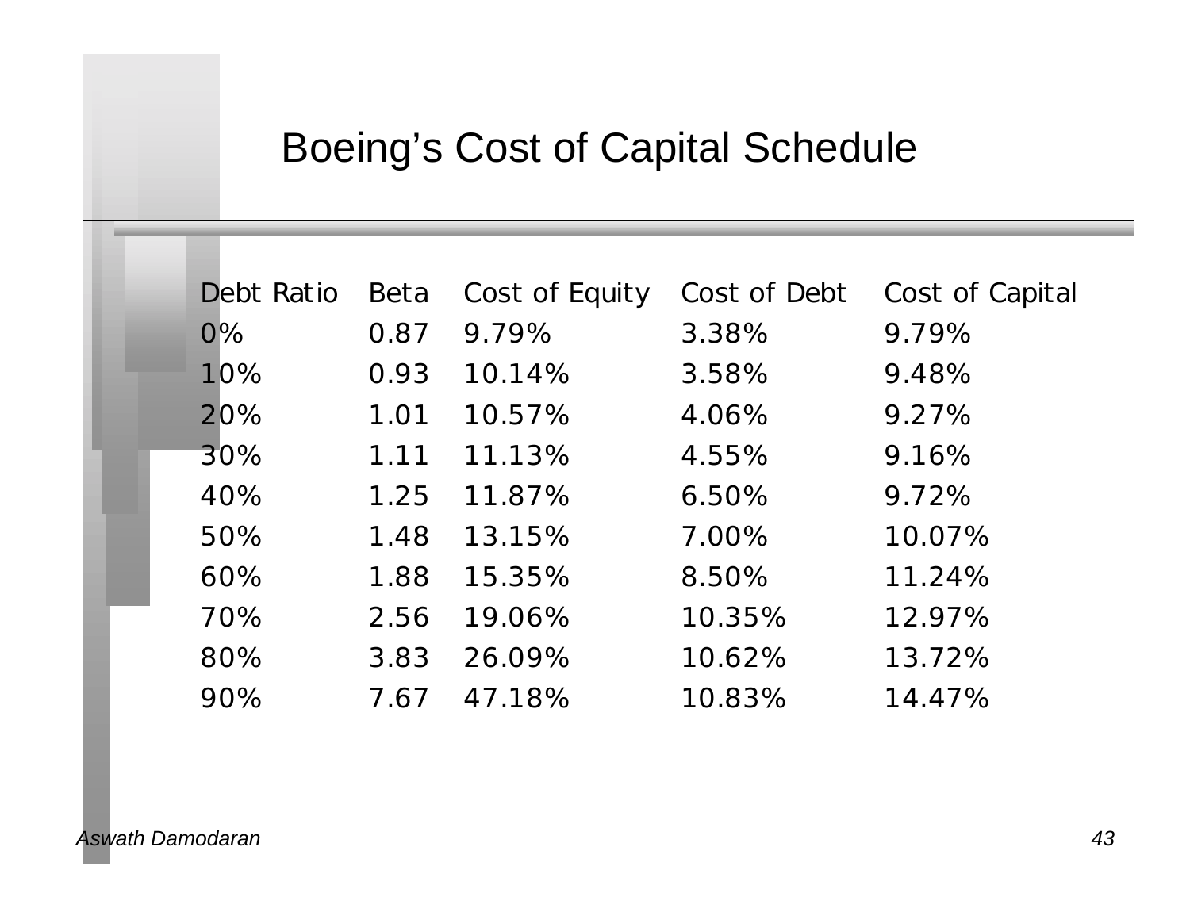# Boeing's Cost of Capital Schedule

| Debt Ratio | Beta | Cost of Equity | Cost of Debt | Cost of Capital |
|---|---|---|---|---|
| 0% | 0.87 | 9.79% | 3.38% | 9.79% |
| 10% | 0.93 | 10.14% | 3.58% | 9.48% |
| 20% | 1.01 | 10.57% | 4.06% | 9.27% |
| 30% | 1.11 | 11.13% | 4.55% | 9.16% |
| 40% | 1.25 | 11.87% | 6.50% | 9.72% |
| 50% | 1.48 | 13.15% | 7.00% | 10.07% |
| 60% | 1.88 | 15.35% | 8.50% | 11.24% |
| 70% | 2.56 | 19.06% | 10.35% | 12.97% |
| 80% | 3.83 | 26.09% | 10.62% | 13.72% |
| 90% | 7.67 | 47.18% | 10.83% | 14.47% |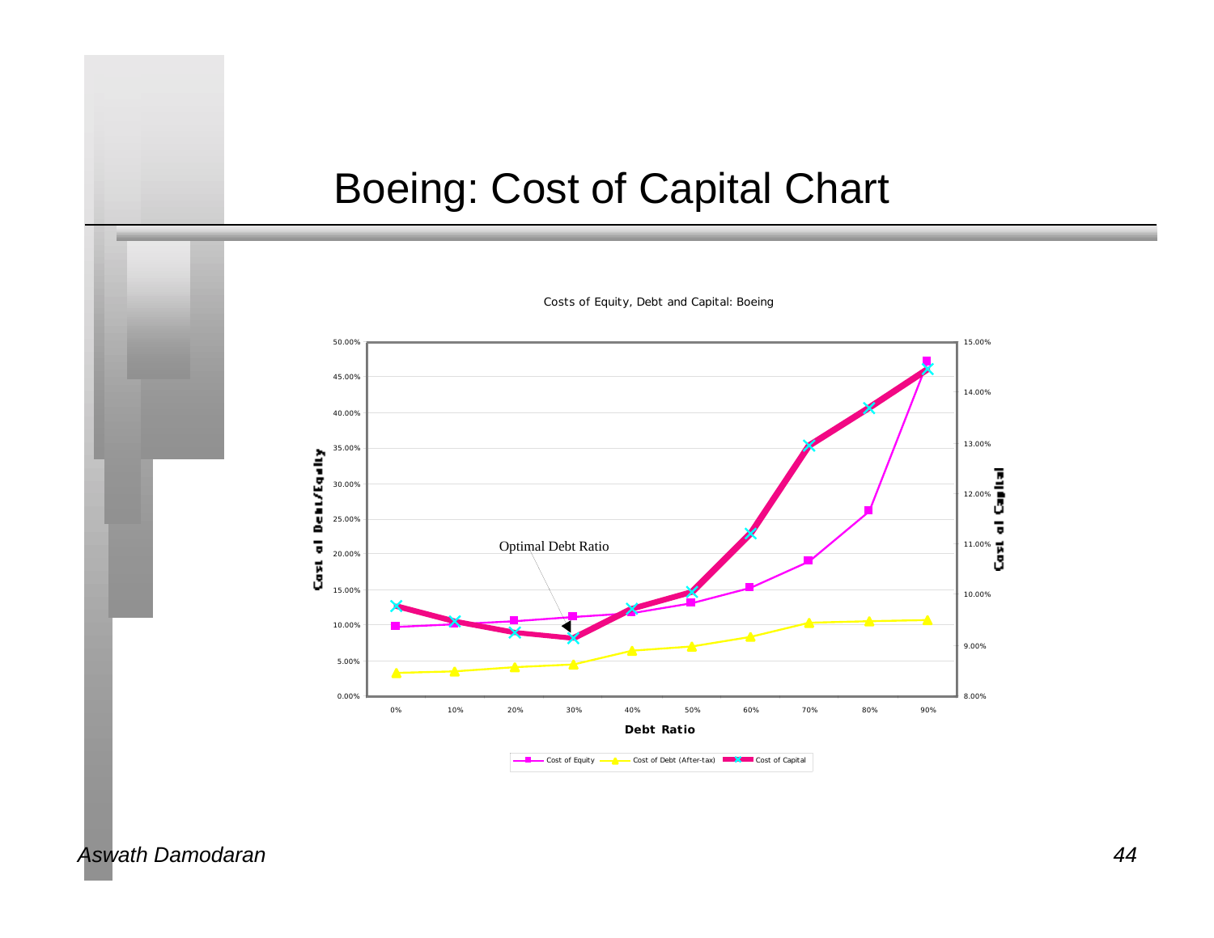# Boeing: Cost of Capital Chart

Costs of Equity, Debt and Capital: Boeing

Optimal Debt Ratio

Cost of Debt/Equity

Cost of Capital

Debt Ratio

Cost of Equity — Cost of Debt (After-tax) — Cost of Capital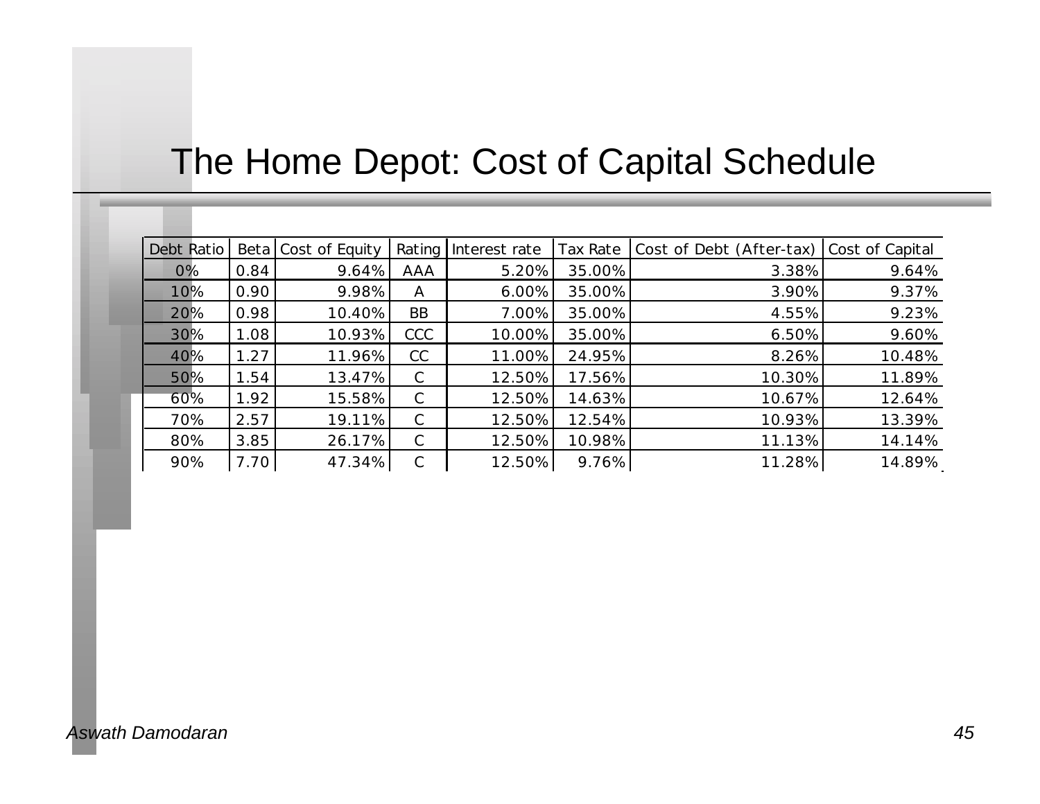# The Home Depot: Cost of Capital Schedule

| Debt Ratio | Beta | Cost of Equity | Rating | Interest rate | Tax Rate | Cost of Debt (After-tax) | Cost of Capital |
|---|---|---|---|---|---|---|---|
| 0% | 0.84 | 9.64% | AAA | 5.20% | 35.00% | 3.38% | 9.64% |
| 10% | 0.90 | 9.98% | A | 6.00% | 35.00% | 3.90% | 9.37% |
| 20% | 0.98 | 10.40% | BB | 7.00% | 35.00% | 4.55% | 9.23% |
| 30% | 1.08 | 10.93% | CCC | 10.00% | 35.00% | 6.50% | 9.60% |
| 40% | 1.27 | 11.96% | CC | 11.00% | 24.95% | 8.26% | 10.48% |
| 50% | 1.54 | 13.47% | C | 12.50% | 17.56% | 10.30% | 11.89% |
| 60% | 1.92 | 15.58% | C | 12.50% | 14.63% | 10.67% | 12.64% |
| 70% | 2.57 | 19.11% | C | 12.50% | 12.54% | 10.93% | 13.39% |
| 80% | 3.85 | 26.17% | C | 12.50% | 10.98% | 11.13% | 14.14% |
| 90% | 7.70 | 47.34% | C | 12.50% | 9.76% | 11.28% | 14.89% |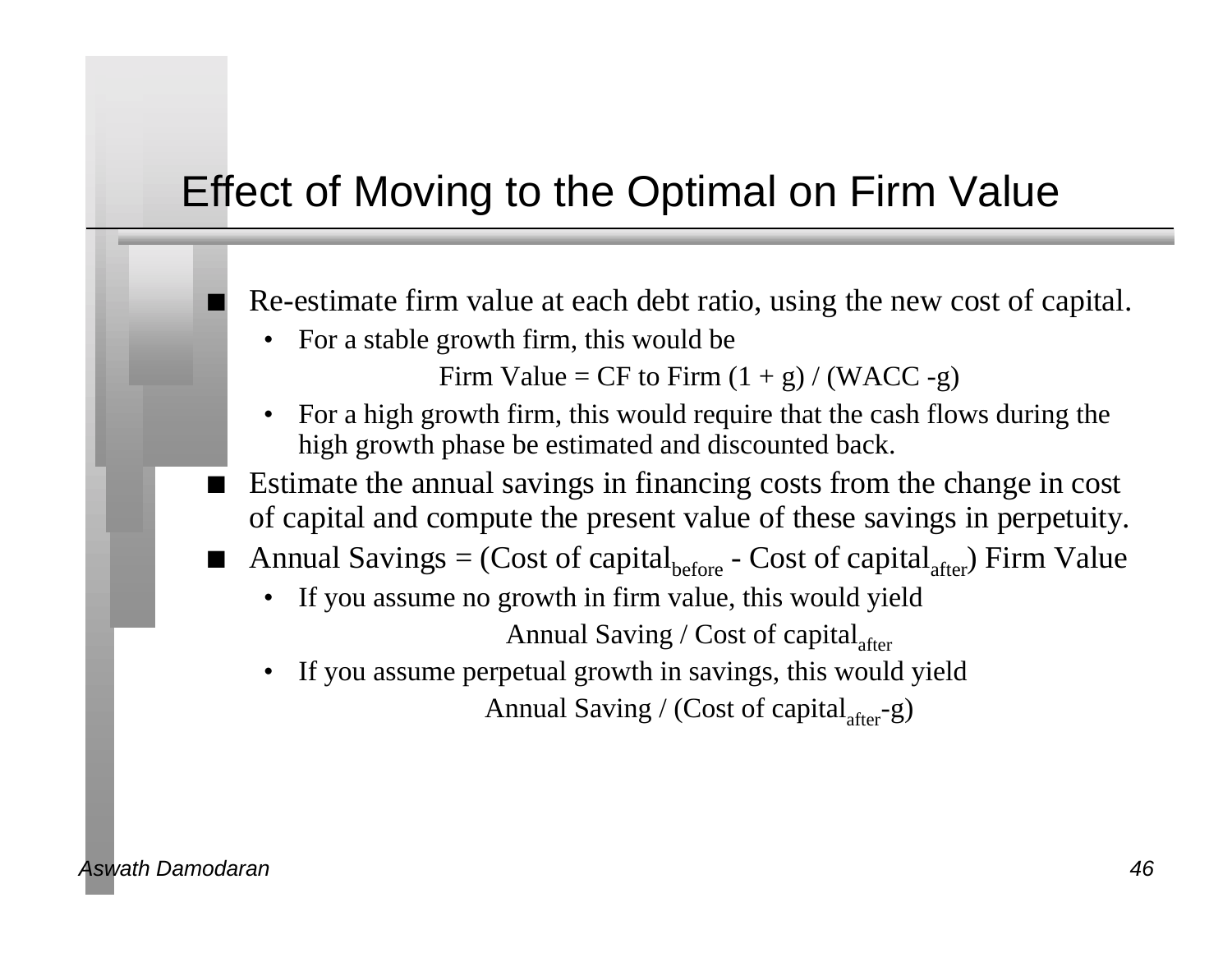# Effect of Moving to the Optimal on Firm Value

- Re-estimate firm value at each debt ratio, using the new cost of capital.
  - For a stable growth firm, this would be

    $$\text{Firm Value} = \text{CF to Firm } (1 + g) / (\text{WACC} - g)$$

  - For a high growth firm, this would require that the cash flows during the high growth phase be estimated and discounted back.
- Estimate the annual savings in financing costs from the change in cost of capital and compute the present value of these savings in perpetuity.
- Annual Savings = (Cost of $\text{capital}_{before}$ - Cost of $\text{capital}_{after}$) Firm Value
  - If you assume no growth in firm value, this would yield

    $$\text{Annual Saving} / \text{Cost of capital}_{after}$$

  - If you assume perpetual growth in savings, this would yield

    $$\text{Annual Saving} / (\text{Cost of capital}_{after} - g)$$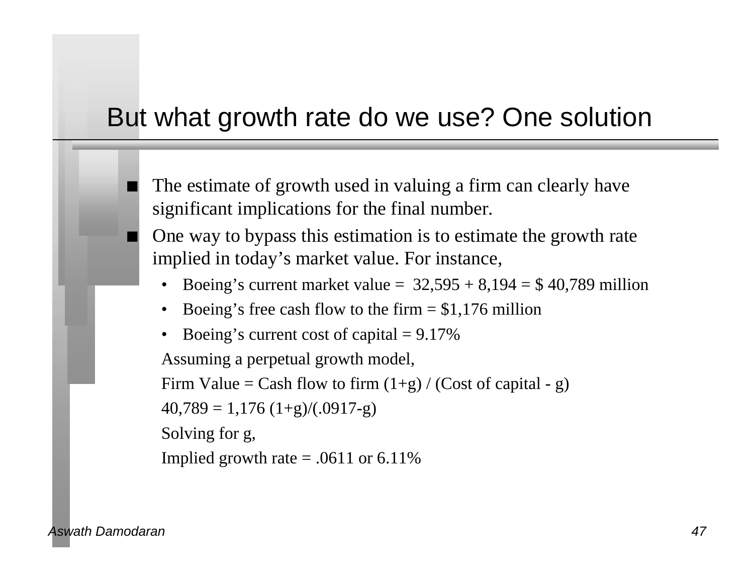# But what growth rate do we use? One solution

- The estimate of growth used in valuing a firm can clearly have significant implications for the final number.
- One way to bypass this estimation is to estimate the growth rate implied in today's market value. For instance,
  - Boeing's current market value = 32,595 + 8,194 = $ 40,789 million
  - Boeing's free cash flow to the firm = $1,176 million
  - Boeing's current cost of capital = 9.17%

  Assuming a perpetual growth model,

  Firm Value = Cash flow to firm (1+g) / (Cost of capital - g)

  $40{,}789 = 1{,}176\,(1+g)/(.0917-g)$

  Solving for g,

  Implied growth rate = .0611 or 6.11%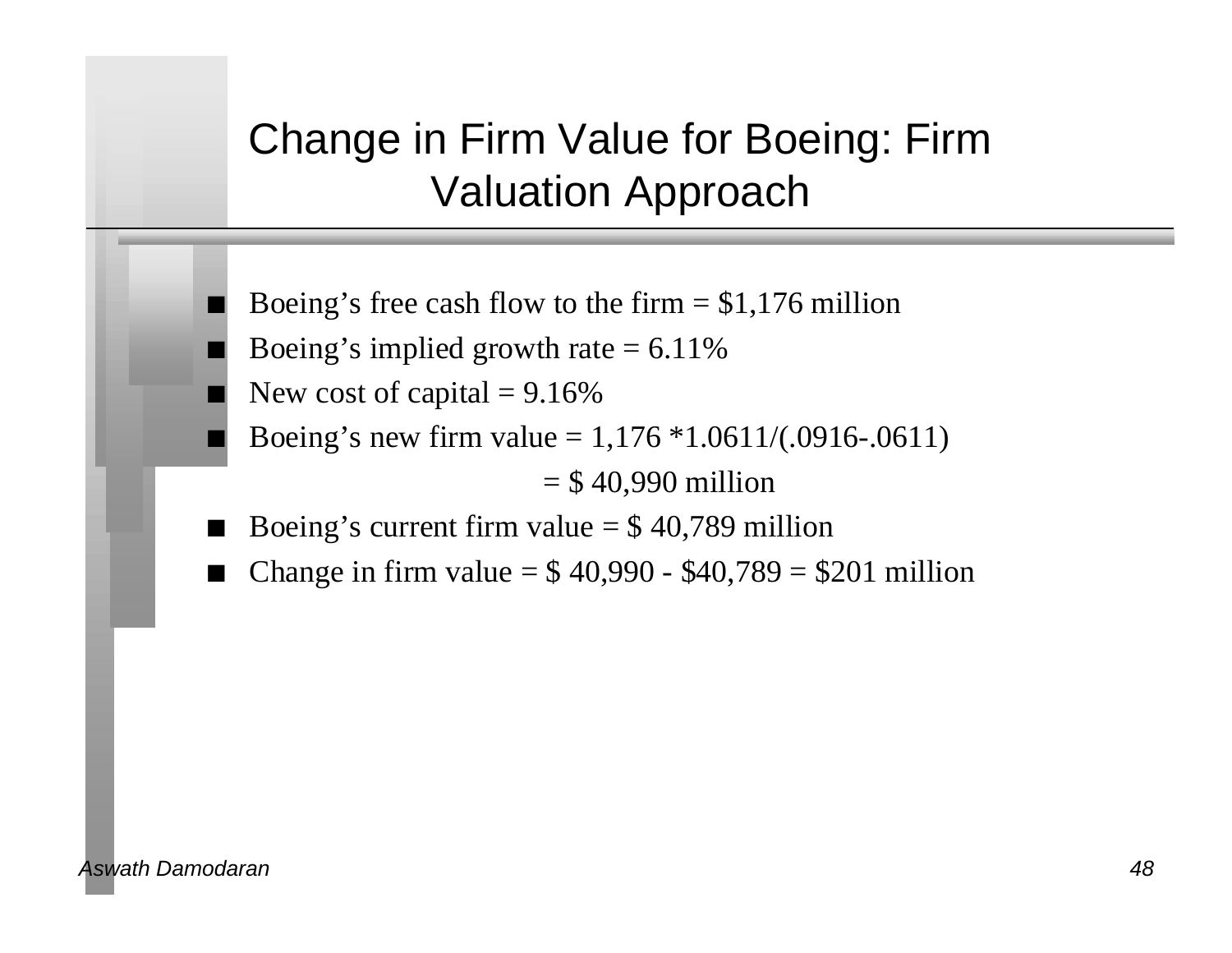# Change in Firm Value for Boeing: Firm Valuation Approach

- Boeing's free cash flow to the firm = $1,176 million
- Boeing's implied growth rate = 6.11%
- New cost of capital = 9.16%
- Boeing's new firm value = 1,176 *1.0611/(.0916-.0611)

  = $ 40,990 million
- Boeing's current firm value = $ 40,789 million
- Change in firm value = $ 40,990 - $40,789 = $201 million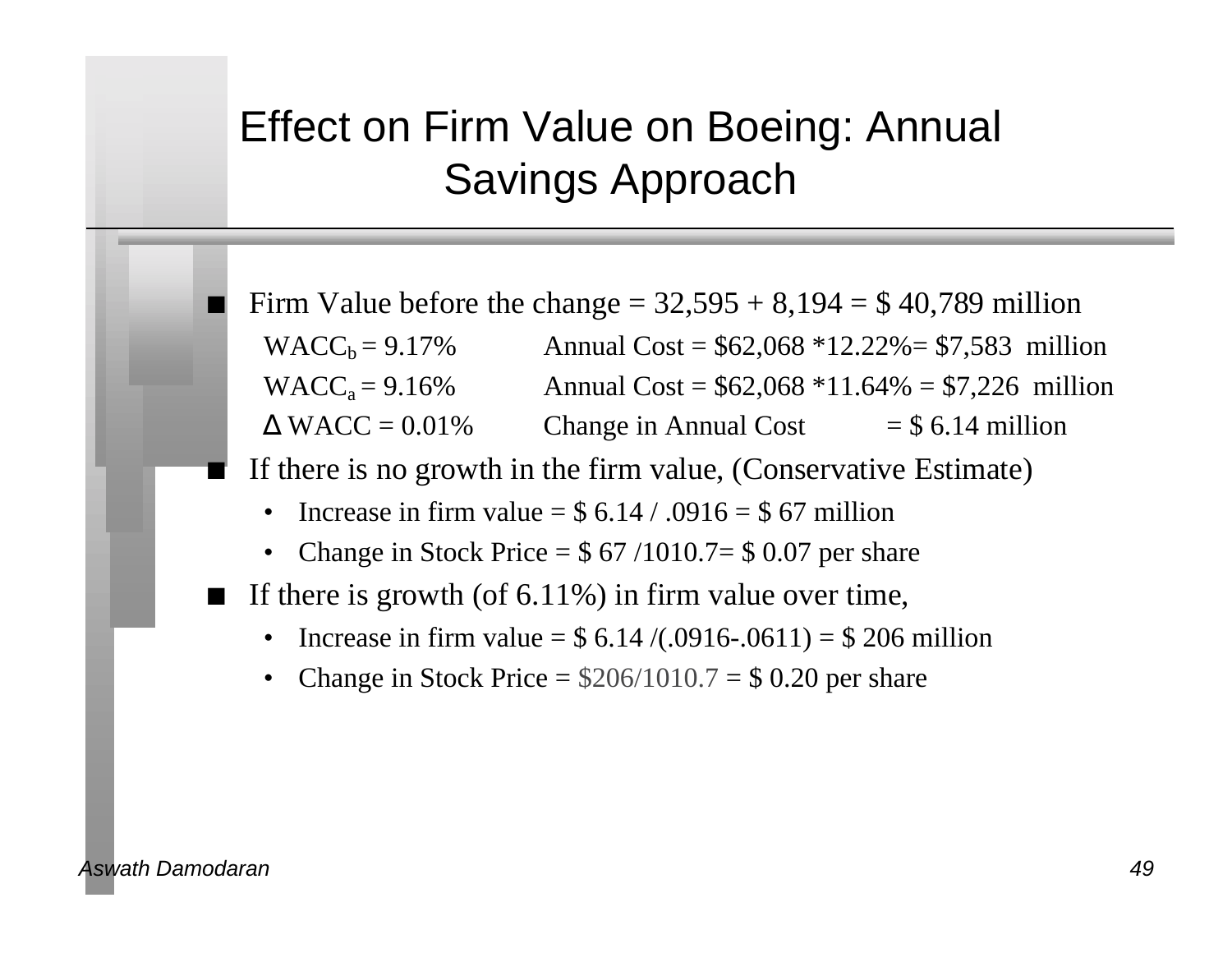# Effect on Firm Value on Boeing: Annual Savings Approach

- Firm Value before the change = 32,595 + 8,194 = $ 40,789 million

  $WACC_b$ = 9.17%    Annual Cost = $62,068 *12.22%= $7,583 million

  $WACC_a$ = 9.16%    Annual Cost = $62,068 *11.64% = $7,226 million

  $\Delta$ WACC = 0.01%    Change in Annual Cost    = $ 6.14 million

- If there is no growth in the firm value, (Conservative Estimate)
  - Increase in firm value = $ 6.14 / .0916 = $ 67 million
  - Change in Stock Price = $ 67 /1010.7= $ 0.07 per share
- If there is growth (of 6.11%) in firm value over time,
  - Increase in firm value = $ 6.14 /(.0916-.0611) = $ 206 million
  - Change in Stock Price = $206/1010.7 = $ 0.20 per share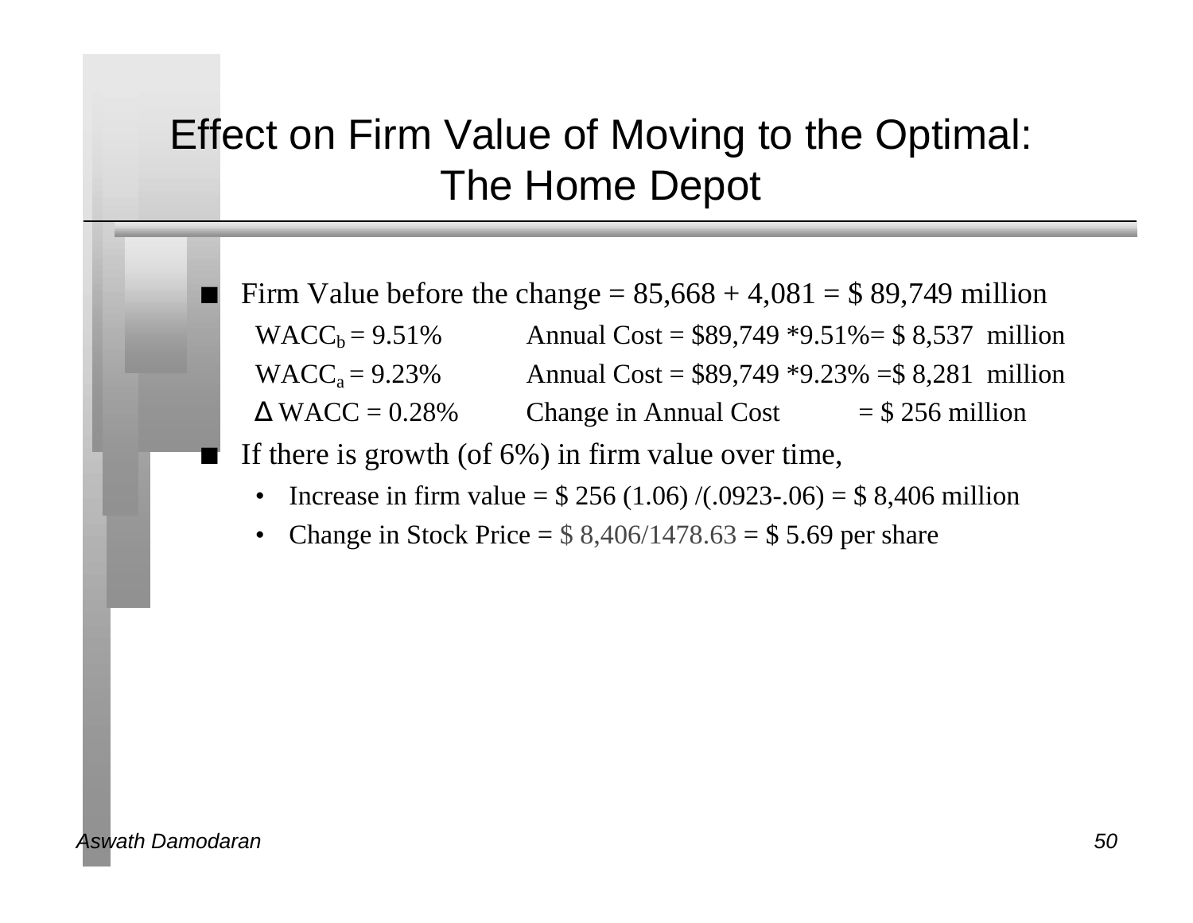# Effect on Firm Value of Moving to the Optimal: The Home Depot

- Firm Value before the change = 85,668 + 4,081 = $ 89,749 million

  $WACC_b$ = 9.51%   Annual Cost = $89,749 *9.51%= $ 8,537 million

  $WACC_a$ = 9.23%   Annual Cost = $89,749 *9.23% =$ 8,281 million

  $\Delta$ WACC = 0.28%   Change in Annual Cost   = $ 256 million

- If there is growth (of 6%) in firm value over time,
  - Increase in firm value = $ 256 (1.06) /(.0923-.06) = $ 8,406 million
  - Change in Stock Price = $ 8,406/1478.63 = $ 5.69 per share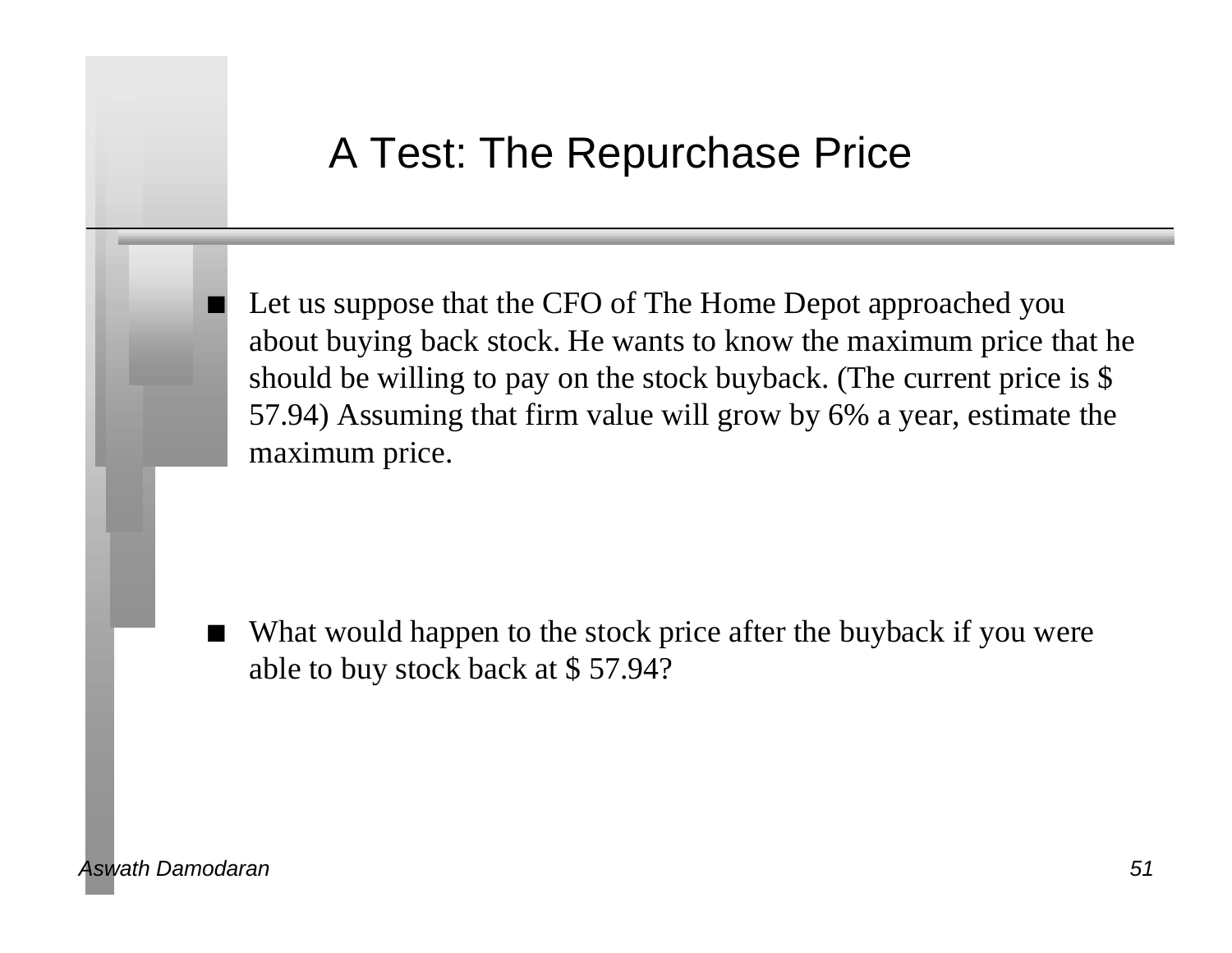# A Test: The Repurchase Price

- Let us suppose that the CFO of The Home Depot approached you about buying back stock. He wants to know the maximum price that he should be willing to pay on the stock buyback. (The current price is $ 57.94) Assuming that firm value will grow by 6% a year, estimate the maximum price.

- What would happen to the stock price after the buyback if you were able to buy stock back at $ 57.94?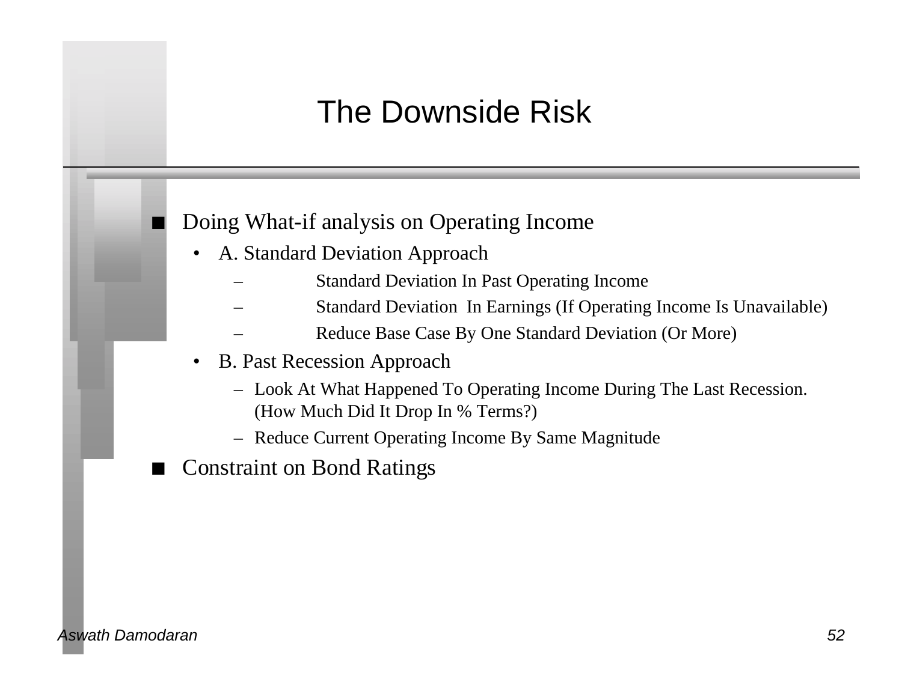# The Downside Risk

- Doing What-if analysis on Operating Income
  - A. Standard Deviation Approach
    - Standard Deviation In Past Operating Income
    - Standard Deviation In Earnings (If Operating Income Is Unavailable)
    - Reduce Base Case By One Standard Deviation (Or More)
  - B. Past Recession Approach
    - Look At What Happened To Operating Income During The Last Recession. (How Much Did It Drop In % Terms?)
    - Reduce Current Operating Income By Same Magnitude
- Constraint on Bond Ratings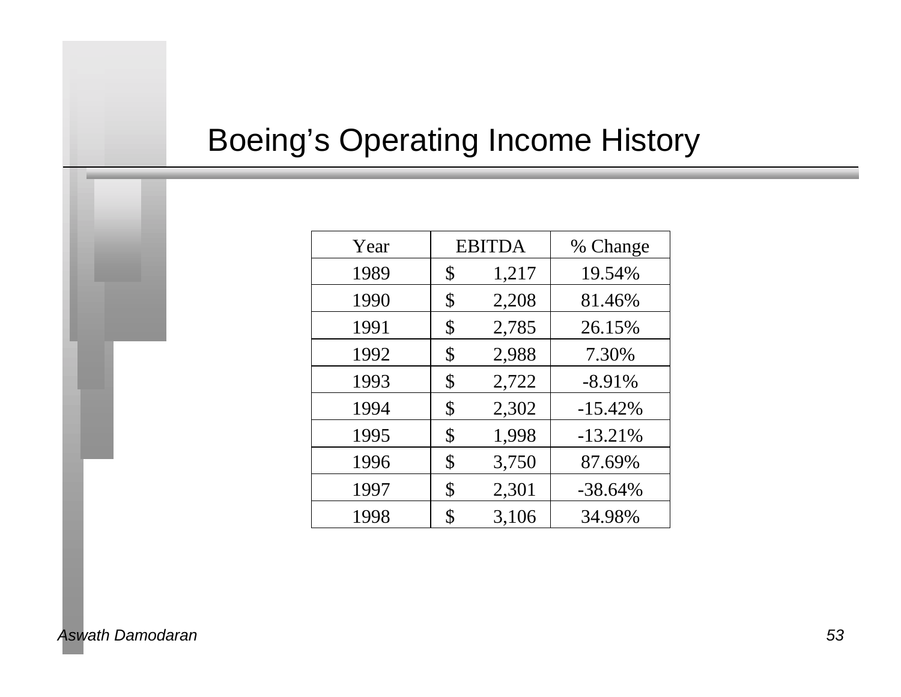# Boeing's Operating Income History

| Year | EBITDA | % Change |
|---|---|---|
| 1989 | $ 1,217 | 19.54% |
| 1990 | $ 2,208 | 81.46% |
| 1991 | $ 2,785 | 26.15% |
| 1992 | $ 2,988 | 7.30% |
| 1993 | $ 2,722 | -8.91% |
| 1994 | $ 2,302 | -15.42% |
| 1995 | $ 1,998 | -13.21% |
| 1996 | $ 3,750 | 87.69% |
| 1997 | $ 2,301 | -38.64% |
| 1998 | $ 3,106 | 34.98% |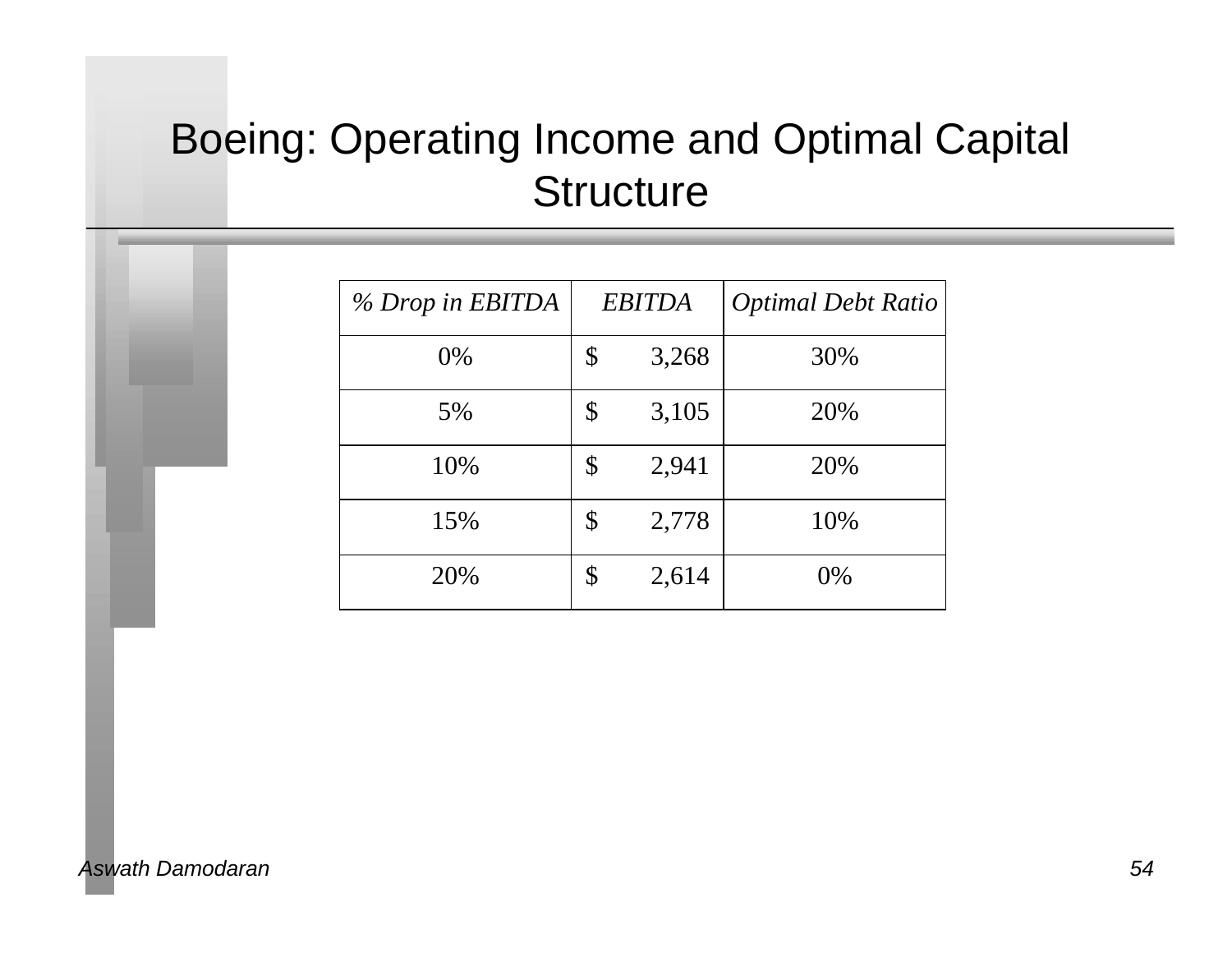# Boeing: Operating Income and Optimal Capital Structure

| *% Drop in EBITDA* | *EBITDA* | *Optimal Debt Ratio* |
| --- | --- | --- |
| 0% | $ 3,268 | 30% |
| 5% | $ 3,105 | 20% |
| 10% | $ 2,941 | 20% |
| 15% | $ 2,778 | 10% |
| 20% | $ 2,614 | 0% |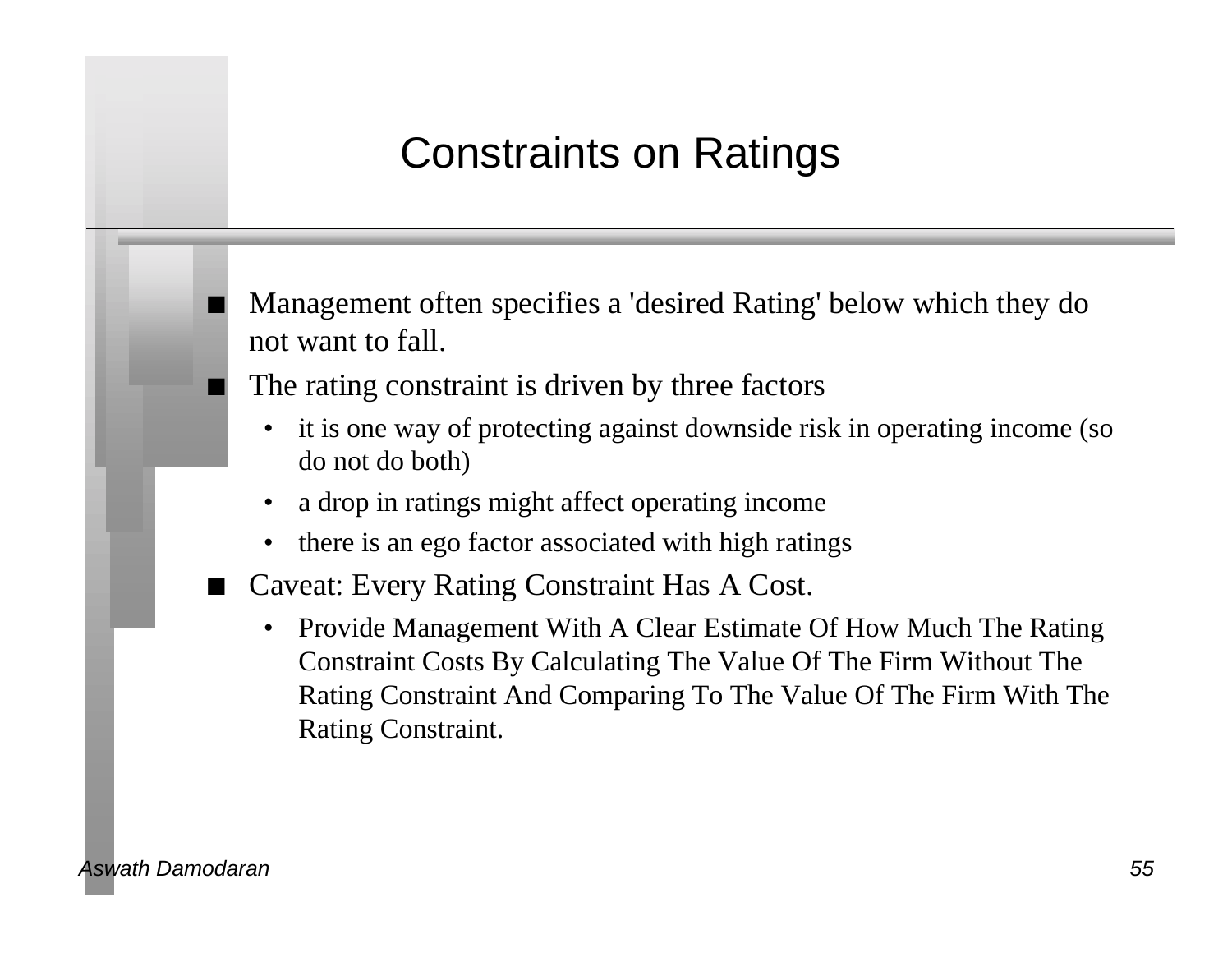# Constraints on Ratings

- Management often specifies a 'desired Rating' below which they do not want to fall.
- The rating constraint is driven by three factors
  - it is one way of protecting against downside risk in operating income (so do not do both)
  - a drop in ratings might affect operating income
  - there is an ego factor associated with high ratings
- Caveat: Every Rating Constraint Has A Cost.
  - Provide Management With A Clear Estimate Of How Much The Rating Constraint Costs By Calculating The Value Of The Firm Without The Rating Constraint And Comparing To The Value Of The Firm With The Rating Constraint.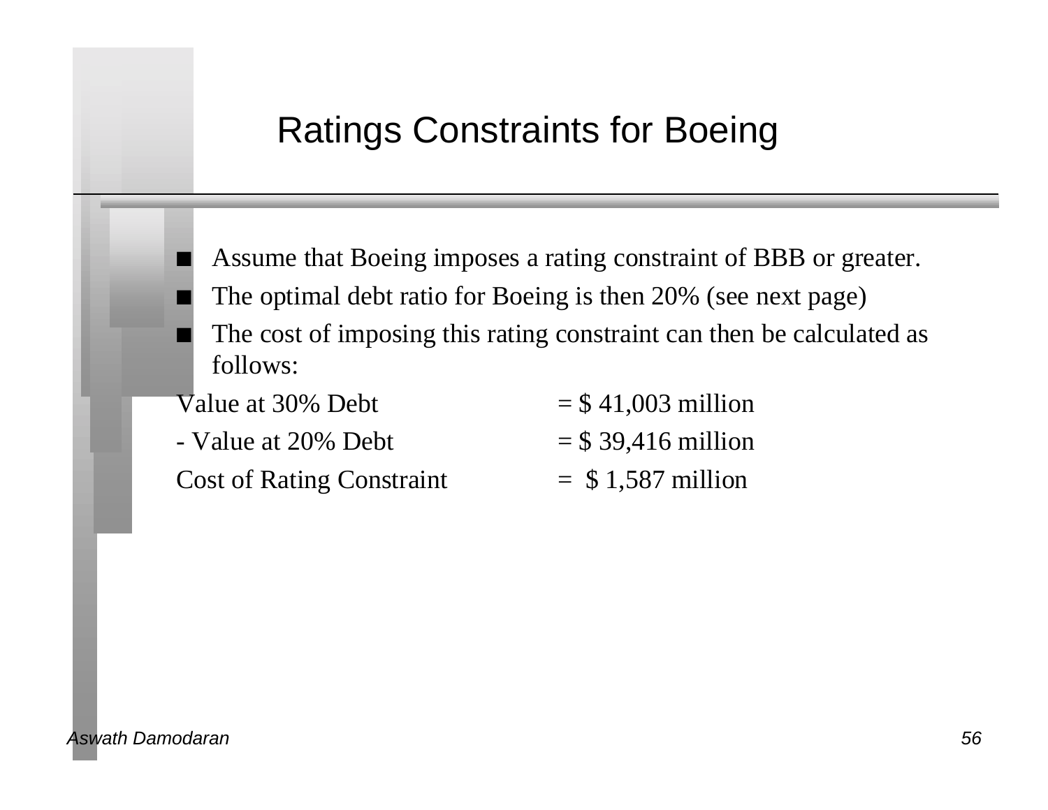# Ratings Constraints for Boeing

- Assume that Boeing imposes a rating constraint of BBB or greater.
- The optimal debt ratio for Boeing is then 20% (see next page)
- The cost of imposing this rating constraint can then be calculated as follows:

| | |
|---|---|
| Value at 30% Debt | = $ 41,003 million |
| - Value at 20% Debt | = $ 39,416 million |
| Cost of Rating Constraint | = $ 1,587 million |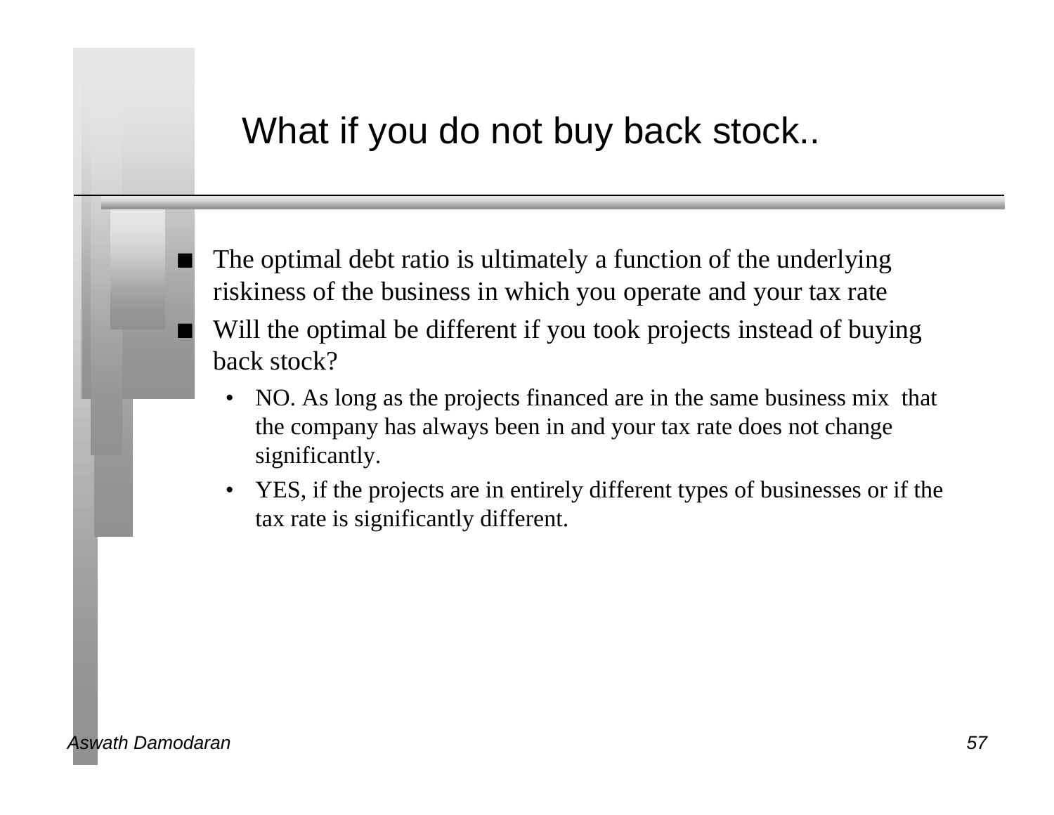# What if you do not buy back stock..

- The optimal debt ratio is ultimately a function of the underlying riskiness of the business in which you operate and your tax rate
- Will the optimal be different if you took projects instead of buying back stock?
  - NO. As long as the projects financed are in the same business mix that the company has always been in and your tax rate does not change significantly.
  - YES, if the projects are in entirely different types of businesses or if the tax rate is significantly different.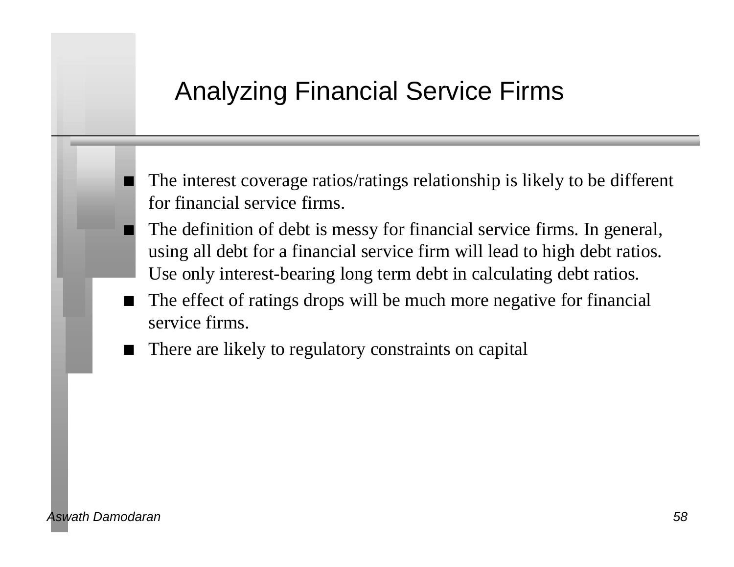# Analyzing Financial Service Firms

- The interest coverage ratios/ratings relationship is likely to be different for financial service firms.
- The definition of debt is messy for financial service firms. In general, using all debt for a financial service firm will lead to high debt ratios. Use only interest-bearing long term debt in calculating debt ratios.
- The effect of ratings drops will be much more negative for financial service firms.
- There are likely to regulatory constraints on capital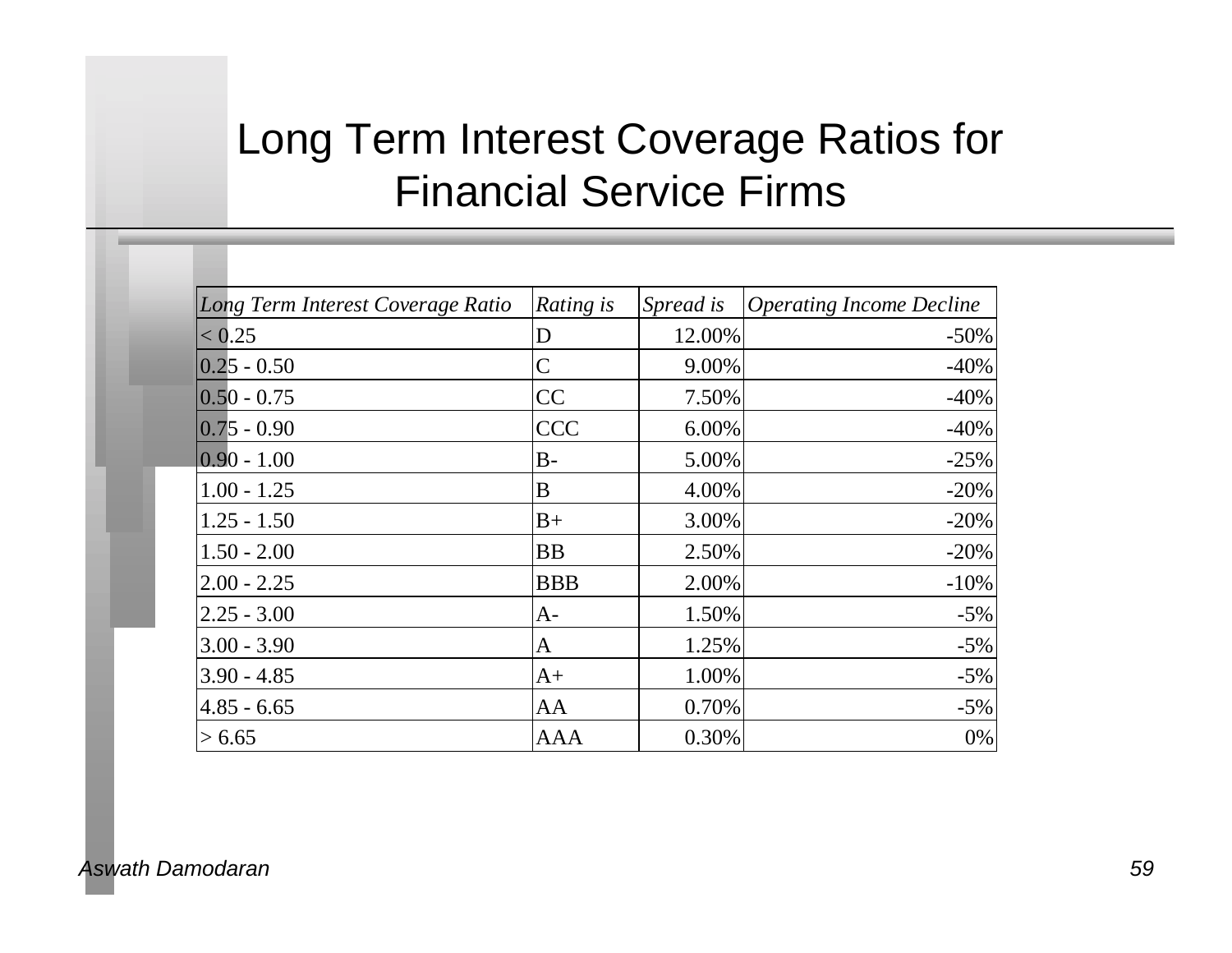# Long Term Interest Coverage Ratios for Financial Service Firms

| *Long Term Interest Coverage Ratio* | *Rating is* | *Spread is* | *Operating Income Decline* |
|---|---|---|---|
| < 0.25 | D | 12.00% | -50% |
| 0.25 - 0.50 | C | 9.00% | -40% |
| 0.50 - 0.75 | CC | 7.50% | -40% |
| 0.75 - 0.90 | CCC | 6.00% | -40% |
| 0.90 - 1.00 | B- | 5.00% | -25% |
| 1.00 - 1.25 | B | 4.00% | -20% |
| 1.25 - 1.50 | B+ | 3.00% | -20% |
| 1.50 - 2.00 | BB | 2.50% | -20% |
| 2.00 - 2.25 | BBB | 2.00% | -10% |
| 2.25 - 3.00 | A- | 1.50% | -5% |
| 3.00 - 3.90 | A | 1.25% | -5% |
| 3.90 - 4.85 | A+ | 1.00% | -5% |
| 4.85 - 6.65 | AA | 0.70% | -5% |
| > 6.65 | AAA | 0.30% | 0% |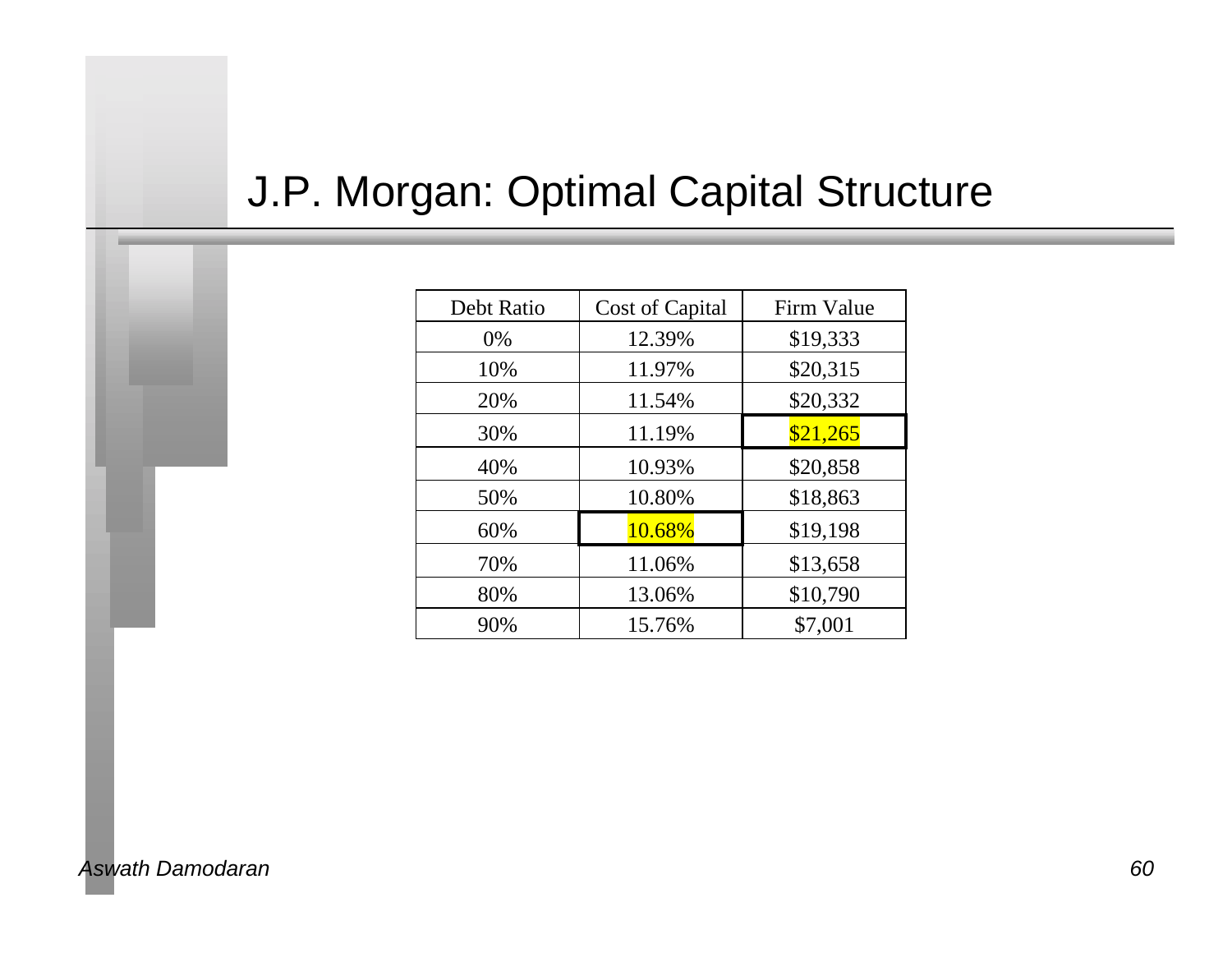# J.P. Morgan: Optimal Capital Structure

| Debt Ratio | Cost of Capital | Firm Value |
|---|---|---|
| 0% | 12.39% | $19,333 |
| 10% | 11.97% | $20,315 |
| 20% | 11.54% | $20,332 |
| 30% | 11.19% | $21,265 |
| 40% | 10.93% | $20,858 |
| 50% | 10.80% | $18,863 |
| 60% | 10.68% | $19,198 |
| 70% | 11.06% | $13,658 |
| 80% | 13.06% | $10,790 |
| 90% | 15.76% | $7,001 |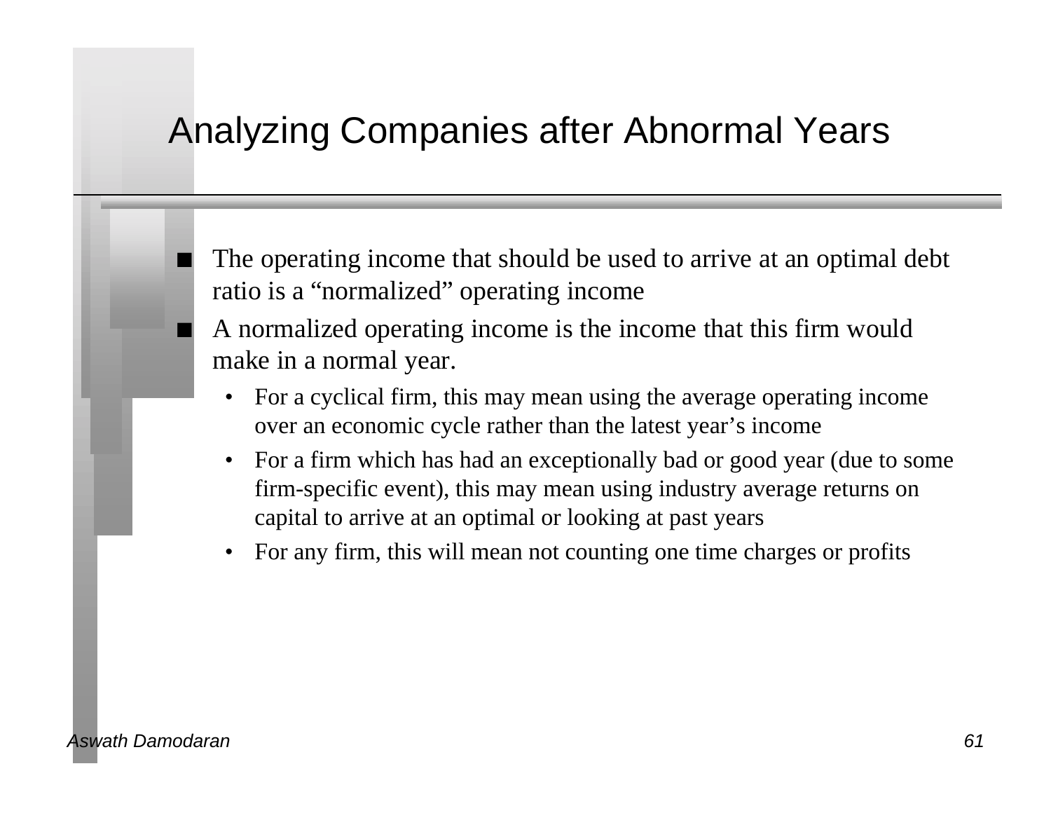# Analyzing Companies after Abnormal Years

- The operating income that should be used to arrive at an optimal debt ratio is a "normalized" operating income
- A normalized operating income is the income that this firm would make in a normal year.
  - For a cyclical firm, this may mean using the average operating income over an economic cycle rather than the latest year's income
  - For a firm which has had an exceptionally bad or good year (due to some firm-specific event), this may mean using industry average returns on capital to arrive at an optimal or looking at past years
  - For any firm, this will mean not counting one time charges or profits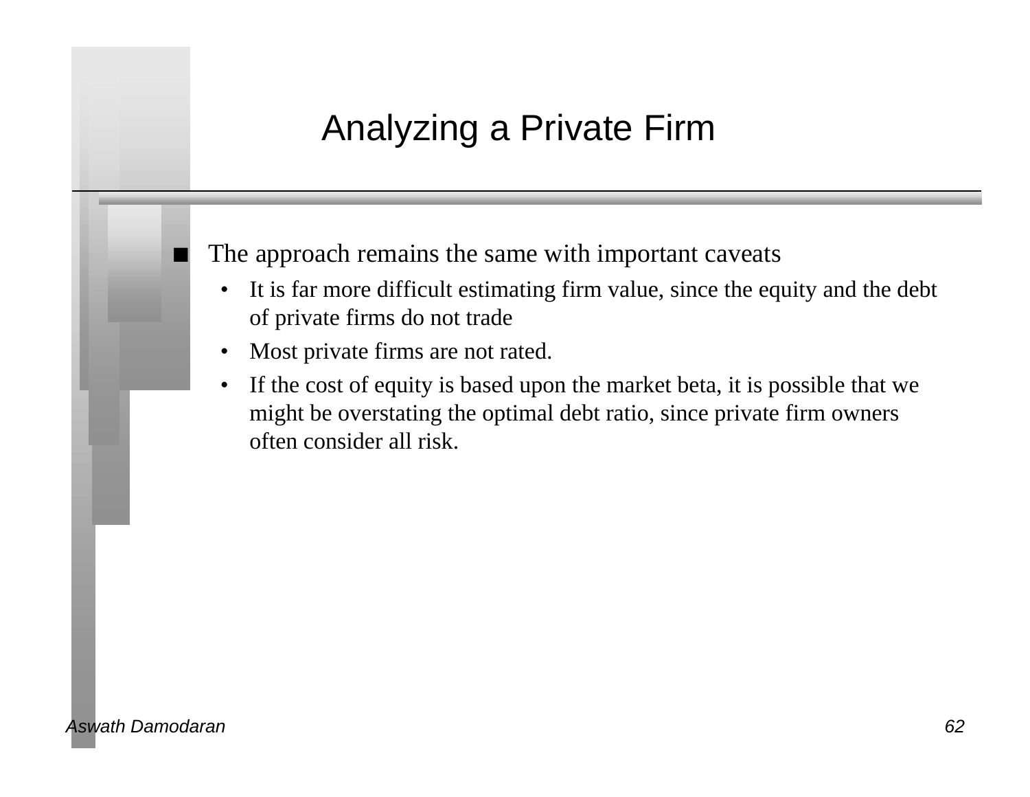# Analyzing a Private Firm

- The approach remains the same with important caveats
  - It is far more difficult estimating firm value, since the equity and the debt of private firms do not trade
  - Most private firms are not rated.
  - If the cost of equity is based upon the market beta, it is possible that we might be overstating the optimal debt ratio, since private firm owners often consider all risk.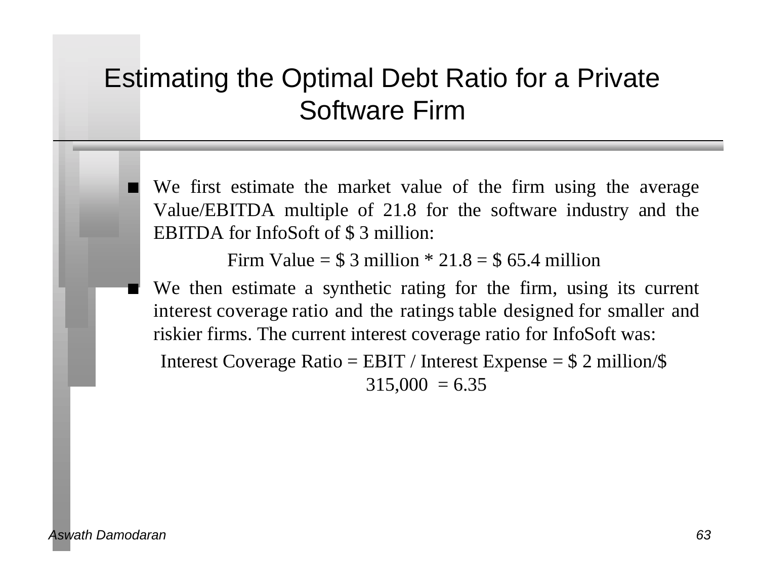# Estimating the Optimal Debt Ratio for a Private Software Firm

- We first estimate the market value of the firm using the average Value/EBITDA multiple of 21.8 for the software industry and the EBITDA for InfoSoft of $ 3 million:

  Firm Value = $ 3 million * 21.8 = $ 65.4 million

- We then estimate a synthetic rating for the firm, using its current interest coverage ratio and the ratings table designed for smaller and riskier firms. The current interest coverage ratio for InfoSoft was:

  Interest Coverage Ratio = EBIT / Interest Expense = $ 2 million/$ 315,000 = 6.35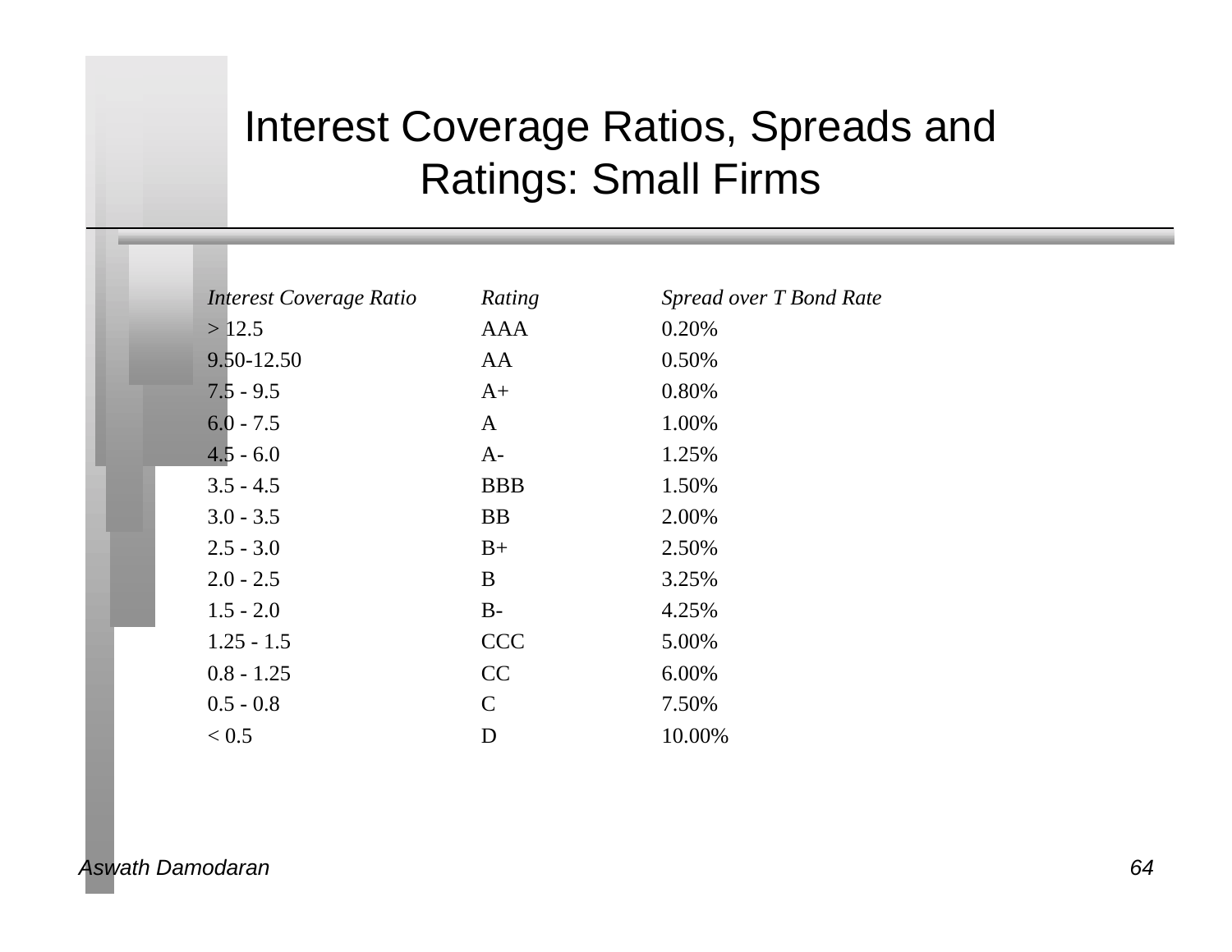# Interest Coverage Ratios, Spreads and Ratings: Small Firms

| *Interest Coverage Ratio* | *Rating* | *Spread over T Bond Rate* |
|---|---|---|
| > 12.5 | AAA | 0.20% |
| 9.50-12.50 | AA | 0.50% |
| 7.5 - 9.5 | A+ | 0.80% |
| 6.0 - 7.5 | A | 1.00% |
| 4.5 - 6.0 | A- | 1.25% |
| 3.5 - 4.5 | BBB | 1.50% |
| 3.0 - 3.5 | BB | 2.00% |
| 2.5 - 3.0 | B+ | 2.50% |
| 2.0 - 2.5 | B | 3.25% |
| 1.5 - 2.0 | B- | 4.25% |
| 1.25 - 1.5 | CCC | 5.00% |
| 0.8 - 1.25 | CC | 6.00% |
| 0.5 - 0.8 | C | 7.50% |
| < 0.5 | D | 10.00% |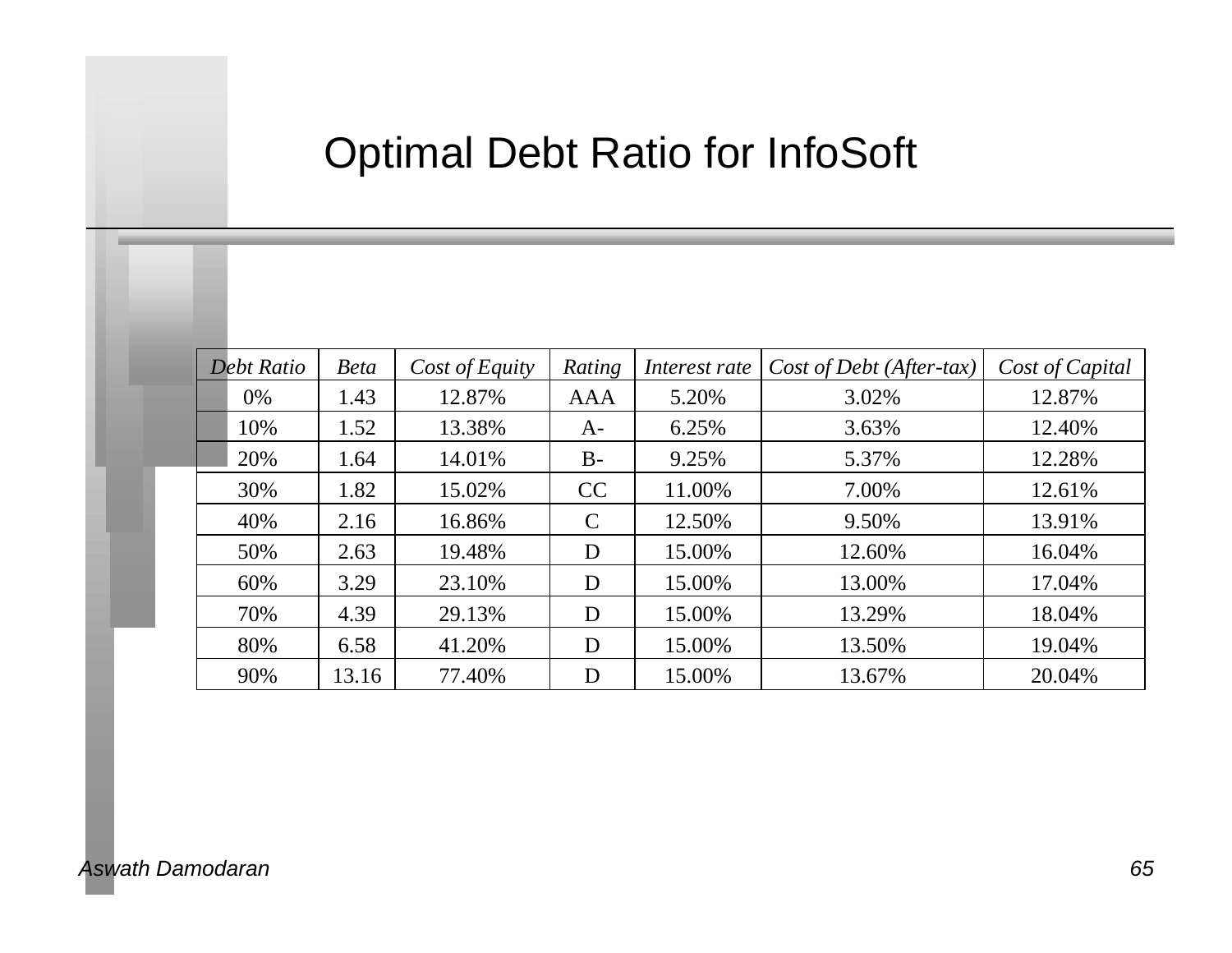# Optimal Debt Ratio for InfoSoft

| *Debt Ratio* | *Beta* | *Cost of Equity* | *Rating* | *Interest rate* | *Cost of Debt (After-tax)* | *Cost of Capital* |
|---|---|---|---|---|---|---|
| 0% | 1.43 | 12.87% | AAA | 5.20% | 3.02% | 12.87% |
| 10% | 1.52 | 13.38% | A- | 6.25% | 3.63% | 12.40% |
| 20% | 1.64 | 14.01% | B- | 9.25% | 5.37% | 12.28% |
| 30% | 1.82 | 15.02% | CC | 11.00% | 7.00% | 12.61% |
| 40% | 2.16 | 16.86% | C | 12.50% | 9.50% | 13.91% |
| 50% | 2.63 | 19.48% | D | 15.00% | 12.60% | 16.04% |
| 60% | 3.29 | 23.10% | D | 15.00% | 13.00% | 17.04% |
| 70% | 4.39 | 29.13% | D | 15.00% | 13.29% | 18.04% |
| 80% | 6.58 | 41.20% | D | 15.00% | 13.50% | 19.04% |
| 90% | 13.16 | 77.40% | D | 15.00% | 13.67% | 20.04% |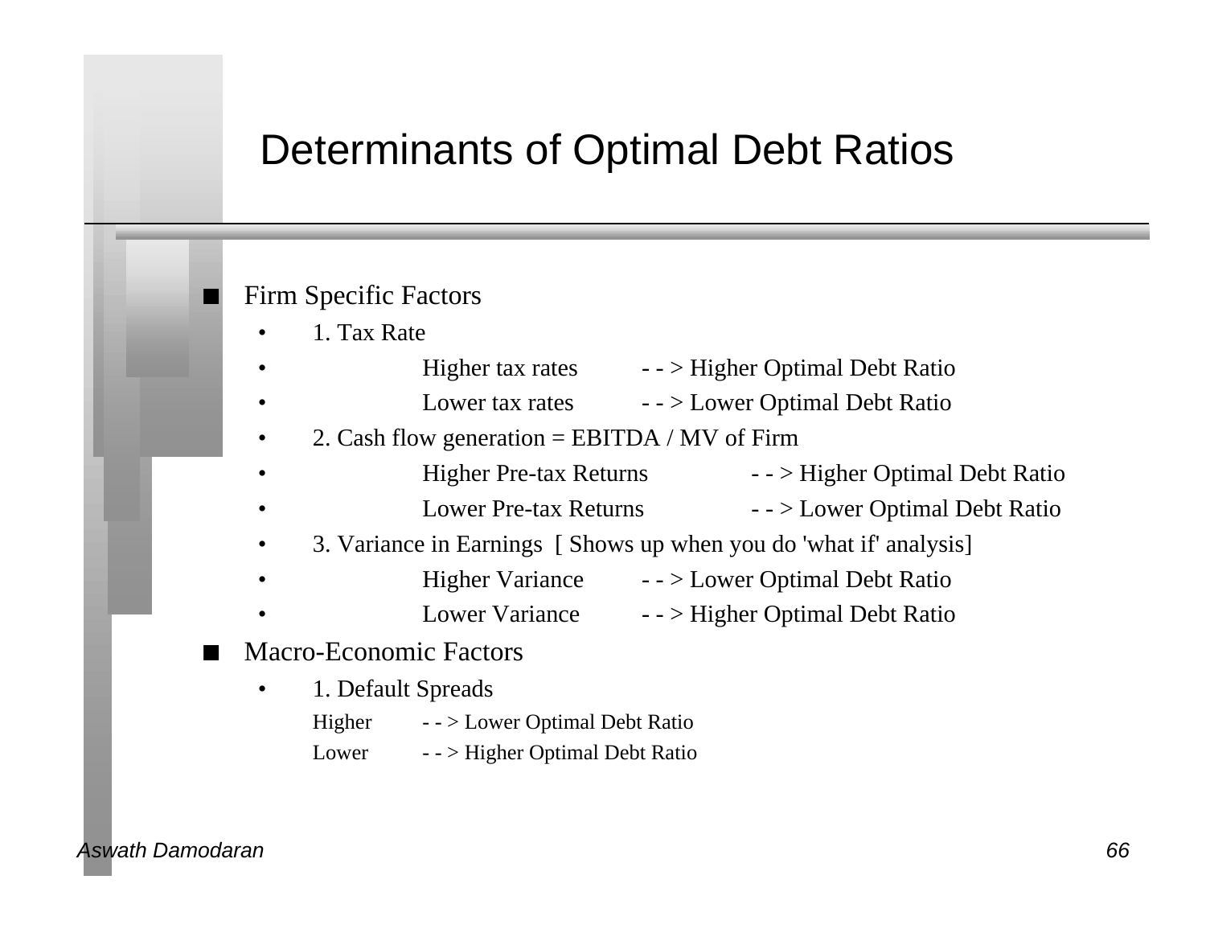# Determinants of Optimal Debt Ratios

- Firm Specific Factors
  - 1. Tax Rate
  - Higher tax rates - - > Higher Optimal Debt Ratio
  - Lower tax rates - - > Lower Optimal Debt Ratio
  - 2. Cash flow generation = EBITDA / MV of Firm
  - Higher Pre-tax Returns - - > Higher Optimal Debt Ratio
  - Lower Pre-tax Returns - - > Lower Optimal Debt Ratio
  - 3. Variance in Earnings [ Shows up when you do 'what if' analysis]
  - Higher Variance - - > Lower Optimal Debt Ratio
  - Lower Variance - - > Higher Optimal Debt Ratio
- Macro-Economic Factors
  - 1. Default Spreads

    Higher - - > Lower Optimal Debt Ratio

    Lower - - > Higher Optimal Debt Ratio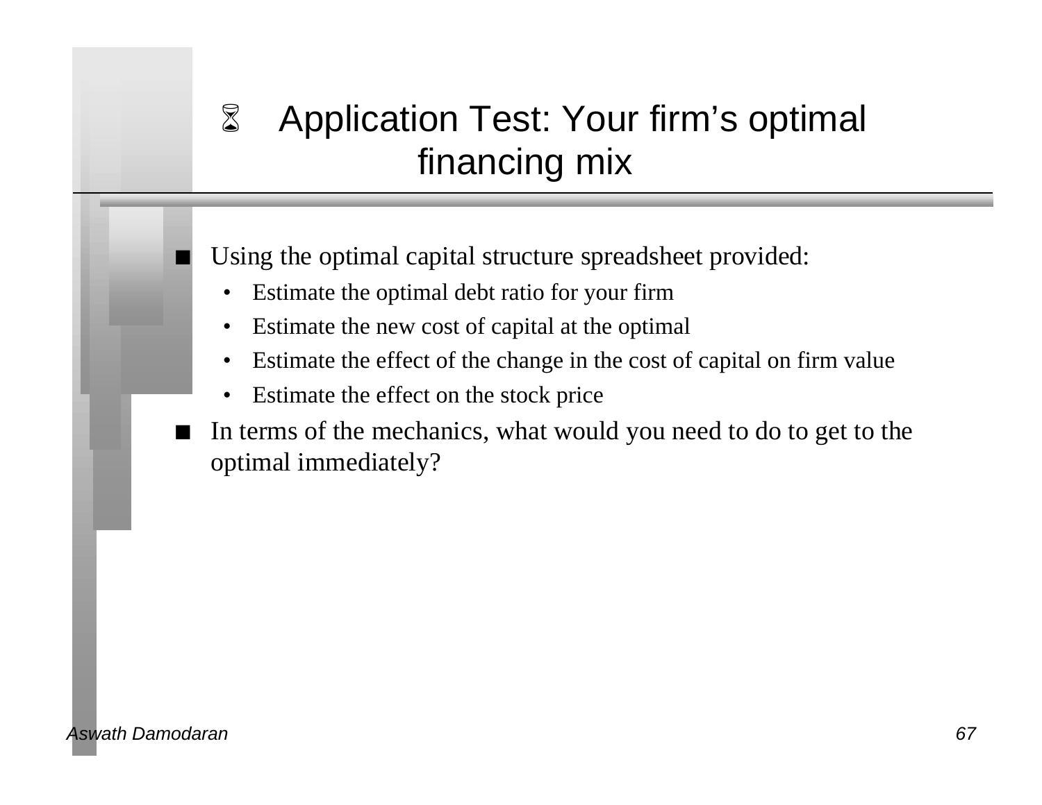# Application Test: Your firm's optimal financing mix

- Using the optimal capital structure spreadsheet provided:
  - Estimate the optimal debt ratio for your firm
  - Estimate the new cost of capital at the optimal
  - Estimate the effect of the change in the cost of capital on firm value
  - Estimate the effect on the stock price
- In terms of the mechanics, what would you need to do to get to the optimal immediately?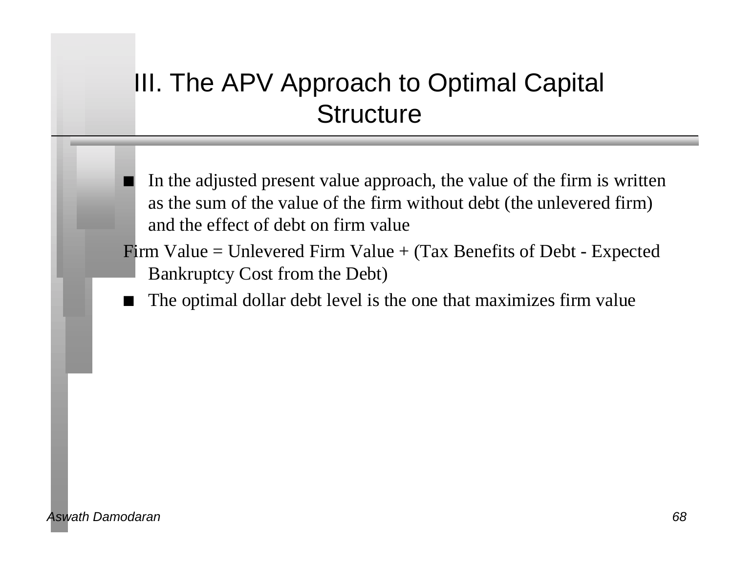# III. The APV Approach to Optimal Capital Structure

- In the adjusted present value approach, the value of the firm is written as the sum of the value of the firm without debt (the unlevered firm) and the effect of debt on firm value

Firm Value = Unlevered Firm Value + (Tax Benefits of Debt - Expected Bankruptcy Cost from the Debt)

- The optimal dollar debt level is the one that maximizes firm value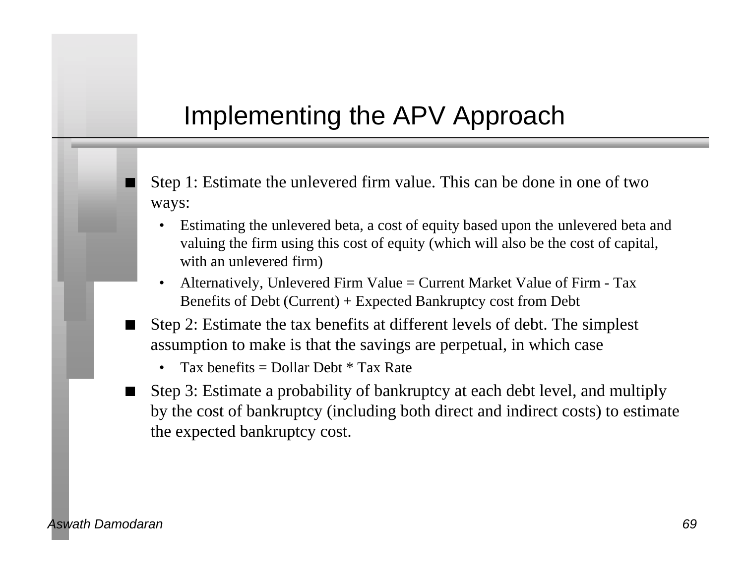# Implementing the APV Approach

- Step 1: Estimate the unlevered firm value. This can be done in one of two ways:
  - Estimating the unlevered beta, a cost of equity based upon the unlevered beta and valuing the firm using this cost of equity (which will also be the cost of capital, with an unlevered firm)
  - Alternatively, Unlevered Firm Value = Current Market Value of Firm - Tax Benefits of Debt (Current) + Expected Bankruptcy cost from Debt
- Step 2: Estimate the tax benefits at different levels of debt. The simplest assumption to make is that the savings are perpetual, in which case
  - Tax benefits = Dollar Debt * Tax Rate
- Step 3: Estimate a probability of bankruptcy at each debt level, and multiply by the cost of bankruptcy (including both direct and indirect costs) to estimate the expected bankruptcy cost.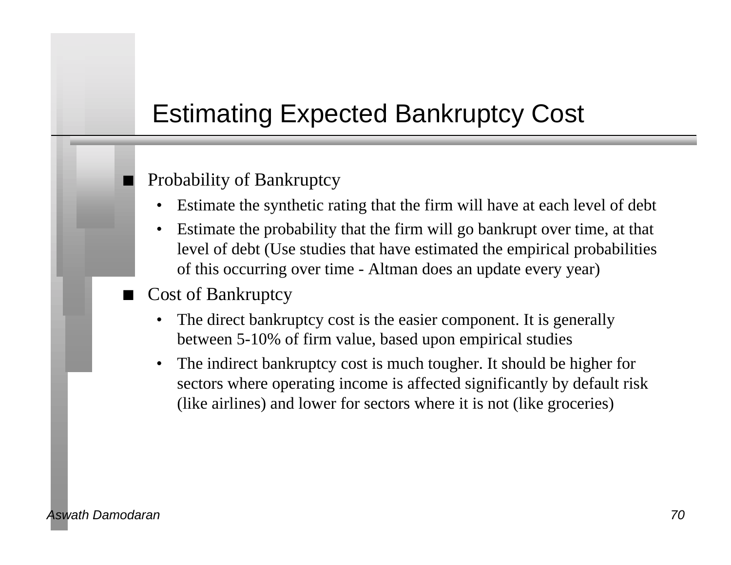# Estimating Expected Bankruptcy Cost

- Probability of Bankruptcy
  - Estimate the synthetic rating that the firm will have at each level of debt
  - Estimate the probability that the firm will go bankrupt over time, at that level of debt (Use studies that have estimated the empirical probabilities of this occurring over time - Altman does an update every year)
- Cost of Bankruptcy
  - The direct bankruptcy cost is the easier component. It is generally between 5-10% of firm value, based upon empirical studies
  - The indirect bankruptcy cost is much tougher. It should be higher for sectors where operating income is affected significantly by default risk (like airlines) and lower for sectors where it is not (like groceries)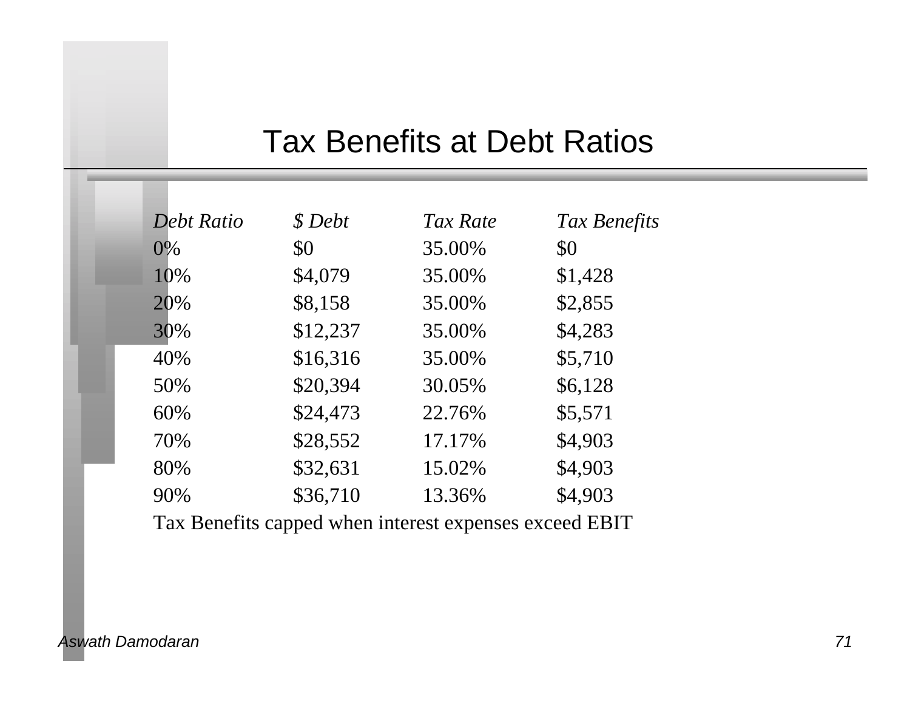# Tax Benefits at Debt Ratios

| *Debt Ratio* | *$ Debt* | *Tax Rate* | *Tax Benefits* |
|---|---|---|---|
| 0% | $0 | 35.00% | $0 |
| 10% | $4,079 | 35.00% | $1,428 |
| 20% | $8,158 | 35.00% | $2,855 |
| 30% | $12,237 | 35.00% | $4,283 |
| 40% | $16,316 | 35.00% | $5,710 |
| 50% | $20,394 | 30.05% | $6,128 |
| 60% | $24,473 | 22.76% | $5,571 |
| 70% | $28,552 | 17.17% | $4,903 |
| 80% | $32,631 | 15.02% | $4,903 |
| 90% | $36,710 | 13.36% | $4,903 |

Tax Benefits capped when interest expenses exceed EBIT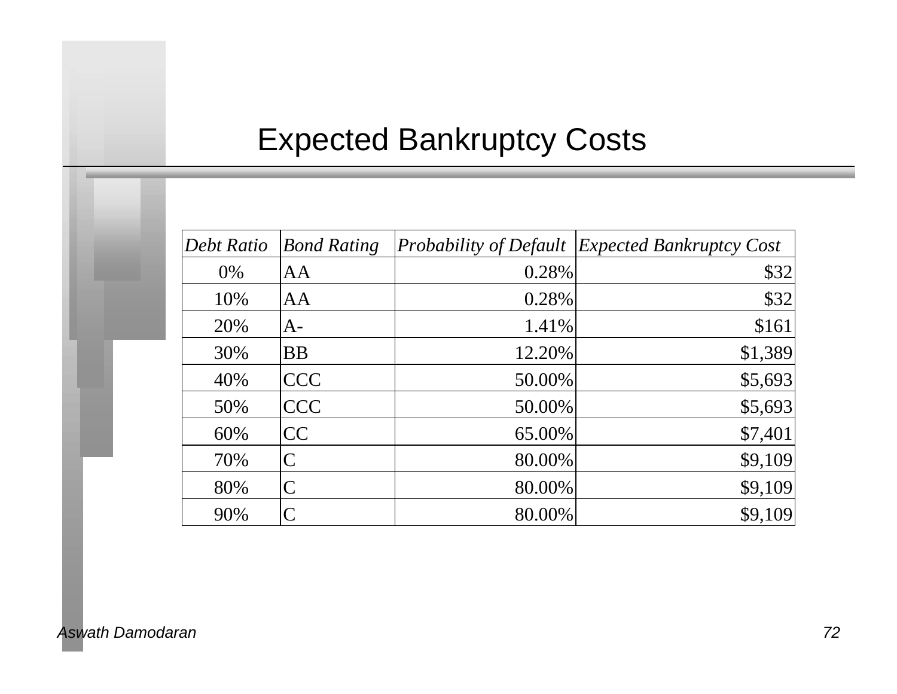# Expected Bankruptcy Costs

| Debt Ratio | Bond Rating | Probability of Default | Expected Bankruptcy Cost |
|---|---|---|---|
| 0% | AA | 0.28% | $32 |
| 10% | AA | 0.28% | $32 |
| 20% | A- | 1.41% | $161 |
| 30% | BB | 12.20% | $1,389 |
| 40% | CCC | 50.00% | $5,693 |
| 50% | CCC | 50.00% | $5,693 |
| 60% | CC | 65.00% | $7,401 |
| 70% | C | 80.00% | $9,109 |
| 80% | C | 80.00% | $9,109 |
| 90% | C | 80.00% | $9,109 |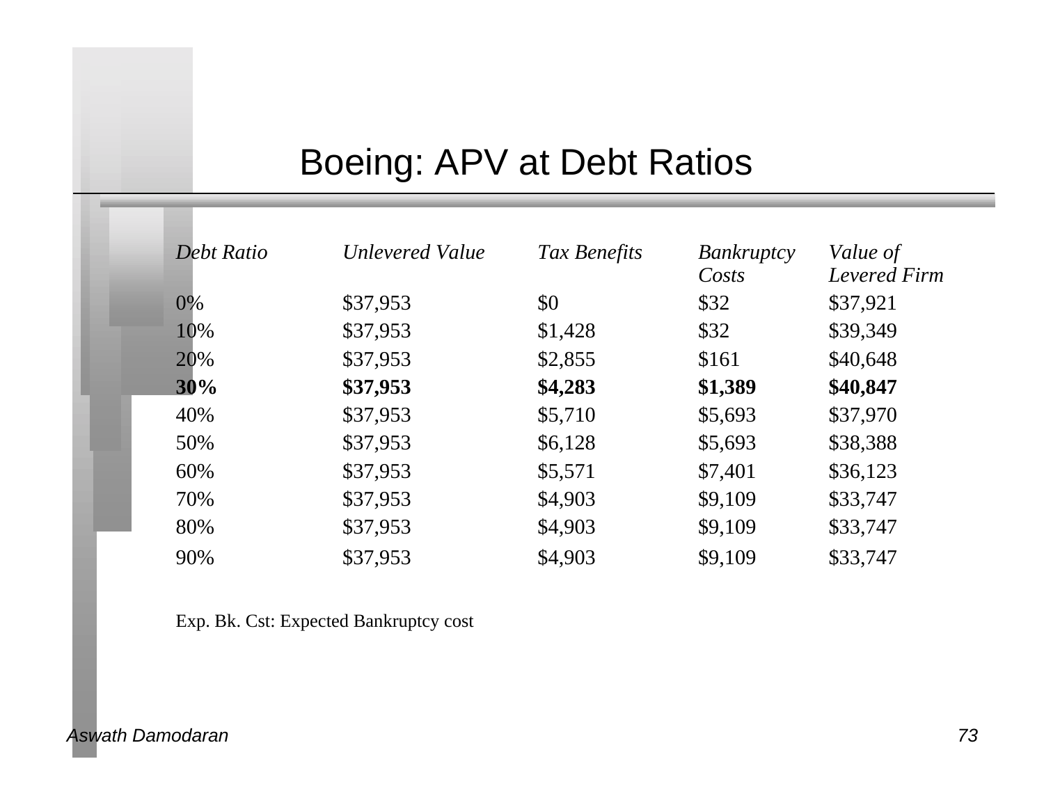# Boeing: APV at Debt Ratios

| *Debt Ratio* | *Unlevered Value* | *Tax Benefits* | *Bankruptcy Costs* | *Value of Levered Firm* |
|---|---|---|---|---|
| 0% | $37,953 | $0 | $32 | $37,921 |
| 10% | $37,953 | $1,428 | $32 | $39,349 |
| 20% | $37,953 | $2,855 | $161 | $40,648 |
| **30%** | **$37,953** | **$4,283** | **$1,389** | **$40,847** |
| 40% | $37,953 | $5,710 | $5,693 | $37,970 |
| 50% | $37,953 | $6,128 | $5,693 | $38,388 |
| 60% | $37,953 | $5,571 | $7,401 | $36,123 |
| 70% | $37,953 | $4,903 | $9,109 | $33,747 |
| 80% | $37,953 | $4,903 | $9,109 | $33,747 |
| 90% | $37,953 | $4,903 | $9,109 | $33,747 |

Exp. Bk. Cst: Expected Bankruptcy cost